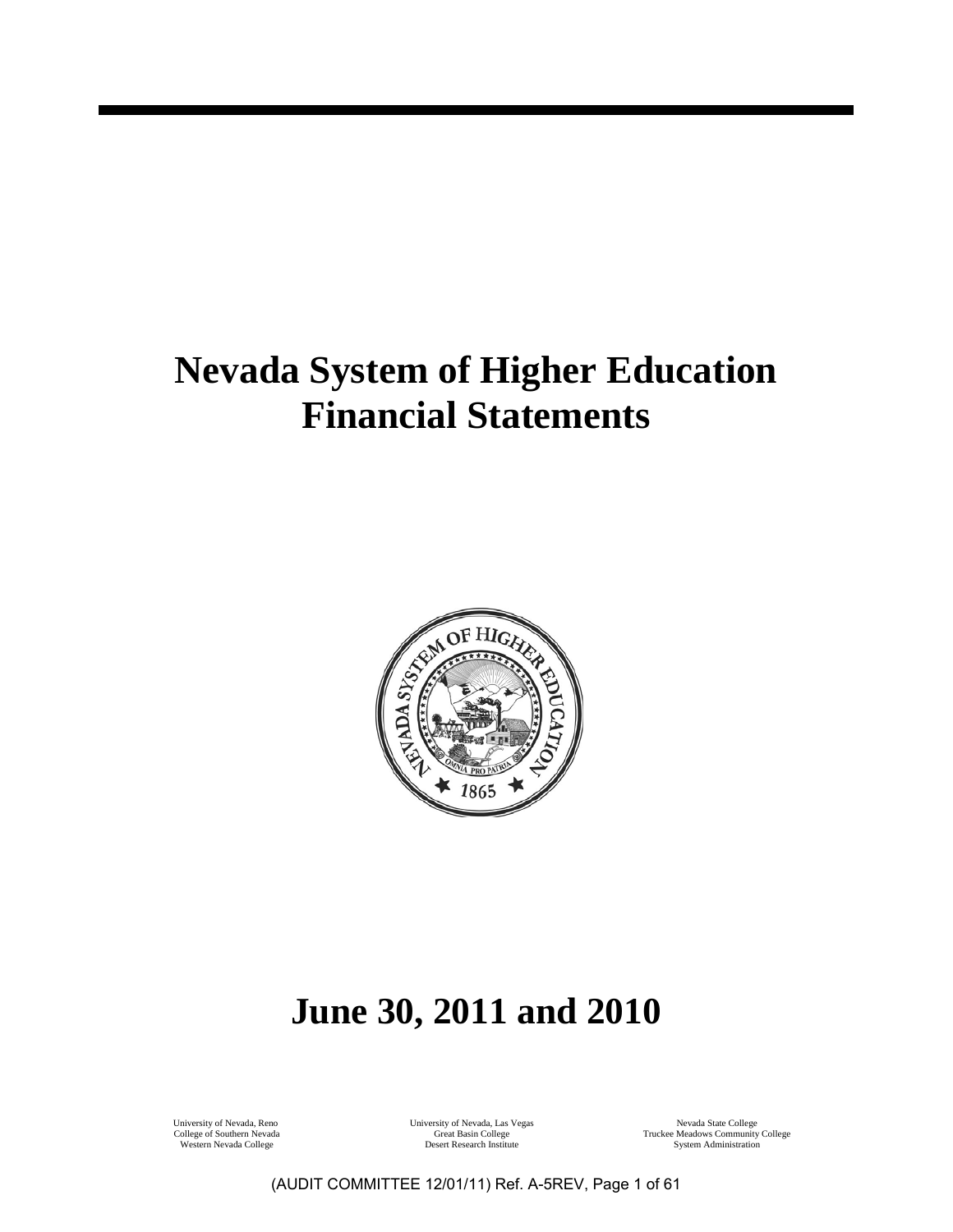# Nevada System of Higher Education Financial Statements

# June 30, 2011 and 2010

University of Nevada, Reno
College of Southern Nevada
Western Nevada College

University of Nevada, Las Vegas
Great Basin College
Desert Research Institute

Nevada State College
Truckee Meadows Community College
System Administration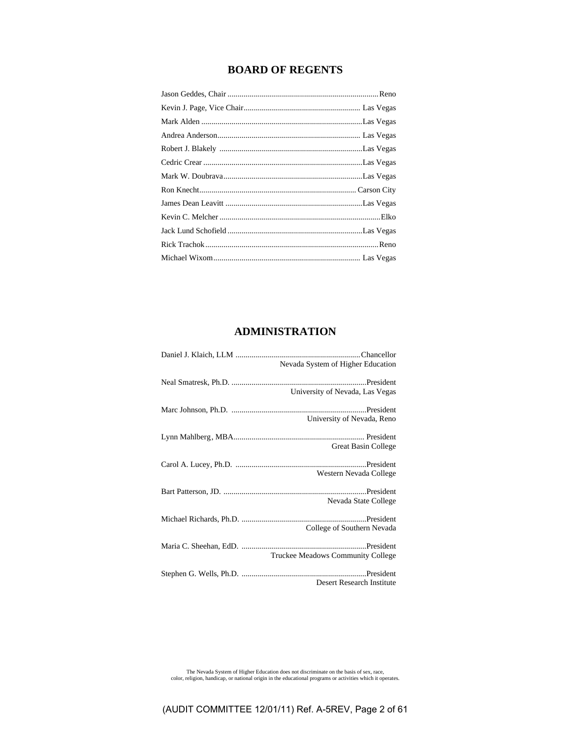## BOARD OF REGENTS

Jason Geddes, Chair .......................................................................... Reno
Kevin J. Page, Vice Chair......................................................... Las Vegas
Mark Alden ...............................................................................Las Vegas
Andrea Anderson...................................................................... Las Vegas
Robert J. Blakely ......................................................................Las Vegas
Cedric Crear ..............................................................................Las Vegas
Mark W. Doubrava....................................................................Las Vegas
Ron Knecht............................................................................. Carson City
James Dean Leavitt ...................................................................Las Vegas
Kevin C. Melcher ...............................................................................Elko
Jack Lund Schofield ..................................................................Las Vegas
Rick Trachok.....................................................................................Reno
Michael Wixom........................................................................ Las Vegas

## ADMINISTRATION

Daniel J. Klaich, LLM ..............................................................Chancellor
Nevada System of Higher Education

Neal Smatresk, Ph.D. ...................................................................President
University of Nevada, Las Vegas

Marc Johnson, Ph.D. ...................................................................President
University of Nevada, Reno

Lynn Mahlberg, MBA................................................................. President
Great Basin College

Carol A. Lucey, Ph.D. .................................................................President
Western Nevada College

Bart Patterson, JD. .......................................................................President
Nevada State College

Michael Richards, Ph.D. ..............................................................President
College of Southern Nevada

Maria C. Sheehan, EdD. ..............................................................President
Truckee Meadows Community College

Stephen G. Wells, Ph.D. ..............................................................President
Desert Research Institute

The Nevada System of Higher Education does not discriminate on the basis of sex, race, color, religion, handicap, or national origin in the educational programs or activities which it operates.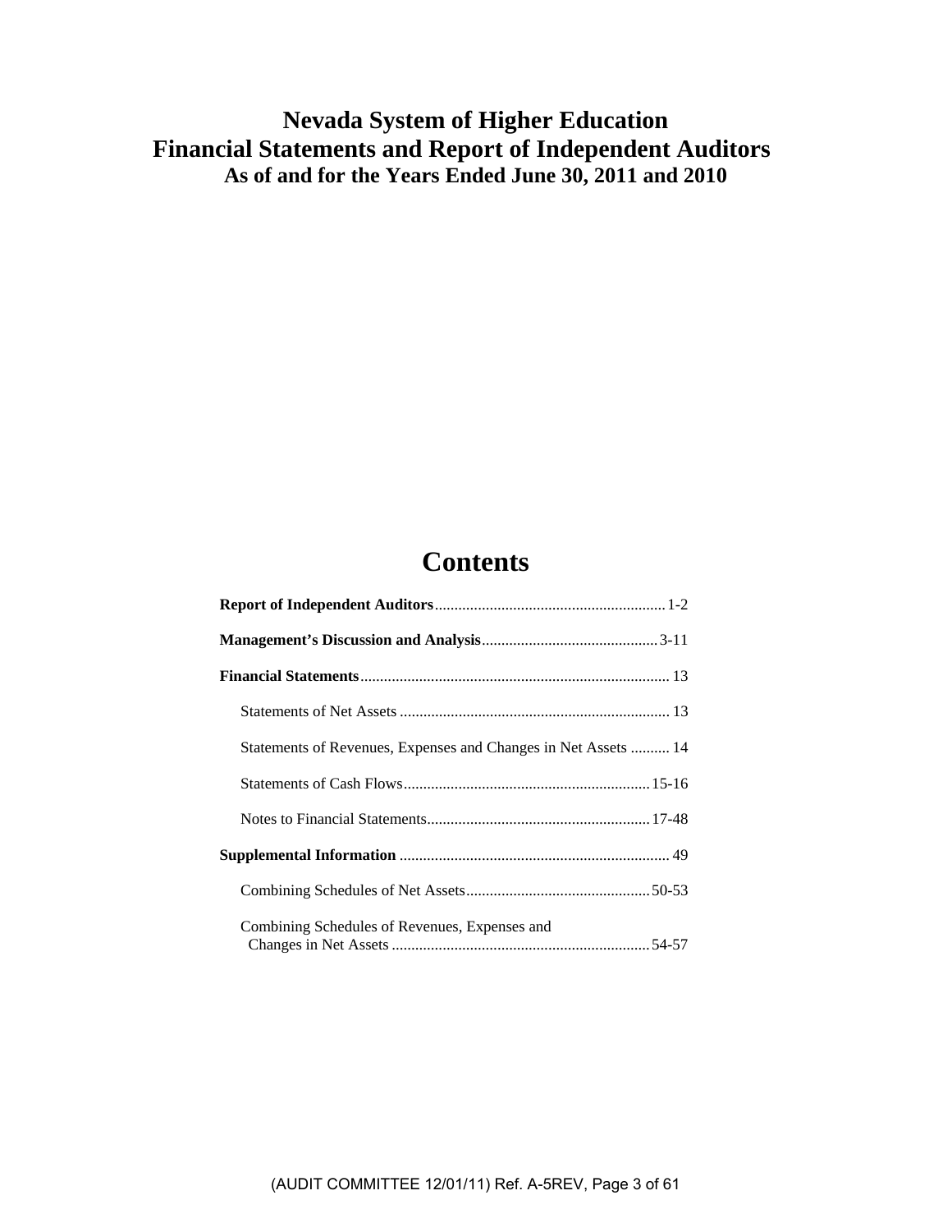# Nevada System of Higher Education
# Financial Statements and Report of Independent Auditors
## As of and for the Years Ended June 30, 2011 and 2010

# Contents

| | |
|---|---|
| **Report of Independent Auditors** | 1-2 |
| **Management's Discussion and Analysis** | 3-11 |
| **Financial Statements** | 13 |
| Statements of Net Assets | 13 |
| Statements of Revenues, Expenses and Changes in Net Assets | 14 |
| Statements of Cash Flows | 15-16 |
| Notes to Financial Statements | 17-48 |
| **Supplemental Information** | 49 |
| Combining Schedules of Net Assets | 50-53 |
| Combining Schedules of Revenues, Expenses and Changes in Net Assets | 54-57 |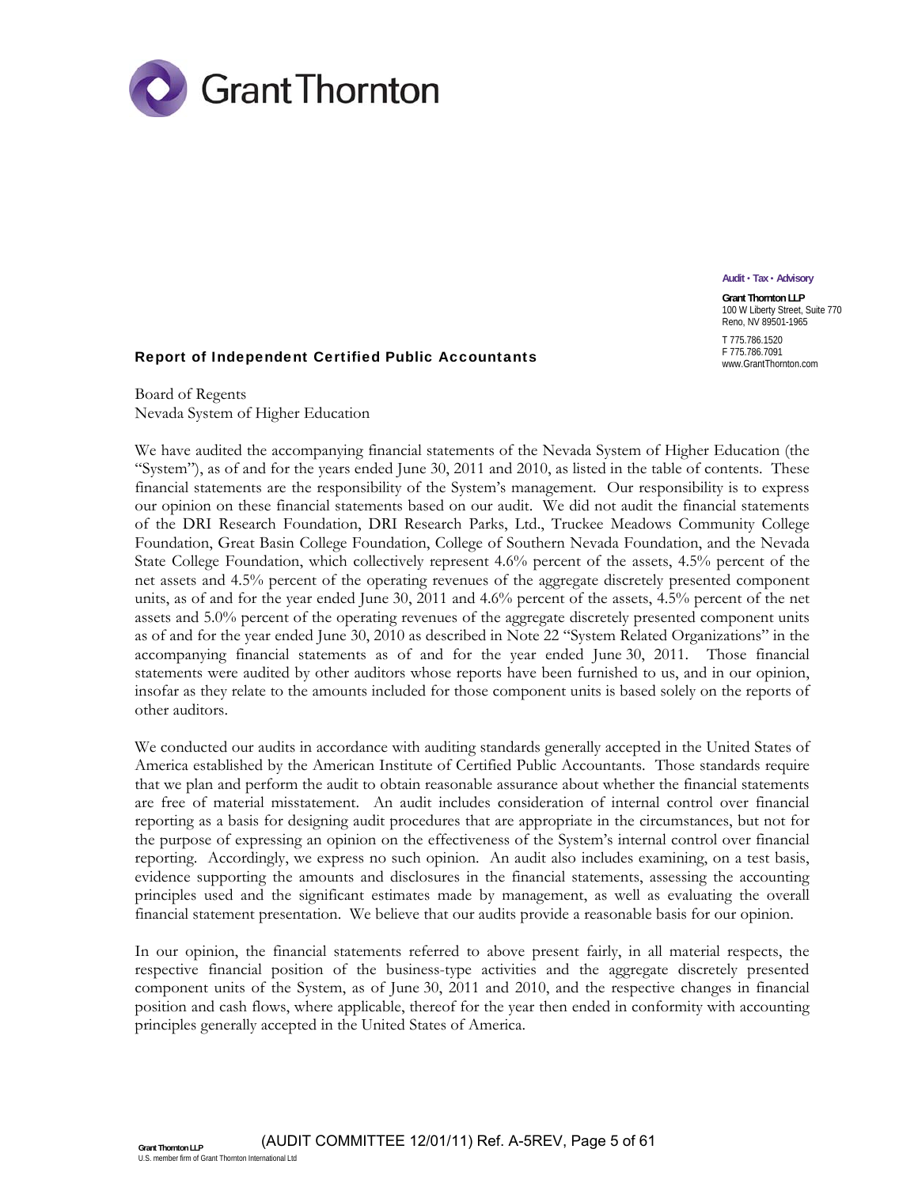Grant Thornton

Audit • Tax • Advisory

**Grant Thornton LLP**
100 W Liberty Street, Suite 770
Reno, NV 89501-1965

T 775.786.1520
F 775.786.7091
www.GrantThornton.com

## Report of Independent Certified Public Accountants

Board of Regents
Nevada System of Higher Education

We have audited the accompanying financial statements of the Nevada System of Higher Education (the "System"), as of and for the years ended June 30, 2011 and 2010, as listed in the table of contents. These financial statements are the responsibility of the System's management. Our responsibility is to express our opinion on these financial statements based on our audit. We did not audit the financial statements of the DRI Research Foundation, DRI Research Parks, Ltd., Truckee Meadows Community College Foundation, Great Basin College Foundation, College of Southern Nevada Foundation, and the Nevada State College Foundation, which collectively represent 4.6% percent of the assets, 4.5% percent of the net assets and 4.5% percent of the operating revenues of the aggregate discretely presented component units, as of and for the year ended June 30, 2011 and 4.6% percent of the assets, 4.5% percent of the net assets and 5.0% percent of the operating revenues of the aggregate discretely presented component units as of and for the year ended June 30, 2010 as described in Note 22 "System Related Organizations" in the accompanying financial statements as of and for the year ended June 30, 2011. Those financial statements were audited by other auditors whose reports have been furnished to us, and in our opinion, insofar as they relate to the amounts included for those component units is based solely on the reports of other auditors.

We conducted our audits in accordance with auditing standards generally accepted in the United States of America established by the American Institute of Certified Public Accountants. Those standards require that we plan and perform the audit to obtain reasonable assurance about whether the financial statements are free of material misstatement. An audit includes consideration of internal control over financial reporting as a basis for designing audit procedures that are appropriate in the circumstances, but not for the purpose of expressing an opinion on the effectiveness of the System's internal control over financial reporting. Accordingly, we express no such opinion. An audit also includes examining, on a test basis, evidence supporting the amounts and disclosures in the financial statements, assessing the accounting principles used and the significant estimates made by management, as well as evaluating the overall financial statement presentation. We believe that our audits provide a reasonable basis for our opinion.

In our opinion, the financial statements referred to above present fairly, in all material respects, the respective financial position of the business-type activities and the aggregate discretely presented component units of the System, as of June 30, 2011 and 2010, and the respective changes in financial position and cash flows, where applicable, thereof for the year then ended in conformity with accounting principles generally accepted in the United States of America.

Grant Thornton LLP
U.S. member firm of Grant Thornton International Ltd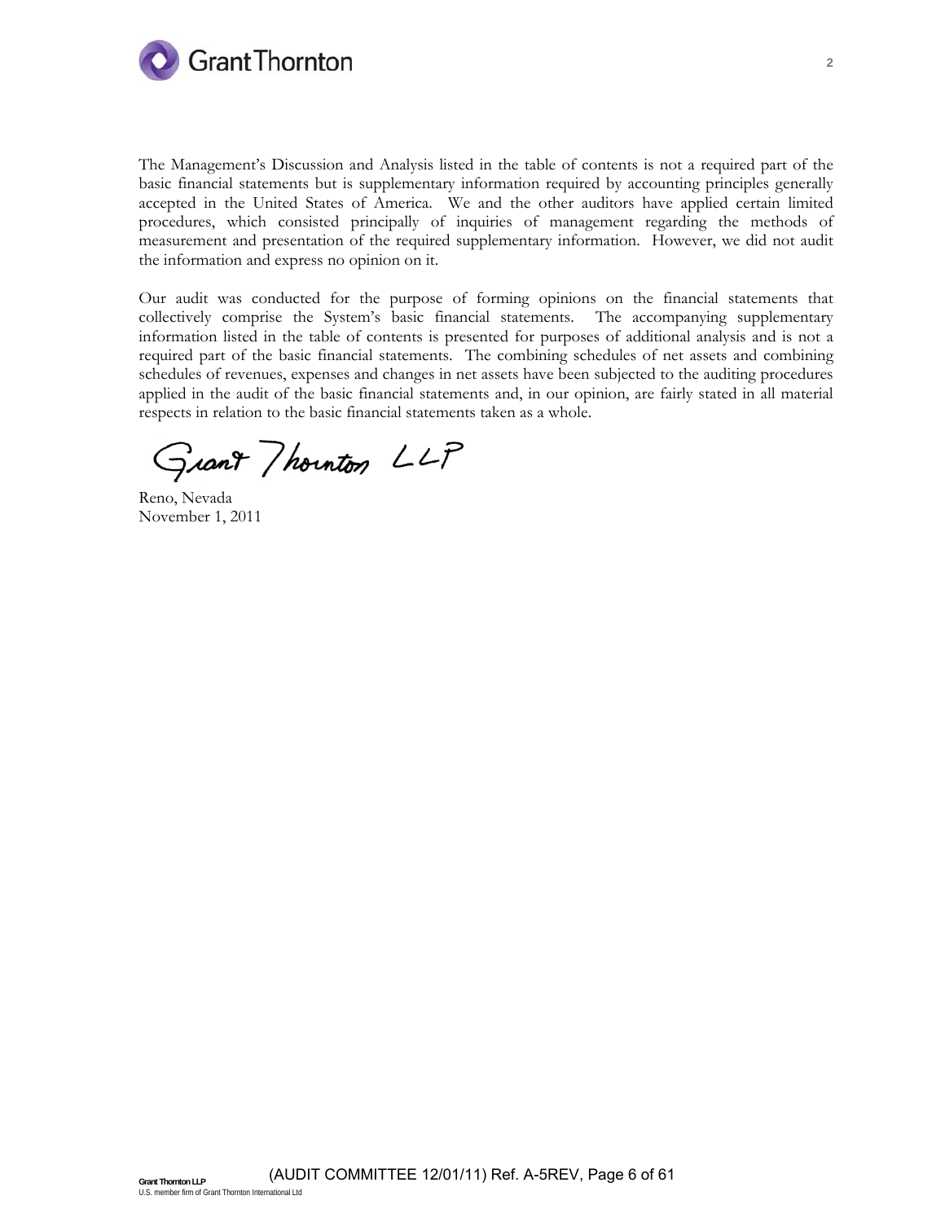The Management's Discussion and Analysis listed in the table of contents is not a required part of the basic financial statements but is supplementary information required by accounting principles generally accepted in the United States of America. We and the other auditors have applied certain limited procedures, which consisted principally of inquiries of management regarding the methods of measurement and presentation of the required supplementary information. However, we did not audit the information and express no opinion on it.

Our audit was conducted for the purpose of forming opinions on the financial statements that collectively comprise the System's basic financial statements. The accompanying supplementary information listed in the table of contents is presented for purposes of additional analysis and is not a required part of the basic financial statements. The combining schedules of net assets and combining schedules of revenues, expenses and changes in net assets have been subjected to the auditing procedures applied in the audit of the basic financial statements and, in our opinion, are fairly stated in all material respects in relation to the basic financial statements taken as a whole.

Grant Thornton LLP

Reno, Nevada
November 1, 2011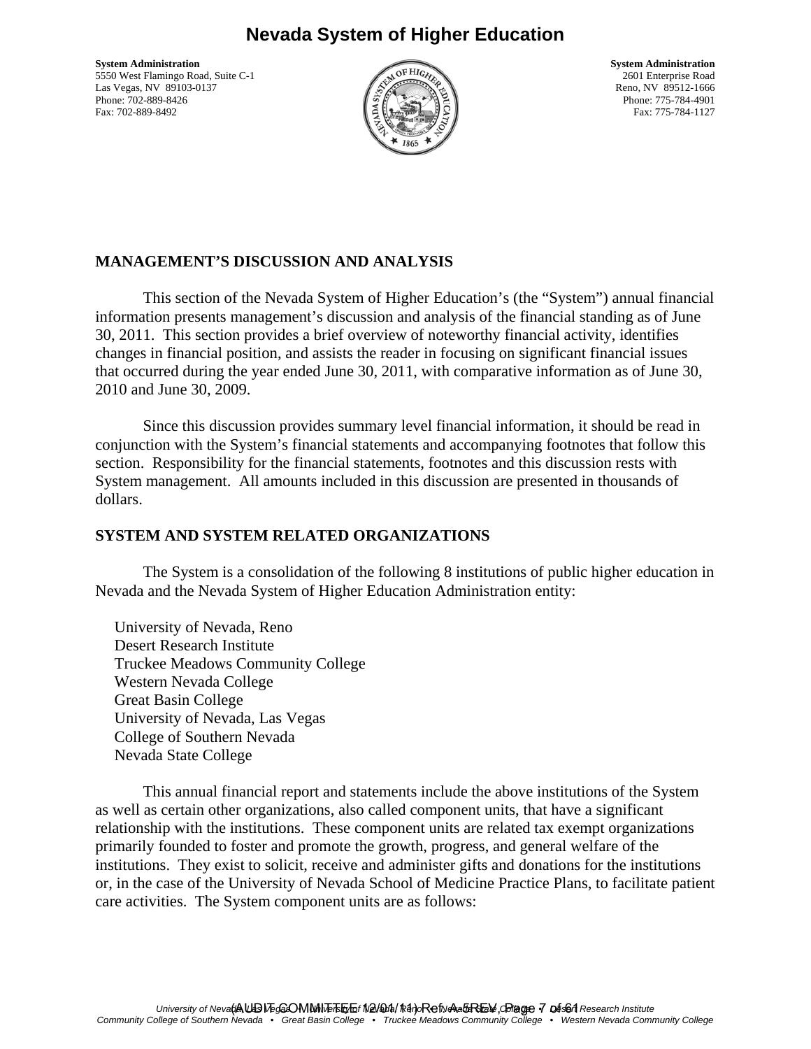# Nevada System of Higher Education

**System Administration**
5550 West Flamingo Road, Suite C-1
Las Vegas, NV 89103-0137
Phone: 702-889-8426
Fax: 702-889-8492

**System Administration**
2601 Enterprise Road
Reno, NV 89512-1666
Phone: 775-784-4901
Fax: 775-784-1127

## MANAGEMENT'S DISCUSSION AND ANALYSIS

This section of the Nevada System of Higher Education's (the "System") annual financial information presents management's discussion and analysis of the financial standing as of June 30, 2011. This section provides a brief overview of noteworthy financial activity, identifies changes in financial position, and assists the reader in focusing on significant financial issues that occurred during the year ended June 30, 2011, with comparative information as of June 30, 2010 and June 30, 2009.

Since this discussion provides summary level financial information, it should be read in conjunction with the System's financial statements and accompanying footnotes that follow this section. Responsibility for the financial statements, footnotes and this discussion rests with System management. All amounts included in this discussion are presented in thousands of dollars.

## SYSTEM AND SYSTEM RELATED ORGANIZATIONS

The System is a consolidation of the following 8 institutions of public higher education in Nevada and the Nevada System of Higher Education Administration entity:

University of Nevada, Reno
Desert Research Institute
Truckee Meadows Community College
Western Nevada College
Great Basin College
University of Nevada, Las Vegas
College of Southern Nevada
Nevada State College

This annual financial report and statements include the above institutions of the System as well as certain other organizations, also called component units, that have a significant relationship with the institutions. These component units are related tax exempt organizations primarily founded to foster and promote the growth, progress, and general welfare of the institutions. They exist to solicit, receive and administer gifts and donations for the institutions or, in the case of the University of Nevada School of Medicine Practice Plans, to facilitate patient care activities. The System component units are as follows: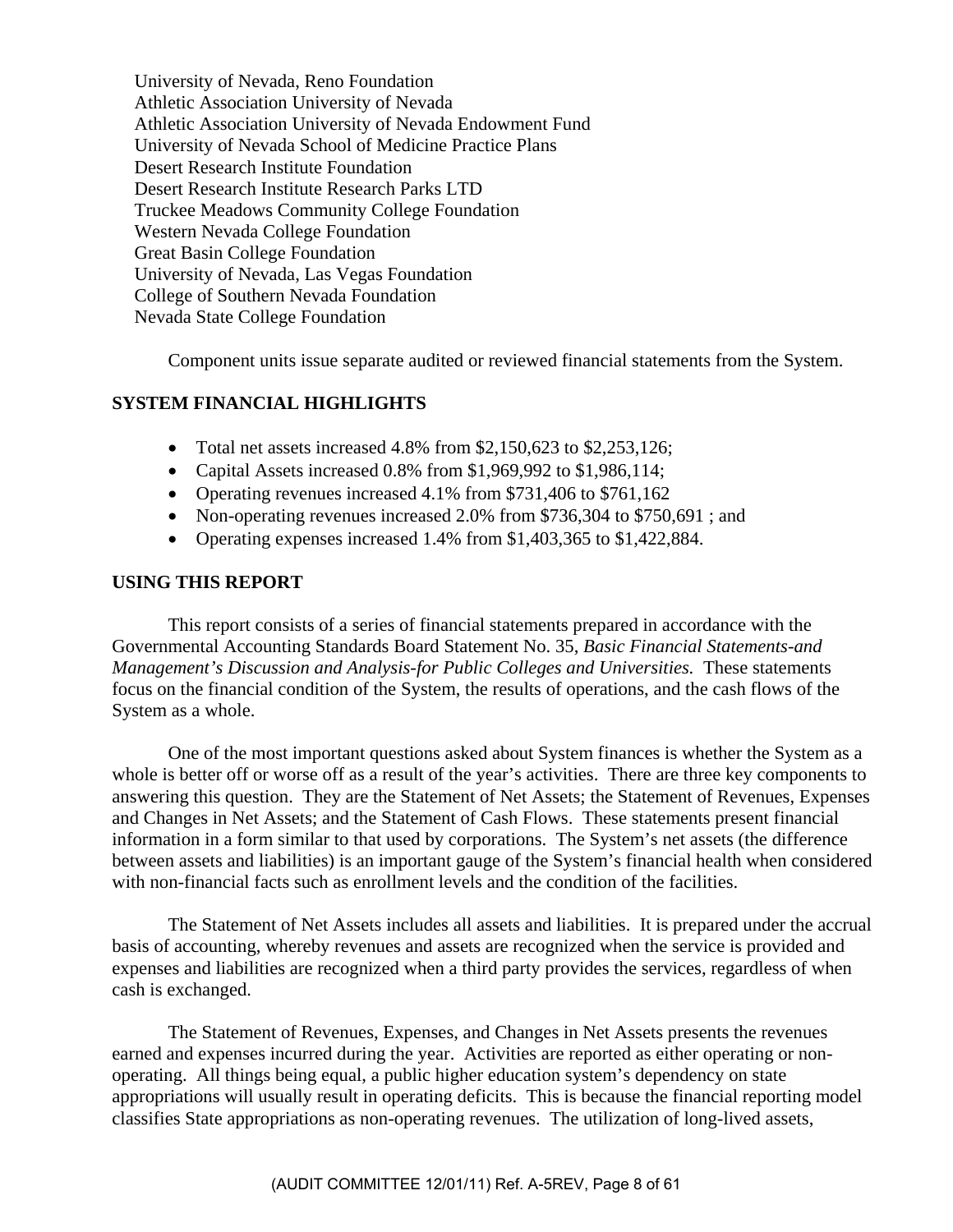University of Nevada, Reno Foundation
Athletic Association University of Nevada
Athletic Association University of Nevada Endowment Fund
University of Nevada School of Medicine Practice Plans
Desert Research Institute Foundation
Desert Research Institute Research Parks LTD
Truckee Meadows Community College Foundation
Western Nevada College Foundation
Great Basin College Foundation
University of Nevada, Las Vegas Foundation
College of Southern Nevada Foundation
Nevada State College Foundation

Component units issue separate audited or reviewed financial statements from the System.

## SYSTEM FINANCIAL HIGHLIGHTS

- Total net assets increased 4.8% from $2,150,623 to $2,253,126;
- Capital Assets increased 0.8% from $1,969,992 to $1,986,114;
- Operating revenues increased 4.1% from $731,406 to $761,162
- Non-operating revenues increased 2.0% from $736,304 to $750,691 ; and
- Operating expenses increased 1.4% from $1,403,365 to $1,422,884.

## USING THIS REPORT

This report consists of a series of financial statements prepared in accordance with the Governmental Accounting Standards Board Statement No. 35, *Basic Financial Statements-and Management's Discussion and Analysis-for Public Colleges and Universities.* These statements focus on the financial condition of the System, the results of operations, and the cash flows of the System as a whole.

One of the most important questions asked about System finances is whether the System as a whole is better off or worse off as a result of the year's activities. There are three key components to answering this question. They are the Statement of Net Assets; the Statement of Revenues, Expenses and Changes in Net Assets; and the Statement of Cash Flows. These statements present financial information in a form similar to that used by corporations. The System's net assets (the difference between assets and liabilities) is an important gauge of the System's financial health when considered with non-financial facts such as enrollment levels and the condition of the facilities.

The Statement of Net Assets includes all assets and liabilities. It is prepared under the accrual basis of accounting, whereby revenues and assets are recognized when the service is provided and expenses and liabilities are recognized when a third party provides the services, regardless of when cash is exchanged.

The Statement of Revenues, Expenses, and Changes in Net Assets presents the revenues earned and expenses incurred during the year. Activities are reported as either operating or non-operating. All things being equal, a public higher education system's dependency on state appropriations will usually result in operating deficits. This is because the financial reporting model classifies State appropriations as non-operating revenues. The utilization of long-lived assets,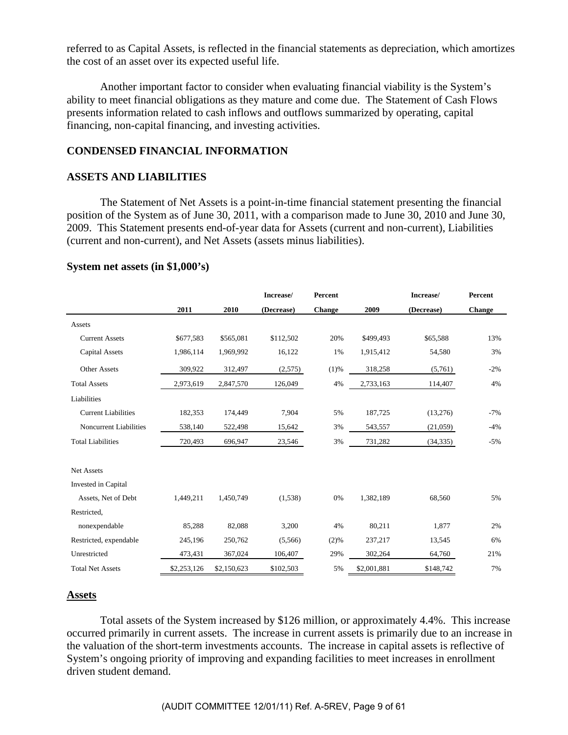referred to as Capital Assets, is reflected in the financial statements as depreciation, which amortizes the cost of an asset over its expected useful life.

Another important factor to consider when evaluating financial viability is the System's ability to meet financial obligations as they mature and come due. The Statement of Cash Flows presents information related to cash inflows and outflows summarized by operating, capital financing, non-capital financing, and investing activities.

## CONDENSED FINANCIAL INFORMATION

## ASSETS AND LIABILITIES

The Statement of Net Assets is a point-in-time financial statement presenting the financial position of the System as of June 30, 2011, with a comparison made to June 30, 2010 and June 30, 2009. This Statement presents end-of-year data for Assets (current and non-current), Liabilities (current and non-current), and Net Assets (assets minus liabilities).

### System net assets (in $1,000's)

| | 2011 | 2010 | Increase/ (Decrease) | Percent Change | 2009 | Increase/ (Decrease) | Percent Change |
|---|---|---|---|---|---|---|---|
| Assets | | | | | | | |
| Current Assets | $677,583 | $565,081 | $112,502 | 20% | $499,493 | $65,588 | 13% |
| Capital Assets | 1,986,114 | 1,969,992 | 16,122 | 1% | 1,915,412 | 54,580 | 3% |
| Other Assets | 309,922 | 312,497 | (2,575) | (1)% | 318,258 | (5,761) | -2% |
| Total Assets | 2,973,619 | 2,847,570 | 126,049 | 4% | 2,733,163 | 114,407 | 4% |
| Liabilities | | | | | | | |
| Current Liabilities | 182,353 | 174,449 | 7,904 | 5% | 187,725 | (13,276) | -7% |
| Noncurrent Liabilities | 538,140 | 522,498 | 15,642 | 3% | 543,557 | (21,059) | -4% |
| Total Liabilities | 720,493 | 696,947 | 23,546 | 3% | 731,282 | (34,335) | -5% |
| Net Assets | | | | | | | |
| Invested in Capital Assets, Net of Debt | 1,449,211 | 1,450,749 | (1,538) | 0% | 1,382,189 | 68,560 | 5% |
| Restricted, nonexpendable | 85,288 | 82,088 | 3,200 | 4% | 80,211 | 1,877 | 2% |
| Restricted, expendable | 245,196 | 250,762 | (5,566) | (2)% | 237,217 | 13,545 | 6% |
| Unrestricted | 473,431 | 367,024 | 106,407 | 29% | 302,264 | 64,760 | 21% |
| Total Net Assets | $2,253,126 | $2,150,623 | $102,503 | 5% | $2,001,881 | $148,742 | 7% |

## Assets

Total assets of the System increased by $126 million, or approximately 4.4%. This increase occurred primarily in current assets. The increase in current assets is primarily due to an increase in the valuation of the short-term investments accounts. The increase in capital assets is reflective of System's ongoing priority of improving and expanding facilities to meet increases in enrollment driven student demand.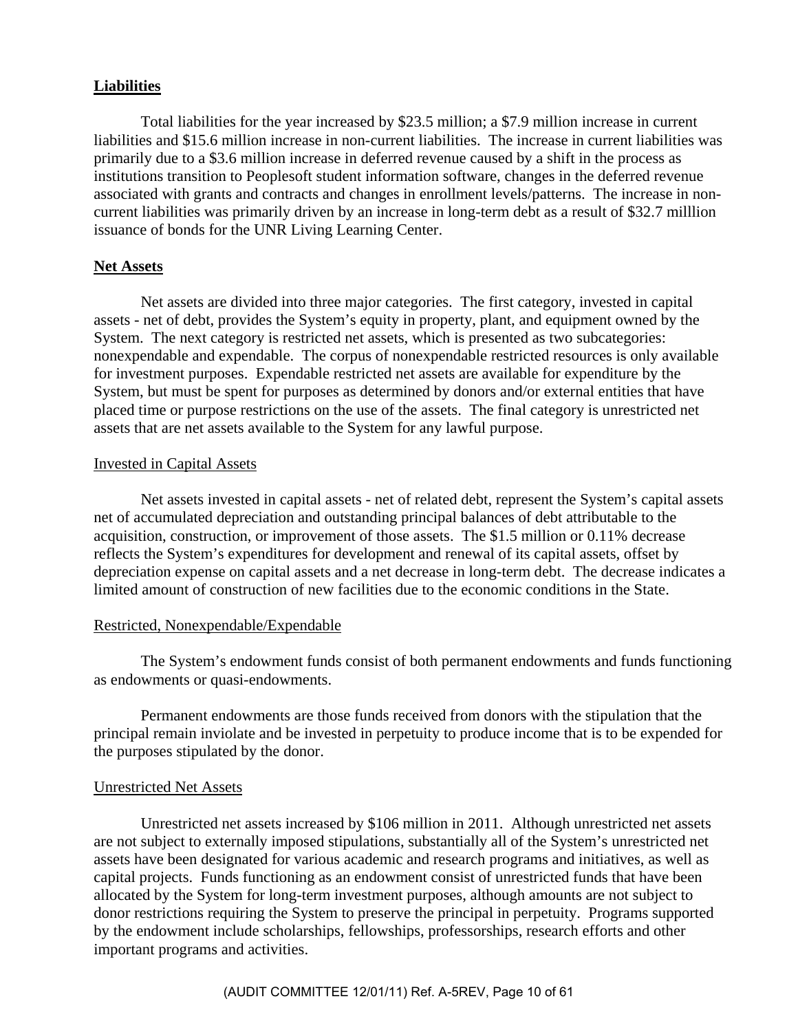**Liabilities**

Total liabilities for the year increased by $23.5 million; a $7.9 million increase in current liabilities and $15.6 million increase in non-current liabilities. The increase in current liabilities was primarily due to a $3.6 million increase in deferred revenue caused by a shift in the process as institutions transition to Peoplesoft student information software, changes in the deferred revenue associated with grants and contracts and changes in enrollment levels/patterns. The increase in non-current liabilities was primarily driven by an increase in long-term debt as a result of $32.7 milllion issuance of bonds for the UNR Living Learning Center.

**Net Assets**

Net assets are divided into three major categories. The first category, invested in capital assets - net of debt, provides the System's equity in property, plant, and equipment owned by the System. The next category is restricted net assets, which is presented as two subcategories: nonexpendable and expendable. The corpus of nonexpendable restricted resources is only available for investment purposes. Expendable restricted net assets are available for expenditure by the System, but must be spent for purposes as determined by donors and/or external entities that have placed time or purpose restrictions on the use of the assets. The final category is unrestricted net assets that are net assets available to the System for any lawful purpose.

Invested in Capital Assets

Net assets invested in capital assets - net of related debt, represent the System's capital assets net of accumulated depreciation and outstanding principal balances of debt attributable to the acquisition, construction, or improvement of those assets. The $1.5 million or 0.11% decrease reflects the System's expenditures for development and renewal of its capital assets, offset by depreciation expense on capital assets and a net decrease in long-term debt. The decrease indicates a limited amount of construction of new facilities due to the economic conditions in the State.

Restricted, Nonexpendable/Expendable

The System's endowment funds consist of both permanent endowments and funds functioning as endowments or quasi-endowments.

Permanent endowments are those funds received from donors with the stipulation that the principal remain inviolate and be invested in perpetuity to produce income that is to be expended for the purposes stipulated by the donor.

Unrestricted Net Assets

Unrestricted net assets increased by $106 million in 2011. Although unrestricted net assets are not subject to externally imposed stipulations, substantially all of the System's unrestricted net assets have been designated for various academic and research programs and initiatives, as well as capital projects. Funds functioning as an endowment consist of unrestricted funds that have been allocated by the System for long-term investment purposes, although amounts are not subject to donor restrictions requiring the System to preserve the principal in perpetuity. Programs supported by the endowment include scholarships, fellowships, professorships, research efforts and other important programs and activities.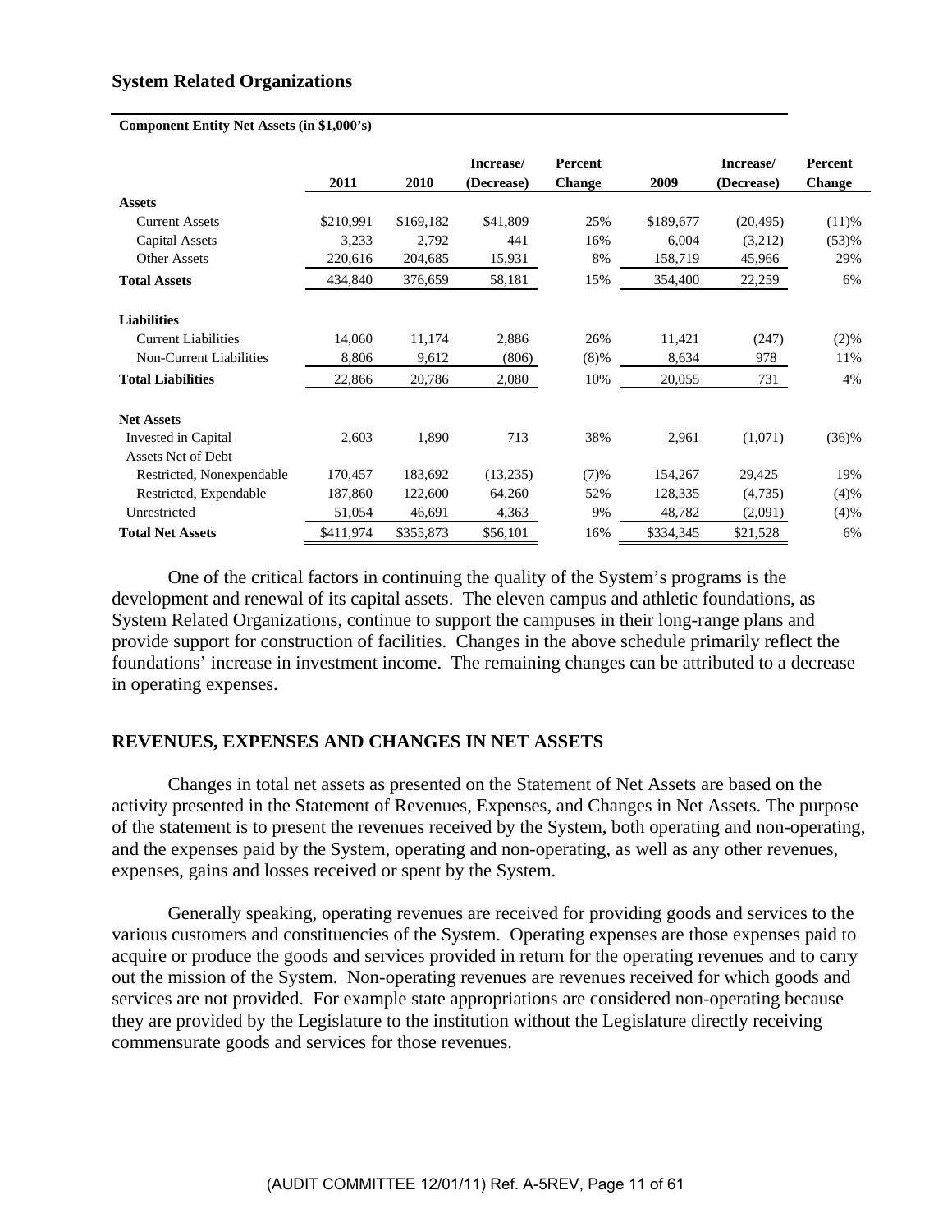## System Related Organizations

**Component Entity Net Assets (in $1,000's)**

| | 2011 | 2010 | Increase/ (Decrease) | Percent Change | 2009 | Increase/ (Decrease) | Percent Change |
|---|---|---|---|---|---|---|---|
| **Assets** | | | | | | | |
| Current Assets | $210,991 | $169,182 | $41,809 | 25% | $189,677 | (20,495) | (11)% |
| Capital Assets | 3,233 | 2,792 | 441 | 16% | 6,004 | (3,212) | (53)% |
| Other Assets | 220,616 | 204,685 | 15,931 | 8% | 158,719 | 45,966 | 29% |
| **Total Assets** | 434,840 | 376,659 | 58,181 | 15% | 354,400 | 22,259 | 6% |
| **Liabilities** | | | | | | | |
| Current Liabilities | 14,060 | 11,174 | 2,886 | 26% | 11,421 | (247) | (2)% |
| Non-Current Liabilities | 8,806 | 9,612 | (806) | (8)% | 8,634 | 978 | 11% |
| **Total Liabilities** | 22,866 | 20,786 | 2,080 | 10% | 20,055 | 731 | 4% |
| **Net Assets** | | | | | | | |
| Invested in Capital Assets Net of Debt | 2,603 | 1,890 | 713 | 38% | 2,961 | (1,071) | (36)% |
| Restricted, Nonexpendable | 170,457 | 183,692 | (13,235) | (7)% | 154,267 | 29,425 | 19% |
| Restricted, Expendable | 187,860 | 122,600 | 64,260 | 52% | 128,335 | (4,735) | (4)% |
| Unrestricted | 51,054 | 46,691 | 4,363 | 9% | 48,782 | (2,091) | (4)% |
| **Total Net Assets** | $411,974 | $355,873 | $56,101 | 16% | $334,345 | $21,528 | 6% |

One of the critical factors in continuing the quality of the System's programs is the development and renewal of its capital assets. The eleven campus and athletic foundations, as System Related Organizations, continue to support the campuses in their long-range plans and provide support for construction of facilities. Changes in the above schedule primarily reflect the foundations' increase in investment income. The remaining changes can be attributed to a decrease in operating expenses.

## REVENUES, EXPENSES AND CHANGES IN NET ASSETS

Changes in total net assets as presented on the Statement of Net Assets are based on the activity presented in the Statement of Revenues, Expenses, and Changes in Net Assets. The purpose of the statement is to present the revenues received by the System, both operating and non-operating, and the expenses paid by the System, operating and non-operating, as well as any other revenues, expenses, gains and losses received or spent by the System.

Generally speaking, operating revenues are received for providing goods and services to the various customers and constituencies of the System. Operating expenses are those expenses paid to acquire or produce the goods and services provided in return for the operating revenues and to carry out the mission of the System. Non-operating revenues are revenues received for which goods and services are not provided. For example state appropriations are considered non-operating because they are provided by the Legislature to the institution without the Legislature directly receiving commensurate goods and services for those revenues.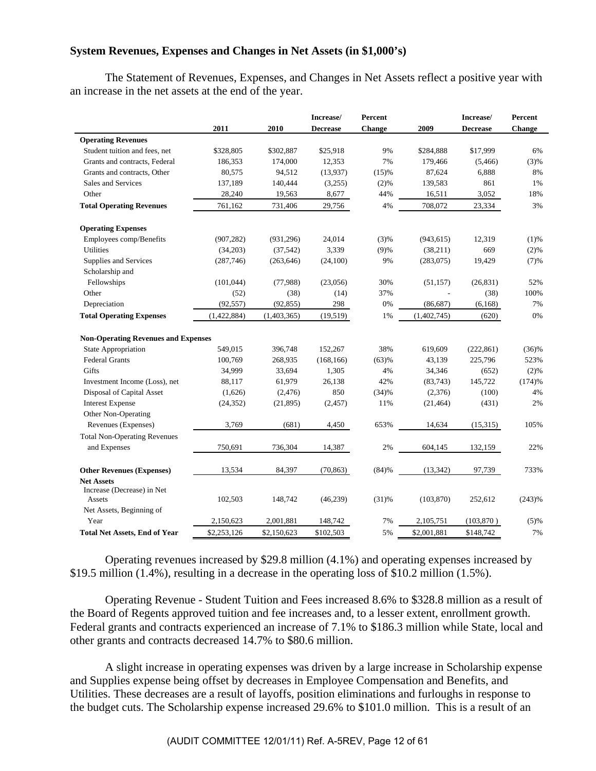### System Revenues, Expenses and Changes in Net Assets (in $1,000's)

The Statement of Revenues, Expenses, and Changes in Net Assets reflect a positive year with an increase in the net assets at the end of the year.

| | 2011 | 2010 | Increase/ Decrease | Percent Change | 2009 | Increase/ Decrease | Percent Change |
|---|---|---|---|---|---|---|---|
| **Operating Revenues** | | | | | | | |
| Student tuition and fees, net | $328,805 | $302,887 | $25,918 | 9% | $284,888 | $17,999 | 6% |
| Grants and contracts, Federal | 186,353 | 174,000 | 12,353 | 7% | 179,466 | (5,466) | (3)% |
| Grants and contracts, Other | 80,575 | 94,512 | (13,937) | (15)% | 87,624 | 6,888 | 8% |
| Sales and Services | 137,189 | 140,444 | (3,255) | (2)% | 139,583 | 861 | 1% |
| Other | 28,240 | 19,563 | 8,677 | 44% | 16,511 | 3,052 | 18% |
| **Total Operating Revenues** | 761,162 | 731,406 | 29,756 | 4% | 708,072 | 23,334 | 3% |
| **Operating Expenses** | | | | | | | |
| Employees comp/Benefits | (907,282) | (931,296) | 24,014 | (3)% | (943,615) | 12,319 | (1)% |
| Utilities | (34,203) | (37,542) | 3,339 | (9)% | (38,211) | 669 | (2)% |
| Supplies and Services | (287,746) | (263,646) | (24,100) | 9% | (283,075) | 19,429 | (7)% |
| Scholarship and Fellowships | (101,044) | (77,988) | (23,056) | 30% | (51,157) | (26,831) | 52% |
| Other | (52) | (38) | (14) | 37% | - | (38) | 100% |
| Depreciation | (92,557) | (92,855) | 298 | 0% | (86,687) | (6,168) | 7% |
| **Total Operating Expenses** | (1,422,884) | (1,403,365) | (19,519) | 1% | (1,402,745) | (620) | 0% |
| **Non-Operating Revenues and Expenses** | | | | | | | |
| State Appropriation | 549,015 | 396,748 | 152,267 | 38% | 619,609 | (222,861) | (36)% |
| Federal Grants | 100,769 | 268,935 | (168,166) | (63)% | 43,139 | 225,796 | 523% |
| Gifts | 34,999 | 33,694 | 1,305 | 4% | 34,346 | (652) | (2)% |
| Investment Income (Loss), net | 88,117 | 61,979 | 26,138 | 42% | (83,743) | 145,722 | (174)% |
| Disposal of Capital Asset | (1,626) | (2,476) | 850 | (34)% | (2,376) | (100) | 4% |
| Interest Expense | (24,352) | (21,895) | (2,457) | 11% | (21,464) | (431) | 2% |
| Other Non-Operating Revenues (Expenses) | 3,769 | (681) | 4,450 | 653% | 14,634 | (15,315) | 105% |
| Total Non-Operating Revenues and Expenses | 750,691 | 736,304 | 14,387 | 2% | 604,145 | 132,159 | 22% |
| **Other Revenues (Expenses)** | 13,534 | 84,397 | (70,863) | (84)% | (13,342) | 97,739 | 733% |
| **Net Assets** | | | | | | | |
| Increase (Decrease) in Net Assets | 102,503 | 148,742 | (46,239) | (31)% | (103,870) | 252,612 | (243)% |
| Net Assets, Beginning of Year | 2,150,623 | 2,001,881 | 148,742 | 7% | 2,105,751 | (103,870 ) | (5)% |
| **Total Net Assets, End of Year** | $2,253,126 | $2,150,623 | $102,503 | 5% | $2,001,881 | $148,742 | 7% |

Operating revenues increased by $29.8 million (4.1%) and operating expenses increased by $19.5 million (1.4%), resulting in a decrease in the operating loss of $10.2 million (1.5%).

Operating Revenue - Student Tuition and Fees increased 8.6% to $328.8 million as a result of the Board of Regents approved tuition and fee increases and, to a lesser extent, enrollment growth. Federal grants and contracts experienced an increase of 7.1% to $186.3 million while State, local and other grants and contracts decreased 14.7% to $80.6 million.

A slight increase in operating expenses was driven by a large increase in Scholarship expense and Supplies expense being offset by decreases in Employee Compensation and Benefits, and Utilities. These decreases are a result of layoffs, position eliminations and furloughs in response to the budget cuts. The Scholarship expense increased 29.6% to $101.0 million. This is a result of an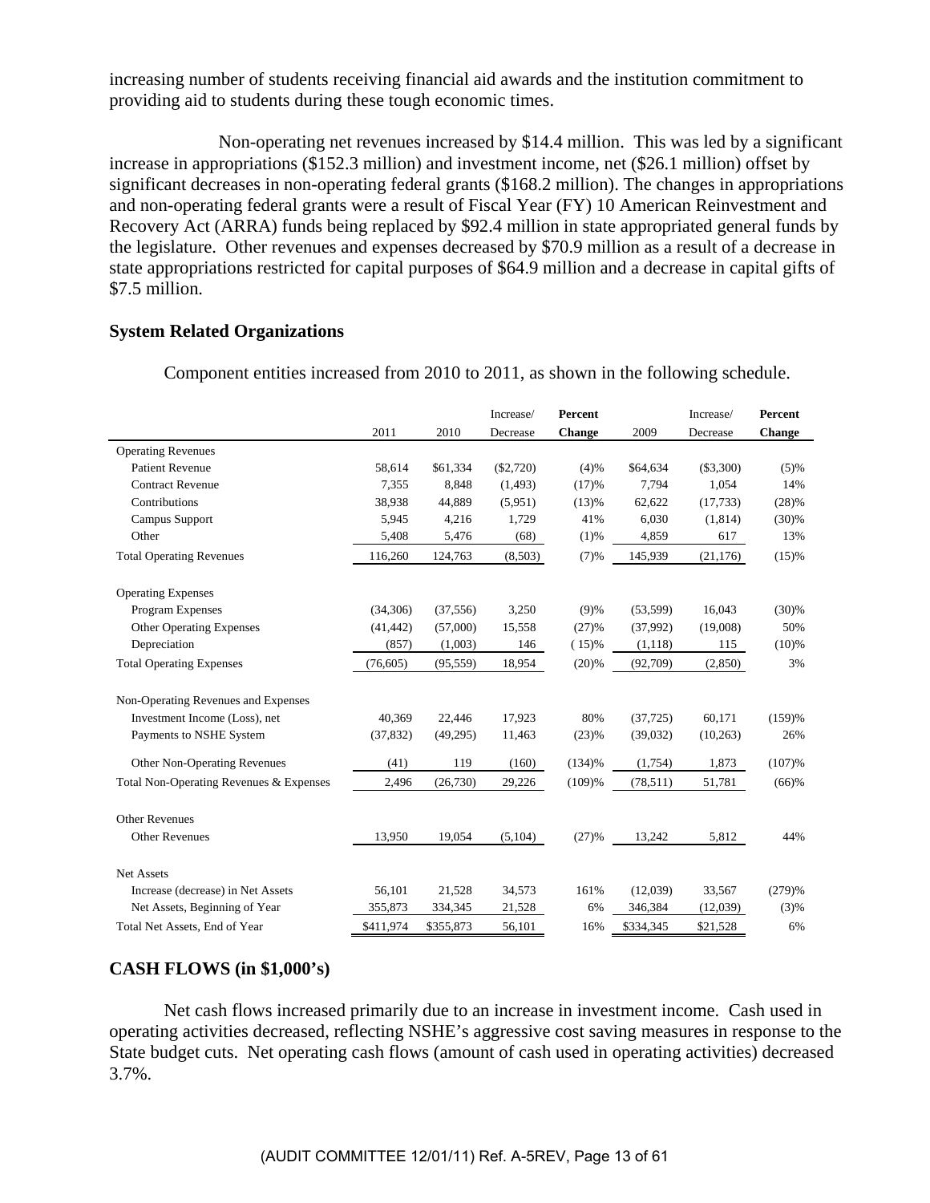increasing number of students receiving financial aid awards and the institution commitment to providing aid to students during these tough economic times.

Non-operating net revenues increased by $14.4 million. This was led by a significant increase in appropriations ($152.3 million) and investment income, net ($26.1 million) offset by significant decreases in non-operating federal grants ($168.2 million). The changes in appropriations and non-operating federal grants were a result of Fiscal Year (FY) 10 American Reinvestment and Recovery Act (ARRA) funds being replaced by $92.4 million in state appropriated general funds by the legislature. Other revenues and expenses decreased by $70.9 million as a result of a decrease in state appropriations restricted for capital purposes of $64.9 million and a decrease in capital gifts of $7.5 million.

### System Related Organizations

Component entities increased from 2010 to 2011, as shown in the following schedule.

| | 2011 | 2010 | Increase/ Decrease | **Percent Change** | 2009 | Increase/ Decrease | **Percent Change** |
|---|---|---|---|---|---|---|---|
| Operating Revenues | | | | | | | |
| Patient Revenue | 58,614 | $61,334 | ($2,720) | (4)% | $64,634 | ($3,300) | (5)% |
| Contract Revenue | 7,355 | 8,848 | (1,493) | (17)% | 7,794 | 1,054 | 14% |
| Contributions | 38,938 | 44,889 | (5,951) | (13)% | 62,622 | (17,733) | (28)% |
| Campus Support | 5,945 | 4,216 | 1,729 | 41% | 6,030 | (1,814) | (30)% |
| Other | 5,408 | 5,476 | (68) | (1)% | 4,859 | 617 | 13% |
| Total Operating Revenues | 116,260 | 124,763 | (8,503) | (7)% | 145,939 | (21,176) | (15)% |
| Operating Expenses | | | | | | | |
| Program Expenses | (34,306) | (37,556) | 3,250 | (9)% | (53,599) | 16,043 | (30)% |
| Other Operating Expenses | (41,442) | (57,000) | 15,558 | (27)% | (37,992) | (19,008) | 50% |
| Depreciation | (857) | (1,003) | 146 | ( 15)% | (1,118) | 115 | (10)% |
| Total Operating Expenses | (76,605) | (95,559) | 18,954 | (20)% | (92,709) | (2,850) | 3% |
| Non-Operating Revenues and Expenses | | | | | | | |
| Investment Income (Loss), net | 40,369 | 22,446 | 17,923 | 80% | (37,725) | 60,171 | (159)% |
| Payments to NSHE System | (37,832) | (49,295) | 11,463 | (23)% | (39,032) | (10,263) | 26% |
| Other Non-Operating Revenues | (41) | 119 | (160) | (134)% | (1,754) | 1,873 | (107)% |
| Total Non-Operating Revenues & Expenses | 2,496 | (26,730) | 29,226 | (109)% | (78,511) | 51,781 | (66)% |
| Other Revenues | | | | | | | |
| Other Revenues | 13,950 | 19,054 | (5,104) | (27)% | 13,242 | 5,812 | 44% |
| Net Assets | | | | | | | |
| Increase (decrease) in Net Assets | 56,101 | 21,528 | 34,573 | 161% | (12,039) | 33,567 | (279)% |
| Net Assets, Beginning of Year | 355,873 | 334,345 | 21,528 | 6% | 346,384 | (12,039) | (3)% |
| Total Net Assets, End of Year | $411,974 | $355,873 | 56,101 | 16% | $334,345 | $21,528 | 6% |

### CASH FLOWS (in $1,000's)

Net cash flows increased primarily due to an increase in investment income. Cash used in operating activities decreased, reflecting NSHE's aggressive cost saving measures in response to the State budget cuts. Net operating cash flows (amount of cash used in operating activities) decreased 3.7%.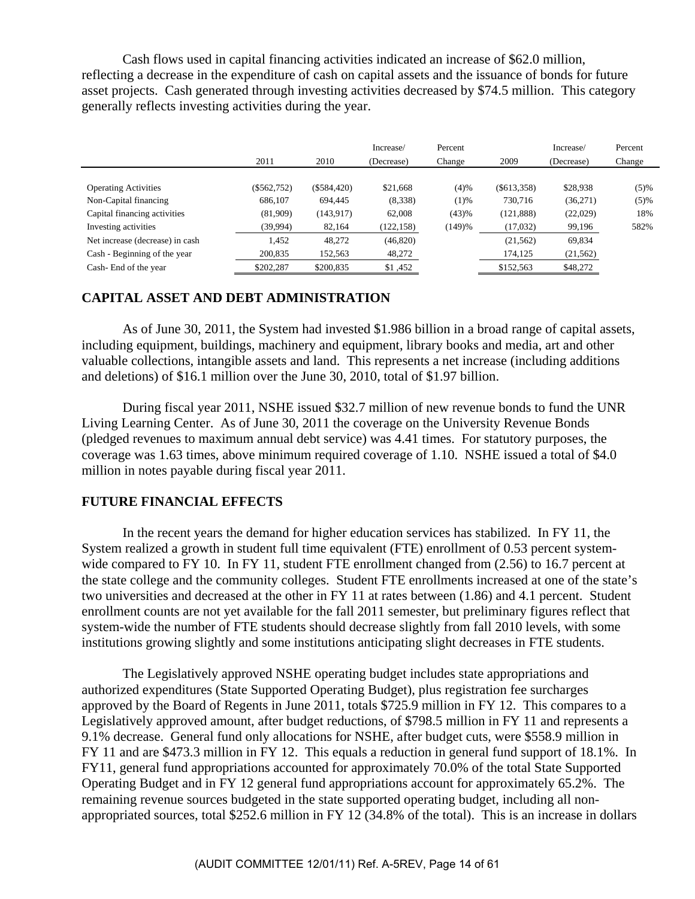Cash flows used in capital financing activities indicated an increase of $62.0 million, reflecting a decrease in the expenditure of cash on capital assets and the issuance of bonds for future asset projects. Cash generated through investing activities decreased by $74.5 million. This category generally reflects investing activities during the year.

| | 2011 | 2010 | Increase/ (Decrease) | Percent Change | 2009 | Increase/ (Decrease) | Percent Change |
|---|---|---|---|---|---|---|---|
| Operating Activities | ($562,752) | ($584,420) | $21,668 | (4)% | ($613,358) | $28,938 | (5)% |
| Non-Capital financing | 686,107 | 694,445 | (8,338) | (1)% | 730,716 | (36,271) | (5)% |
| Capital financing activities | (81,909) | (143,917) | 62,008 | (43)% | (121,888) | (22,029) | 18% |
| Investing activities | (39,994) | 82,164 | (122,158) | (149)% | (17,032) | 99,196 | 582% |
| Net increase (decrease) in cash | 1,452 | 48,272 | (46,820) | | (21,562) | 69,834 | |
| Cash - Beginning of the year | 200,835 | 152,563 | 48,272 | | 174,125 | (21,562) | |
| Cash- End of the year | $202,287 | $200,835 | $1 ,452 | | $152,563 | $48,272 | |

## CAPITAL ASSET AND DEBT ADMINISTRATION

As of June 30, 2011, the System had invested $1.986 billion in a broad range of capital assets, including equipment, buildings, machinery and equipment, library books and media, art and other valuable collections, intangible assets and land. This represents a net increase (including additions and deletions) of $16.1 million over the June 30, 2010, total of $1.97 billion.

During fiscal year 2011, NSHE issued $32.7 million of new revenue bonds to fund the UNR Living Learning Center. As of June 30, 2011 the coverage on the University Revenue Bonds (pledged revenues to maximum annual debt service) was 4.41 times. For statutory purposes, the coverage was 1.63 times, above minimum required coverage of 1.10. NSHE issued a total of $4.0 million in notes payable during fiscal year 2011.

## FUTURE FINANCIAL EFFECTS

In the recent years the demand for higher education services has stabilized. In FY 11, the System realized a growth in student full time equivalent (FTE) enrollment of 0.53 percent system-wide compared to FY 10. In FY 11, student FTE enrollment changed from (2.56) to 16.7 percent at the state college and the community colleges. Student FTE enrollments increased at one of the state's two universities and decreased at the other in FY 11 at rates between (1.86) and 4.1 percent. Student enrollment counts are not yet available for the fall 2011 semester, but preliminary figures reflect that system-wide the number of FTE students should decrease slightly from fall 2010 levels, with some institutions growing slightly and some institutions anticipating slight decreases in FTE students.

The Legislatively approved NSHE operating budget includes state appropriations and authorized expenditures (State Supported Operating Budget), plus registration fee surcharges approved by the Board of Regents in June 2011, totals $725.9 million in FY 12. This compares to a Legislatively approved amount, after budget reductions, of $798.5 million in FY 11 and represents a 9.1% decrease. General fund only allocations for NSHE, after budget cuts, were $558.9 million in FY 11 and are $473.3 million in FY 12. This equals a reduction in general fund support of 18.1%. In FY11, general fund appropriations accounted for approximately 70.0% of the total State Supported Operating Budget and in FY 12 general fund appropriations account for approximately 65.2%. The remaining revenue sources budgeted in the state supported operating budget, including all non-appropriated sources, total $252.6 million in FY 12 (34.8% of the total). This is an increase in dollars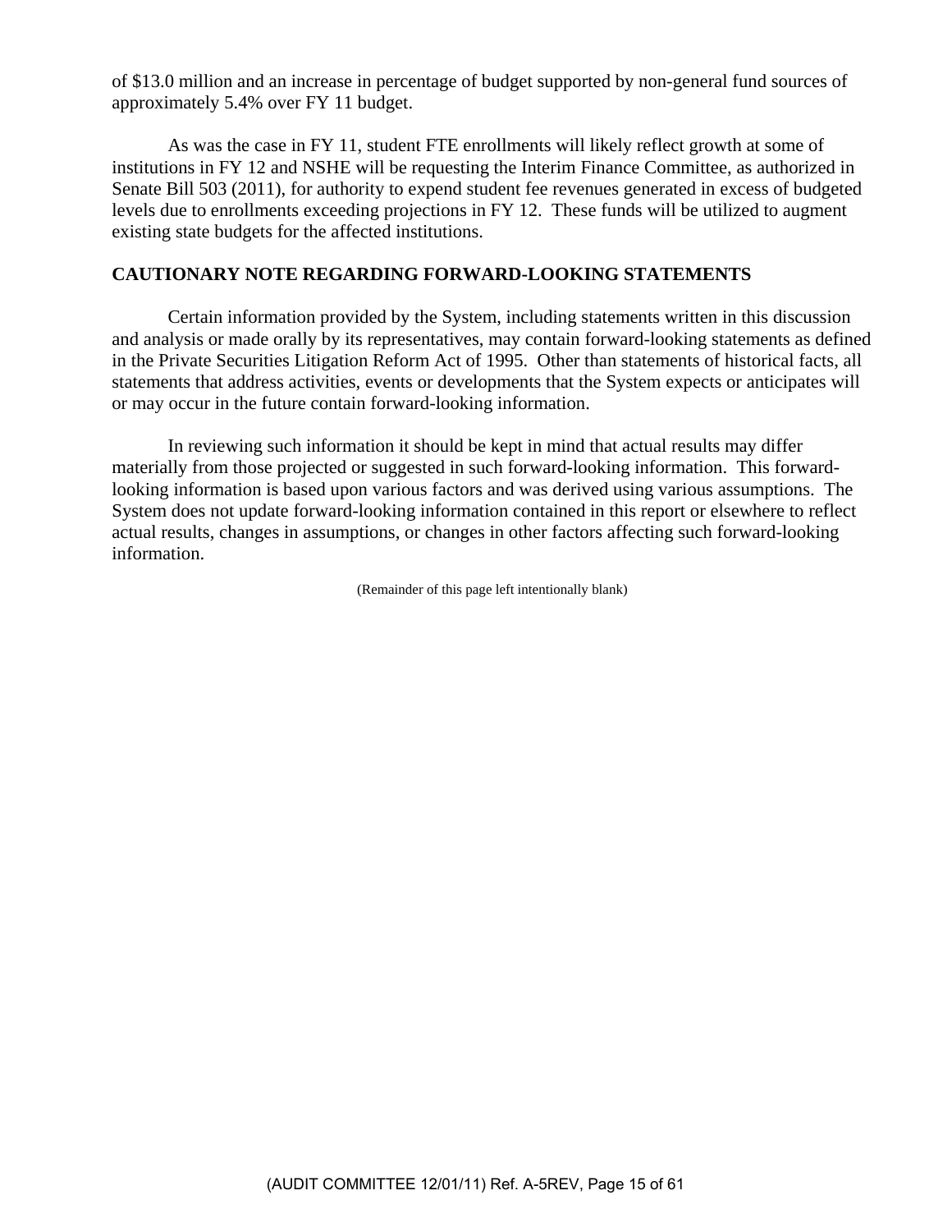of $13.0 million and an increase in percentage of budget supported by non-general fund sources of approximately 5.4% over FY 11 budget.

As was the case in FY 11, student FTE enrollments will likely reflect growth at some of institutions in FY 12 and NSHE will be requesting the Interim Finance Committee, as authorized in Senate Bill 503 (2011), for authority to expend student fee revenues generated in excess of budgeted levels due to enrollments exceeding projections in FY 12. These funds will be utilized to augment existing state budgets for the affected institutions.

## CAUTIONARY NOTE REGARDING FORWARD-LOOKING STATEMENTS

Certain information provided by the System, including statements written in this discussion and analysis or made orally by its representatives, may contain forward-looking statements as defined in the Private Securities Litigation Reform Act of 1995. Other than statements of historical facts, all statements that address activities, events or developments that the System expects or anticipates will or may occur in the future contain forward-looking information.

In reviewing such information it should be kept in mind that actual results may differ materially from those projected or suggested in such forward-looking information. This forward-looking information is based upon various factors and was derived using various assumptions. The System does not update forward-looking information contained in this report or elsewhere to reflect actual results, changes in assumptions, or changes in other factors affecting such forward-looking information.

(Remainder of this page left intentionally blank)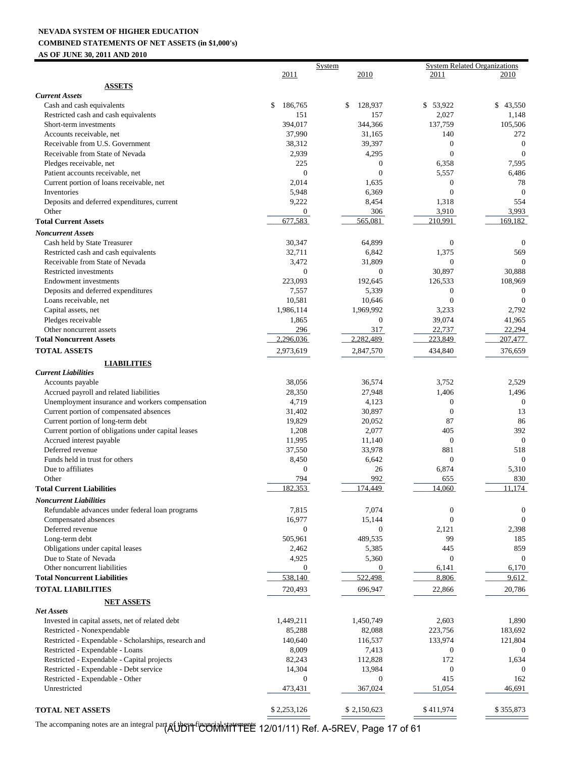**NEVADA SYSTEM OF HIGHER EDUCATION**
**COMBINED STATEMENTS OF NET ASSETS (in $1,000's)**
**AS OF JUNE 30, 2011 AND 2010**

| | System | | System Related Organizations | |
|---|---|---|---|---|
| | 2011 | 2010 | 2011 | 2010 |
| **ASSETS** | | | | |
| ***Current Assets*** | | | | |
| Cash and cash equivalents | $ 186,765 | $ 128,937 | $ 53,922 | $ 43,550 |
| Restricted cash and cash equivalents | 151 | 157 | 2,027 | 1,148 |
| Short-term investments | 394,017 | 344,366 | 137,759 | 105,506 |
| Accounts receivable, net | 37,990 | 31,165 | 140 | 272 |
| Receivable from U.S. Government | 38,312 | 39,397 | 0 | 0 |
| Receivable from State of Nevada | 2,939 | 4,295 | 0 | 0 |
| Pledges receivable, net | 225 | 0 | 6,358 | 7,595 |
| Patient accounts receivable, net | 0 | 0 | 5,557 | 6,486 |
| Current portion of loans receivable, net | 2,014 | 1,635 | 0 | 78 |
| Inventories | 5,948 | 6,369 | 0 | 0 |
| Deposits and deferred expenditures, current | 9,222 | 8,454 | 1,318 | 554 |
| Other | 0 | 306 | 3,910 | 3,993 |
| **Total Current Assets** | 677,583 | 565,081 | 210,991 | 169,182 |
| ***Noncurrent Assets*** | | | | |
| Cash held by State Treasurer | 30,347 | 64,899 | 0 | 0 |
| Restricted cash and cash equivalents | 32,711 | 6,842 | 1,375 | 569 |
| Receivable from State of Nevada | 3,472 | 31,809 | 0 | 0 |
| Restricted investments | 0 | 0 | 30,897 | 30,888 |
| Endowment investments | 223,093 | 192,645 | 126,533 | 108,969 |
| Deposits and deferred expenditures | 7,557 | 5,339 | 0 | 0 |
| Loans receivable, net | 10,581 | 10,646 | 0 | 0 |
| Capital assets, net | 1,986,114 | 1,969,992 | 3,233 | 2,792 |
| Pledges receivable | 1,865 | 0 | 39,074 | 41,965 |
| Other noncurrent assets | 296 | 317 | 22,737 | 22,294 |
| **Total Noncurrent Assets** | 2,296,036 | 2,282,489 | 223,849 | 207,477 |
| **TOTAL ASSETS** | 2,973,619 | 2,847,570 | 434,840 | 376,659 |
| **LIABILITIES** | | | | |
| ***Current Liabilities*** | | | | |
| Accounts payable | 38,056 | 36,574 | 3,752 | 2,529 |
| Accrued payroll and related liabilities | 28,350 | 27,948 | 1,406 | 1,496 |
| Unemployment insurance and workers compensation | 4,719 | 4,123 | 0 | 0 |
| Current portion of compensated absences | 31,402 | 30,897 | 0 | 13 |
| Current portion of long-term debt | 19,829 | 20,052 | 87 | 86 |
| Current portion of obligations under capital leases | 1,208 | 2,077 | 405 | 392 |
| Accrued interest payable | 11,995 | 11,140 | 0 | 0 |
| Deferred revenue | 37,550 | 33,978 | 881 | 518 |
| Funds held in trust for others | 8,450 | 6,642 | 0 | 0 |
| Due to affiliates | 0 | 26 | 6,874 | 5,310 |
| Other | 794 | 992 | 655 | 830 |
| **Total Current Liabilities** | 182,353 | 174,449 | 14,060 | 11,174 |
| ***Noncurrent Liabilities*** | | | | |
| Refundable advances under federal loan programs | 7,815 | 7,074 | 0 | 0 |
| Compensated absences | 16,977 | 15,144 | 0 | 0 |
| Deferred revenue | 0 | 0 | 2,121 | 2,398 |
| Long-term debt | 505,961 | 489,535 | 99 | 185 |
| Obligations under capital leases | 2,462 | 5,385 | 445 | 859 |
| Due to State of Nevada | 4,925 | 5,360 | 0 | 0 |
| Other noncurrent liabilities | 0 | 0 | 6,141 | 6,170 |
| **Total Noncurrent Liabilities** | 538,140 | 522,498 | 8,806 | 9,612 |
| **TOTAL LIABILITIES** | 720,493 | 696,947 | 22,866 | 20,786 |
| **NET ASSETS** | | | | |
| ***Net Assets*** | | | | |
| Invested in capital assets, net of related debt | 1,449,211 | 1,450,749 | 2,603 | 1,890 |
| Restricted - Nonexpendable | 85,288 | 82,088 | 223,756 | 183,692 |
| Restricted - Expendable - Scholarships, research and | 140,640 | 116,537 | 133,974 | 121,804 |
| Restricted - Expendable - Loans | 8,009 | 7,413 | 0 | 0 |
| Restricted - Expendable - Capital projects | 82,243 | 112,828 | 172 | 1,634 |
| Restricted - Expendable - Debt service | 14,304 | 13,984 | 0 | 0 |
| Restricted - Expendable - Other | 0 | 0 | 415 | 162 |
| Unrestricted | 473,431 | 367,024 | 51,054 | 46,691 |
| **TOTAL NET ASSETS** | $ 2,253,126 | $ 2,150,623 | $ 411,974 | $ 355,873 |

The accompaning notes are an integral part of these financial statements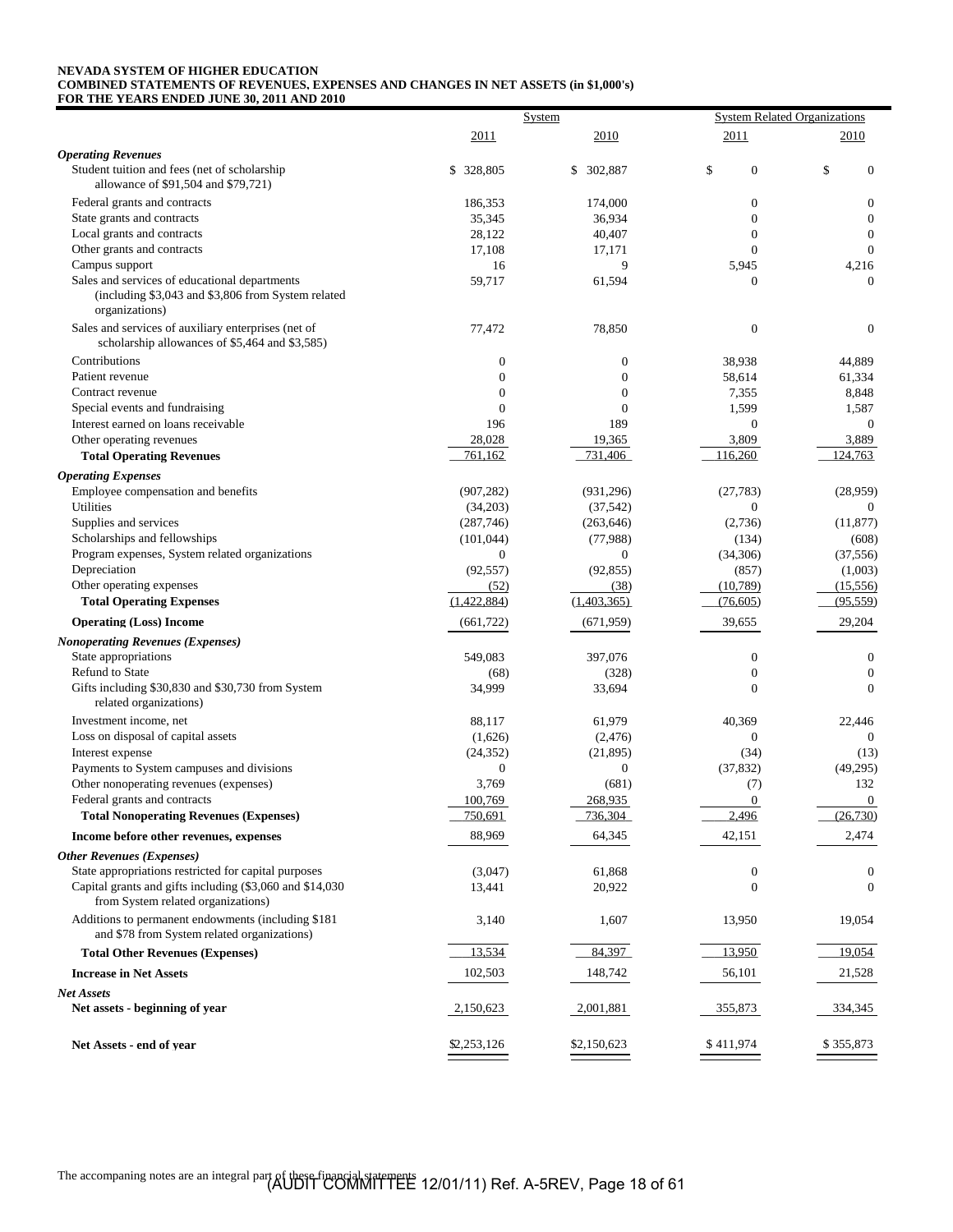**NEVADA SYSTEM OF HIGHER EDUCATION**
**COMBINED STATEMENTS OF REVENUES, EXPENSES AND CHANGES IN NET ASSETS (in $1,000's)**
**FOR THE YEARS ENDED JUNE 30, 2011 AND 2010**

| | System | | System Related Organizations | |
|---|---|---|---|---|
| | 2011 | 2010 | 2011 | 2010 |
| ***Operating Revenues*** | | | | |
| Student tuition and fees (net of scholarship allowance of $91,504 and $79,721) | $ 328,805 | $ 302,887 | $ 0 | $ 0 |
| Federal grants and contracts | 186,353 | 174,000 | 0 | 0 |
| State grants and contracts | 35,345 | 36,934 | 0 | 0 |
| Local grants and contracts | 28,122 | 40,407 | 0 | 0 |
| Other grants and contracts | 17,108 | 17,171 | 0 | 0 |
| Campus support | 16 | 9 | 5,945 | 4,216 |
| Sales and services of educational departments (including $3,043 and $3,806 from System related organizations) | 59,717 | 61,594 | 0 | 0 |
| Sales and services of auxiliary enterprises (net of scholarship allowances of $5,464 and $3,585) | 77,472 | 78,850 | 0 | 0 |
| Contributions | 0 | 0 | 38,938 | 44,889 |
| Patient revenue | 0 | 0 | 58,614 | 61,334 |
| Contract revenue | 0 | 0 | 7,355 | 8,848 |
| Special events and fundraising | 0 | 0 | 1,599 | 1,587 |
| Interest earned on loans receivable | 196 | 189 | 0 | 0 |
| Other operating revenues | 28,028 | 19,365 | 3,809 | 3,889 |
| **Total Operating Revenues** | 761,162 | 731,406 | 116,260 | 124,763 |
| ***Operating Expenses*** | | | | |
| Employee compensation and benefits | (907,282) | (931,296) | (27,783) | (28,959) |
| Utilities | (34,203) | (37,542) | 0 | 0 |
| Supplies and services | (287,746) | (263,646) | (2,736) | (11,877) |
| Scholarships and fellowships | (101,044) | (77,988) | (134) | (608) |
| Program expenses, System related organizations | 0 | 0 | (34,306) | (37,556) |
| Depreciation | (92,557) | (92,855) | (857) | (1,003) |
| Other operating expenses | (52) | (38) | (10,789) | (15,556) |
| **Total Operating Expenses** | (1,422,884) | (1,403,365) | (76,605) | (95,559) |
| **Operating (Loss) Income** | (661,722) | (671,959) | 39,655 | 29,204 |
| ***Nonoperating Revenues (Expenses)*** | | | | |
| State appropriations | 549,083 | 397,076 | 0 | 0 |
| Refund to State | (68) | (328) | 0 | 0 |
| Gifts including $30,830 and $30,730 from System related organizations) | 34,999 | 33,694 | 0 | 0 |
| Investment income, net | 88,117 | 61,979 | 40,369 | 22,446 |
| Loss on disposal of capital assets | (1,626) | (2,476) | 0 | 0 |
| Interest expense | (24,352) | (21,895) | (34) | (13) |
| Payments to System campuses and divisions | 0 | 0 | (37,832) | (49,295) |
| Other nonoperating revenues (expenses) | 3,769 | (681) | (7) | 132 |
| Federal grants and contracts | 100,769 | 268,935 | 0 | 0 |
| **Total Nonoperating Revenues (Expenses)** | 750,691 | 736,304 | 2,496 | (26,730) |
| **Income before other revenues, expenses** | 88,969 | 64,345 | 42,151 | 2,474 |
| ***Other Revenues (Expenses)*** | | | | |
| State appropriations restricted for capital purposes | (3,047) | 61,868 | 0 | 0 |
| Capital grants and gifts including ($3,060 and $14,030 from System related organizations) | 13,441 | 20,922 | 0 | 0 |
| Additions to permanent endowments (including $181 and $78 from System related organizations) | 3,140 | 1,607 | 13,950 | 19,054 |
| **Total Other Revenues (Expenses)** | 13,534 | 84,397 | 13,950 | 19,054 |
| **Increase in Net Assets** | 102,503 | 148,742 | 56,101 | 21,528 |
| ***Net Assets*** | | | | |
| **Net assets - beginning of year** | 2,150,623 | 2,001,881 | 355,873 | 334,345 |
| **Net Assets - end of year** | $2,253,126 | $2,150,623 | $ 411,974 | $ 355,873 |

The accompaning notes are an integral part of these financial statements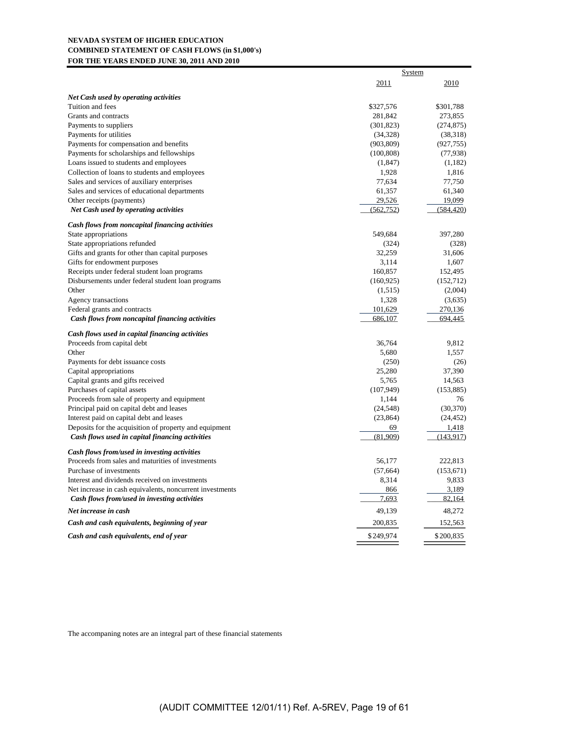**NEVADA SYSTEM OF HIGHER EDUCATION**
**COMBINED STATEMENT OF CASH FLOWS (in $1,000's)**
**FOR THE YEARS ENDED JUNE 30, 2011 AND 2010**

| | System | |
|---|---|---|
| | 2011 | 2010 |
| ***Net Cash used by operating activities*** | | |
| Tuition and fees | $327,576 | $301,788 |
| Grants and contracts | 281,842 | 273,855 |
| Payments to suppliers | (301,823) | (274,875) |
| Payments for utilities | (34,328) | (38,318) |
| Payments for compensation and benefits | (903,809) | (927,755) |
| Payments for scholarships and fellowships | (100,808) | (77,938) |
| Loans issued to students and employees | (1,847) | (1,182) |
| Collection of loans to students and employees | 1,928 | 1,816 |
| Sales and services of auxiliary enterprises | 77,634 | 77,750 |
| Sales and services of educational departments | 61,357 | 61,340 |
| Other receipts (payments) | 29,526 | 19,099 |
| ***Net Cash used by operating activities*** | (562,752) | (584,420) |
| ***Cash flows from noncapital financing activities*** | | |
| State appropriations | 549,684 | 397,280 |
| State appropriations refunded | (324) | (328) |
| Gifts and grants for other than capital purposes | 32,259 | 31,606 |
| Gifts for endowment purposes | 3,114 | 1,607 |
| Receipts under federal student loan programs | 160,857 | 152,495 |
| Disbursements under federal student loan programs | (160,925) | (152,712) |
| Other | (1,515) | (2,004) |
| Agency transactions | 1,328 | (3,635) |
| Federal grants and contracts | 101,629 | 270,136 |
| ***Cash flows from noncapital financing activities*** | 686,107 | 694,445 |
| ***Cash flows used in capital financing activities*** | | |
| Proceeds from capital debt | 36,764 | 9,812 |
| Other | 5,680 | 1,557 |
| Payments for debt issuance costs | (250) | (26) |
| Capital appropriations | 25,280 | 37,390 |
| Capital grants and gifts received | 5,765 | 14,563 |
| Purchases of capital assets | (107,949) | (153,885) |
| Proceeds from sale of property and equipment | 1,144 | 76 |
| Principal paid on capital debt and leases | (24,548) | (30,370) |
| Interest paid on capital debt and leases | (23,864) | (24,452) |
| Deposits for the acquisition of property and equipment | 69 | 1,418 |
| ***Cash flows used in capital financing activities*** | (81,909) | (143,917) |
| ***Cash flows from/used in investing activities*** | | |
| Proceeds from sales and maturities of investments | 56,177 | 222,813 |
| Purchase of investments | (57,664) | (153,671) |
| Interest and dividends received on investments | 8,314 | 9,833 |
| Net increase in cash equivalents, noncurrent investments | 866 | 3,189 |
| ***Cash flows from/used in investing activities*** | 7,693 | 82,164 |
| ***Net increase in cash*** | 49,139 | 48,272 |
| ***Cash and cash equivalents, beginning of year*** | 200,835 | 152,563 |
| ***Cash and cash equivalents, end of year*** | $249,974 | $200,835 |

The accompaning notes are an integral part of these financial statements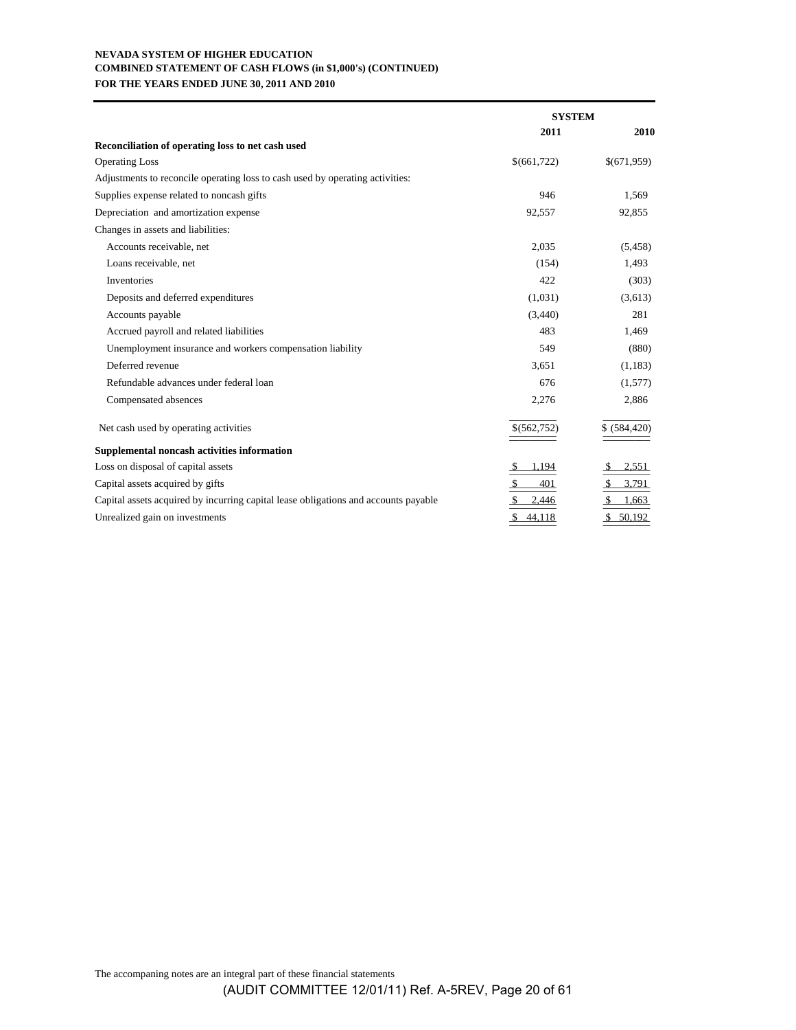**NEVADA SYSTEM OF HIGHER EDUCATION**
**COMBINED STATEMENT OF CASH FLOWS (in $1,000's) (CONTINUED)**
**FOR THE YEARS ENDED JUNE 30, 2011 AND 2010**

| | SYSTEM | |
|---|---|---|
| | **2011** | **2010** |
| **Reconciliation of operating loss to net cash used** | | |
| Operating Loss | $(661,722) | $(671,959) |
| Adjustments to reconcile operating loss to cash used by operating activities: | | |
| Supplies expense related to noncash gifts | 946 | 1,569 |
| Depreciation and amortization expense | 92,557 | 92,855 |
| Changes in assets and liabilities: | | |
| Accounts receivable, net | 2,035 | (5,458) |
| Loans receivable, net | (154) | 1,493 |
| Inventories | 422 | (303) |
| Deposits and deferred expenditures | (1,031) | (3,613) |
| Accounts payable | (3,440) | 281 |
| Accrued payroll and related liabilities | 483 | 1,469 |
| Unemployment insurance and workers compensation liability | 549 | (880) |
| Deferred revenue | 3,651 | (1,183) |
| Refundable advances under federal loan | 676 | (1,577) |
| Compensated absences | 2,276 | 2,886 |
| Net cash used by operating activities | $(562,752) | $ (584,420) |
| **Supplemental noncash activities information** | | |
| Loss on disposal of capital assets | $ 1,194 | $ 2,551 |
| Capital assets acquired by gifts | $ 401 | $ 3,791 |
| Capital assets acquired by incurring capital lease obligations and accounts payable | $ 2,446 | $ 1,663 |
| Unrealized gain on investments | $ 44,118 | $ 50,192 |

The accompanying notes are an integral part of these financial statements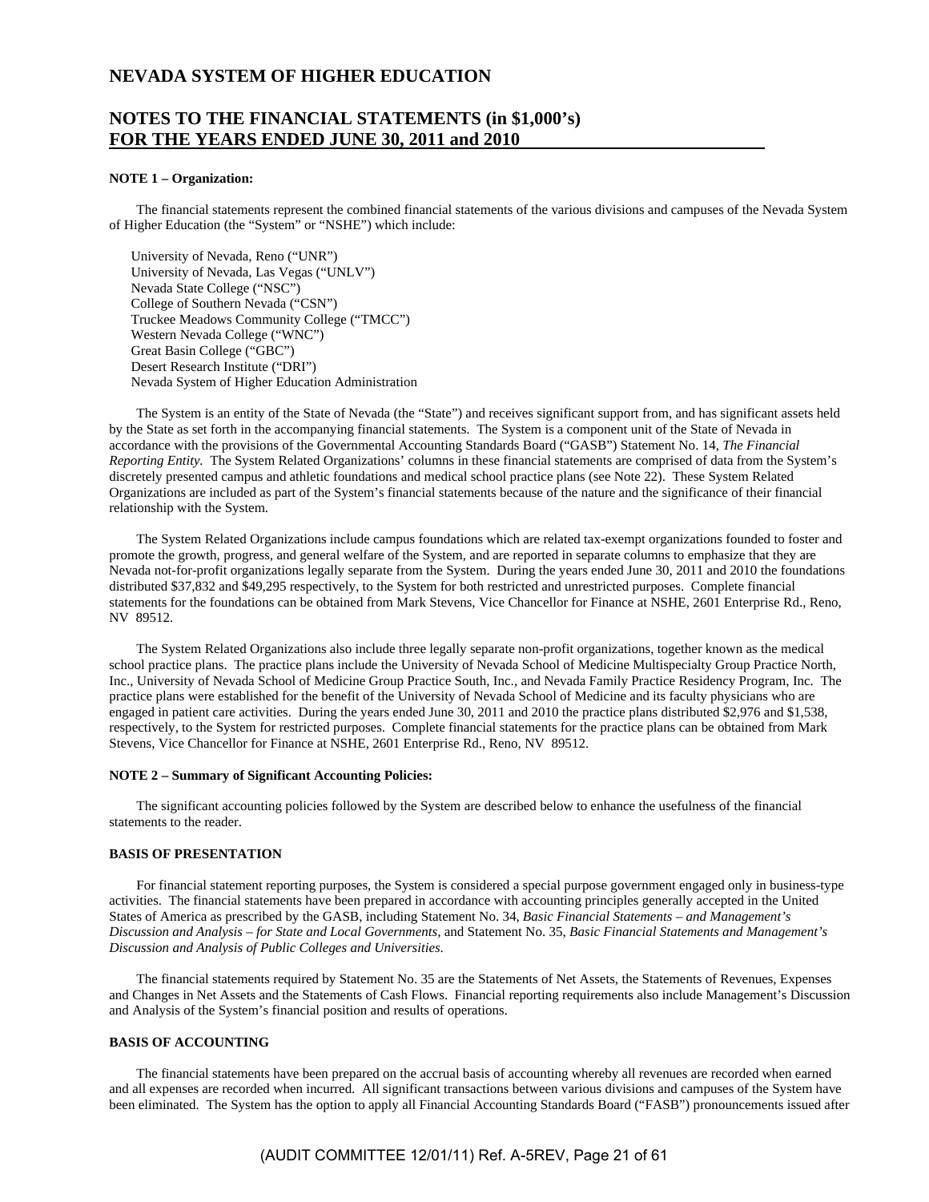## NEVADA SYSTEM OF HIGHER EDUCATION

## NOTES TO THE FINANCIAL STATEMENTS (in $1,000's) FOR THE YEARS ENDED JUNE 30, 2011 and 2010

**NOTE 1 – Organization:**

The financial statements represent the combined financial statements of the various divisions and campuses of the Nevada System of Higher Education (the "System" or "NSHE") which include:

University of Nevada, Reno ("UNR")
University of Nevada, Las Vegas ("UNLV")
Nevada State College ("NSC")
College of Southern Nevada ("CSN")
Truckee Meadows Community College ("TMCC")
Western Nevada College ("WNC")
Great Basin College ("GBC")
Desert Research Institute ("DRI")
Nevada System of Higher Education Administration

The System is an entity of the State of Nevada (the "State") and receives significant support from, and has significant assets held by the State as set forth in the accompanying financial statements. The System is a component unit of the State of Nevada in accordance with the provisions of the Governmental Accounting Standards Board ("GASB") Statement No. 14, *The Financial Reporting Entity.* The System Related Organizations' columns in these financial statements are comprised of data from the System's discretely presented campus and athletic foundations and medical school practice plans (see Note 22). These System Related Organizations are included as part of the System's financial statements because of the nature and the significance of their financial relationship with the System.

The System Related Organizations include campus foundations which are related tax-exempt organizations founded to foster and promote the growth, progress, and general welfare of the System, and are reported in separate columns to emphasize that they are Nevada not-for-profit organizations legally separate from the System. During the years ended June 30, 2011 and 2010 the foundations distributed $37,832 and $49,295 respectively, to the System for both restricted and unrestricted purposes. Complete financial statements for the foundations can be obtained from Mark Stevens, Vice Chancellor for Finance at NSHE, 2601 Enterprise Rd., Reno, NV 89512.

The System Related Organizations also include three legally separate non-profit organizations, together known as the medical school practice plans. The practice plans include the University of Nevada School of Medicine Multispecialty Group Practice North, Inc., University of Nevada School of Medicine Group Practice South, Inc., and Nevada Family Practice Residency Program, Inc. The practice plans were established for the benefit of the University of Nevada School of Medicine and its faculty physicians who are engaged in patient care activities. During the years ended June 30, 2011 and 2010 the practice plans distributed $2,976 and $1,538, respectively, to the System for restricted purposes. Complete financial statements for the practice plans can be obtained from Mark Stevens, Vice Chancellor for Finance at NSHE, 2601 Enterprise Rd., Reno, NV 89512.

**NOTE 2 – Summary of Significant Accounting Policies:**

The significant accounting policies followed by the System are described below to enhance the usefulness of the financial statements to the reader.

**BASIS OF PRESENTATION**

For financial statement reporting purposes, the System is considered a special purpose government engaged only in business-type activities. The financial statements have been prepared in accordance with accounting principles generally accepted in the United States of America as prescribed by the GASB, including Statement No. 34, *Basic Financial Statements – and Management's Discussion and Analysis – for State and Local Governments,* and Statement No. 35, *Basic Financial Statements and Management's Discussion and Analysis of Public Colleges and Universities.*

The financial statements required by Statement No. 35 are the Statements of Net Assets, the Statements of Revenues, Expenses and Changes in Net Assets and the Statements of Cash Flows. Financial reporting requirements also include Management's Discussion and Analysis of the System's financial position and results of operations.

**BASIS OF ACCOUNTING**

The financial statements have been prepared on the accrual basis of accounting whereby all revenues are recorded when earned and all expenses are recorded when incurred. All significant transactions between various divisions and campuses of the System have been eliminated. The System has the option to apply all Financial Accounting Standards Board ("FASB") pronouncements issued after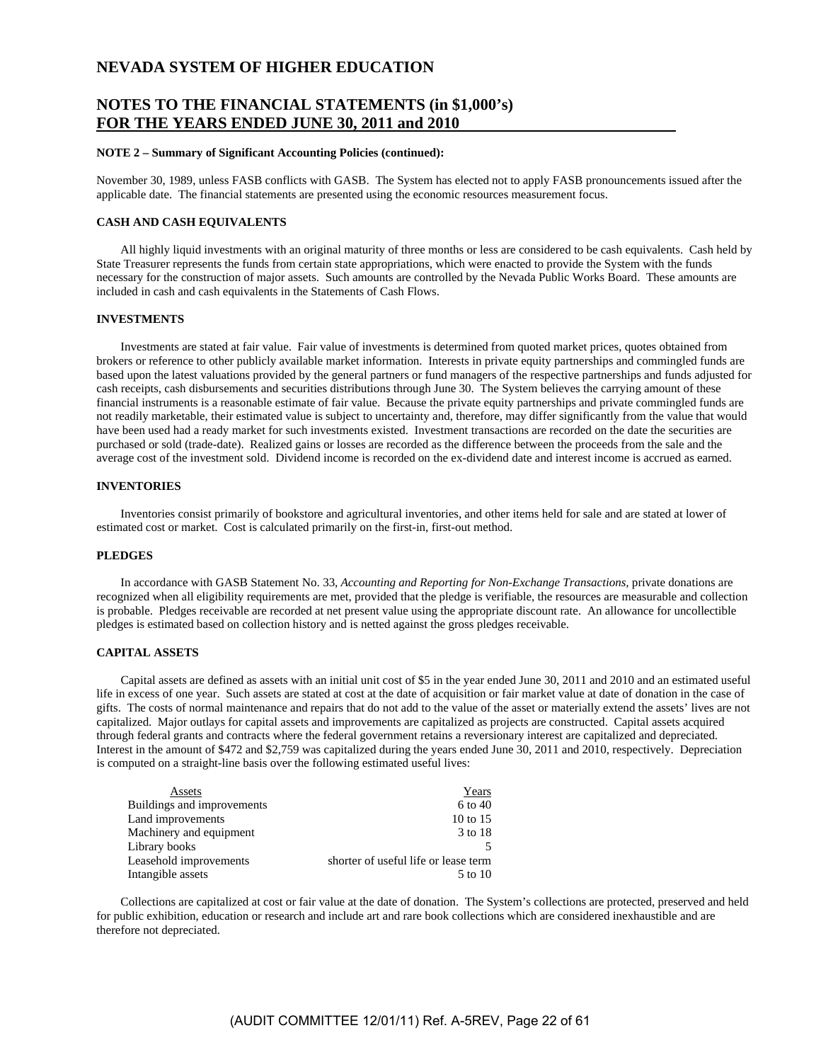# NEVADA SYSTEM OF HIGHER EDUCATION

## NOTES TO THE FINANCIAL STATEMENTS (in $1,000's) FOR THE YEARS ENDED JUNE 30, 2011 and 2010

**NOTE 2 – Summary of Significant Accounting Policies (continued):**

November 30, 1989, unless FASB conflicts with GASB. The System has elected not to apply FASB pronouncements issued after the applicable date. The financial statements are presented using the economic resources measurement focus.

**CASH AND CASH EQUIVALENTS**

All highly liquid investments with an original maturity of three months or less are considered to be cash equivalents. Cash held by State Treasurer represents the funds from certain state appropriations, which were enacted to provide the System with the funds necessary for the construction of major assets. Such amounts are controlled by the Nevada Public Works Board. These amounts are included in cash and cash equivalents in the Statements of Cash Flows.

**INVESTMENTS**

Investments are stated at fair value. Fair value of investments is determined from quoted market prices, quotes obtained from brokers or reference to other publicly available market information. Interests in private equity partnerships and commingled funds are based upon the latest valuations provided by the general partners or fund managers of the respective partnerships and funds adjusted for cash receipts, cash disbursements and securities distributions through June 30. The System believes the carrying amount of these financial instruments is a reasonable estimate of fair value. Because the private equity partnerships and private commingled funds are not readily marketable, their estimated value is subject to uncertainty and, therefore, may differ significantly from the value that would have been used had a ready market for such investments existed. Investment transactions are recorded on the date the securities are purchased or sold (trade-date). Realized gains or losses are recorded as the difference between the proceeds from the sale and the average cost of the investment sold. Dividend income is recorded on the ex-dividend date and interest income is accrued as earned.

**INVENTORIES**

Inventories consist primarily of bookstore and agricultural inventories, and other items held for sale and are stated at lower of estimated cost or market. Cost is calculated primarily on the first-in, first-out method.

**PLEDGES**

In accordance with GASB Statement No. 33, *Accounting and Reporting for Non-Exchange Transactions,* private donations are recognized when all eligibility requirements are met, provided that the pledge is verifiable, the resources are measurable and collection is probable. Pledges receivable are recorded at net present value using the appropriate discount rate. An allowance for uncollectible pledges is estimated based on collection history and is netted against the gross pledges receivable.

**CAPITAL ASSETS**

Capital assets are defined as assets with an initial unit cost of $5 in the year ended June 30, 2011 and 2010 and an estimated useful life in excess of one year. Such assets are stated at cost at the date of acquisition or fair market value at date of donation in the case of gifts. The costs of normal maintenance and repairs that do not add to the value of the asset or materially extend the assets' lives are not capitalized. Major outlays for capital assets and improvements are capitalized as projects are constructed. Capital assets acquired through federal grants and contracts where the federal government retains a reversionary interest are capitalized and depreciated. Interest in the amount of $472 and $2,759 was capitalized during the years ended June 30, 2011 and 2010, respectively. Depreciation is computed on a straight-line basis over the following estimated useful lives:

| Assets | Years |
|---|---|
| Buildings and improvements | 6 to 40 |
| Land improvements | 10 to 15 |
| Machinery and equipment | 3 to 18 |
| Library books | 5 |
| Leasehold improvements | shorter of useful life or lease term |
| Intangible assets | 5 to 10 |

Collections are capitalized at cost or fair value at the date of donation. The System's collections are protected, preserved and held for public exhibition, education or research and include art and rare book collections which are considered inexhaustible and are therefore not depreciated.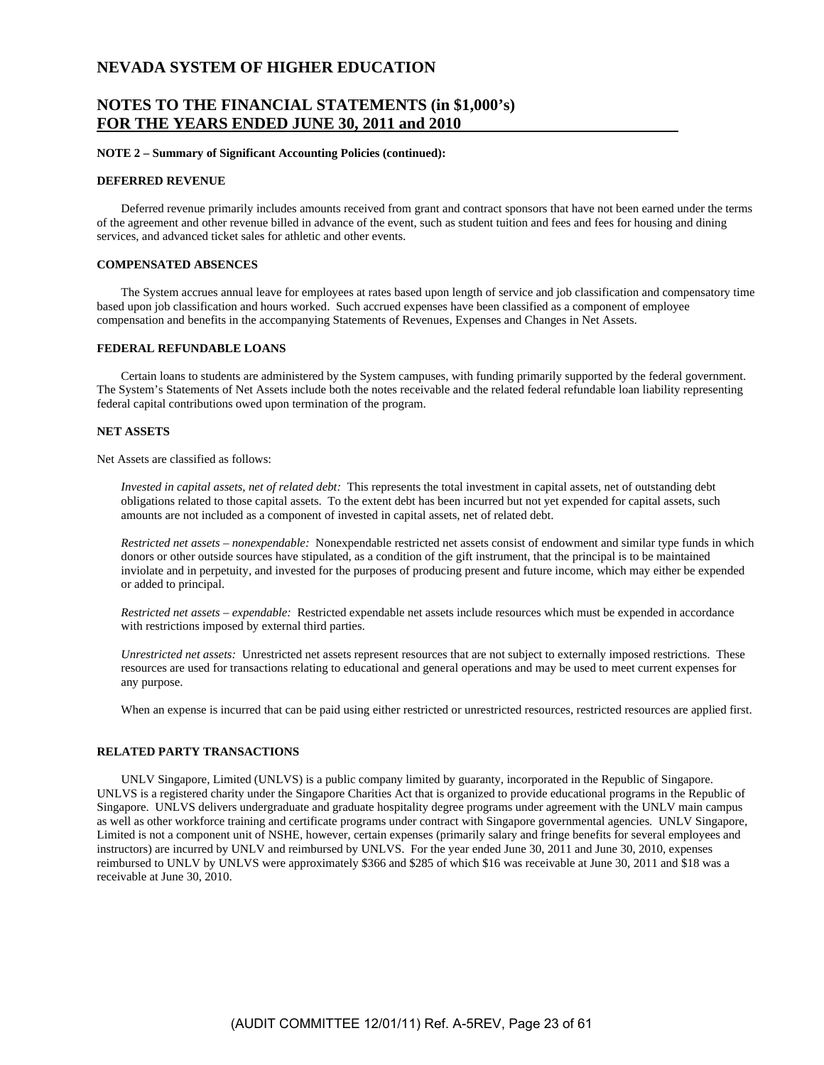# NEVADA SYSTEM OF HIGHER EDUCATION

## NOTES TO THE FINANCIAL STATEMENTS (in $1,000's) FOR THE YEARS ENDED JUNE 30, 2011 and 2010

**NOTE 2 – Summary of Significant Accounting Policies (continued):**

**DEFERRED REVENUE**

Deferred revenue primarily includes amounts received from grant and contract sponsors that have not been earned under the terms of the agreement and other revenue billed in advance of the event, such as student tuition and fees and fees for housing and dining services, and advanced ticket sales for athletic and other events.

**COMPENSATED ABSENCES**

The System accrues annual leave for employees at rates based upon length of service and job classification and compensatory time based upon job classification and hours worked. Such accrued expenses have been classified as a component of employee compensation and benefits in the accompanying Statements of Revenues, Expenses and Changes in Net Assets.

**FEDERAL REFUNDABLE LOANS**

Certain loans to students are administered by the System campuses, with funding primarily supported by the federal government. The System's Statements of Net Assets include both the notes receivable and the related federal refundable loan liability representing federal capital contributions owed upon termination of the program.

**NET ASSETS**

Net Assets are classified as follows:

*Invested in capital assets, net of related debt:* This represents the total investment in capital assets, net of outstanding debt obligations related to those capital assets. To the extent debt has been incurred but not yet expended for capital assets, such amounts are not included as a component of invested in capital assets, net of related debt.

*Restricted net assets – nonexpendable:* Nonexpendable restricted net assets consist of endowment and similar type funds in which donors or other outside sources have stipulated, as a condition of the gift instrument, that the principal is to be maintained inviolate and in perpetuity, and invested for the purposes of producing present and future income, which may either be expended or added to principal.

*Restricted net assets – expendable:* Restricted expendable net assets include resources which must be expended in accordance with restrictions imposed by external third parties.

*Unrestricted net assets:* Unrestricted net assets represent resources that are not subject to externally imposed restrictions. These resources are used for transactions relating to educational and general operations and may be used to meet current expenses for any purpose.

When an expense is incurred that can be paid using either restricted or unrestricted resources, restricted resources are applied first.

**RELATED PARTY TRANSACTIONS**

UNLV Singapore, Limited (UNLVS) is a public company limited by guaranty, incorporated in the Republic of Singapore. UNLVS is a registered charity under the Singapore Charities Act that is organized to provide educational programs in the Republic of Singapore. UNLVS delivers undergraduate and graduate hospitality degree programs under agreement with the UNLV main campus as well as other workforce training and certificate programs under contract with Singapore governmental agencies. UNLV Singapore, Limited is not a component unit of NSHE, however, certain expenses (primarily salary and fringe benefits for several employees and instructors) are incurred by UNLV and reimbursed by UNLVS. For the year ended June 30, 2011 and June 30, 2010, expenses reimbursed to UNLV by UNLVS were approximately $366 and $285 of which $16 was receivable at June 30, 2011 and $18 was a receivable at June 30, 2010.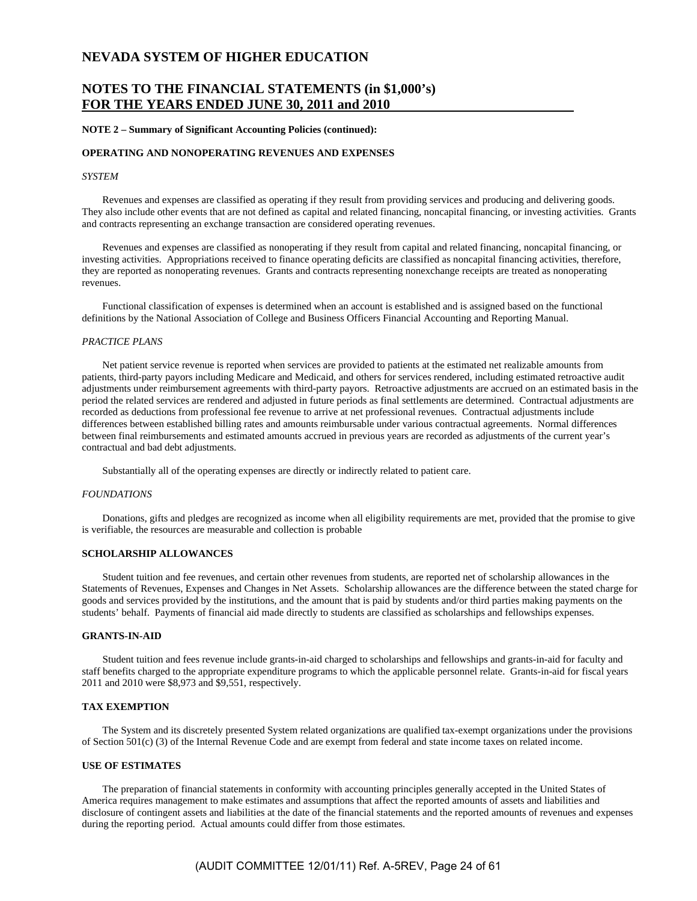# NEVADA SYSTEM OF HIGHER EDUCATION

## NOTES TO THE FINANCIAL STATEMENTS (in $1,000's) FOR THE YEARS ENDED JUNE 30, 2011 and 2010

**NOTE 2 – Summary of Significant Accounting Policies (continued):**

**OPERATING AND NONOPERATING REVENUES AND EXPENSES**

*SYSTEM*

Revenues and expenses are classified as operating if they result from providing services and producing and delivering goods. They also include other events that are not defined as capital and related financing, noncapital financing, or investing activities. Grants and contracts representing an exchange transaction are considered operating revenues.

Revenues and expenses are classified as nonoperating if they result from capital and related financing, noncapital financing, or investing activities. Appropriations received to finance operating deficits are classified as noncapital financing activities, therefore, they are reported as nonoperating revenues. Grants and contracts representing nonexchange receipts are treated as nonoperating revenues.

Functional classification of expenses is determined when an account is established and is assigned based on the functional definitions by the National Association of College and Business Officers Financial Accounting and Reporting Manual.

*PRACTICE PLANS*

Net patient service revenue is reported when services are provided to patients at the estimated net realizable amounts from patients, third-party payors including Medicare and Medicaid, and others for services rendered, including estimated retroactive audit adjustments under reimbursement agreements with third-party payors. Retroactive adjustments are accrued on an estimated basis in the period the related services are rendered and adjusted in future periods as final settlements are determined. Contractual adjustments are recorded as deductions from professional fee revenue to arrive at net professional revenues. Contractual adjustments include differences between established billing rates and amounts reimbursable under various contractual agreements. Normal differences between final reimbursements and estimated amounts accrued in previous years are recorded as adjustments of the current year's contractual and bad debt adjustments.

Substantially all of the operating expenses are directly or indirectly related to patient care.

*FOUNDATIONS*

Donations, gifts and pledges are recognized as income when all eligibility requirements are met, provided that the promise to give is verifiable, the resources are measurable and collection is probable

**SCHOLARSHIP ALLOWANCES**

Student tuition and fee revenues, and certain other revenues from students, are reported net of scholarship allowances in the Statements of Revenues, Expenses and Changes in Net Assets. Scholarship allowances are the difference between the stated charge for goods and services provided by the institutions, and the amount that is paid by students and/or third parties making payments on the students' behalf. Payments of financial aid made directly to students are classified as scholarships and fellowships expenses.

**GRANTS-IN-AID**

Student tuition and fees revenue include grants-in-aid charged to scholarships and fellowships and grants-in-aid for faculty and staff benefits charged to the appropriate expenditure programs to which the applicable personnel relate. Grants-in-aid for fiscal years 2011 and 2010 were $8,973 and $9,551, respectively.

**TAX EXEMPTION**

The System and its discretely presented System related organizations are qualified tax-exempt organizations under the provisions of Section 501(c) (3) of the Internal Revenue Code and are exempt from federal and state income taxes on related income.

**USE OF ESTIMATES**

The preparation of financial statements in conformity with accounting principles generally accepted in the United States of America requires management to make estimates and assumptions that affect the reported amounts of assets and liabilities and disclosure of contingent assets and liabilities at the date of the financial statements and the reported amounts of revenues and expenses during the reporting period. Actual amounts could differ from those estimates.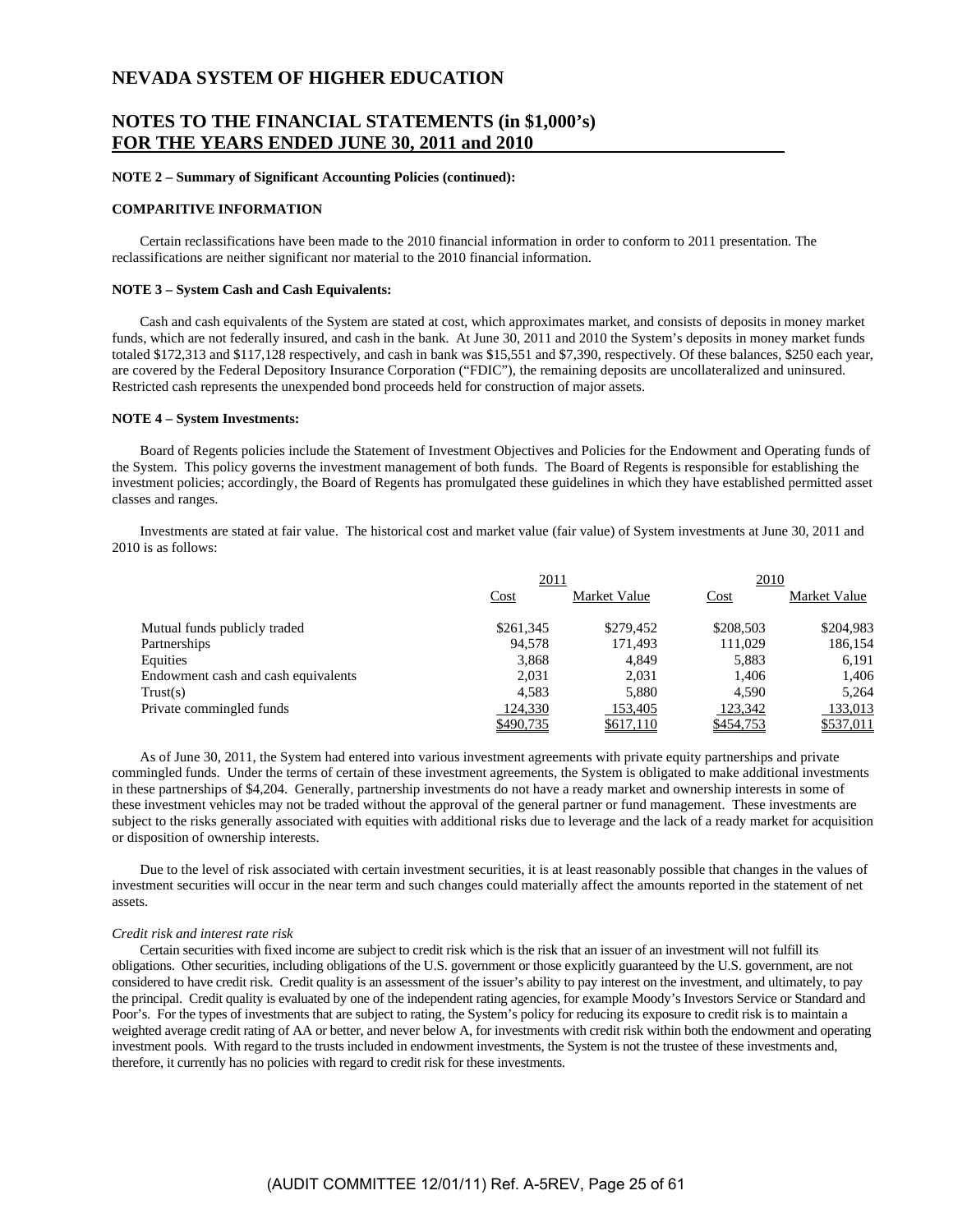# NEVADA SYSTEM OF HIGHER EDUCATION

## NOTES TO THE FINANCIAL STATEMENTS (in $1,000's) FOR THE YEARS ENDED JUNE 30, 2011 and 2010

**NOTE 2 – Summary of Significant Accounting Policies (continued):**

**COMPARITIVE INFORMATION**

Certain reclassifications have been made to the 2010 financial information in order to conform to 2011 presentation. The reclassifications are neither significant nor material to the 2010 financial information.

**NOTE 3 – System Cash and Cash Equivalents:**

Cash and cash equivalents of the System are stated at cost, which approximates market, and consists of deposits in money market funds, which are not federally insured, and cash in the bank. At June 30, 2011 and 2010 the System's deposits in money market funds totaled $172,313 and $117,128 respectively, and cash in bank was $15,551 and $7,390, respectively. Of these balances, $250 each year, are covered by the Federal Deposit Insurance Corporation ("FDIC"), the remaining deposits are uncollateralized and uninsured. Restricted cash represents the unexpended bond proceeds held for construction of major assets.

**NOTE 4 – System Investments:**

Board of Regents policies include the Statement of Investment Objectives and Policies for the Endowment and Operating funds of the System. This policy governs the investment management of both funds. The Board of Regents is responsible for establishing the investment policies; accordingly, the Board of Regents has promulgated these guidelines in which they have established permitted asset classes and ranges.

Investments are stated at fair value. The historical cost and market value (fair value) of System investments at June 30, 2011 and 2010 is as follows:

| | 2011 | | 2010 | |
|---|---|---|---|---|
| | Cost | Market Value | Cost | Market Value |
| Mutual funds publicly traded | $261,345 | $279,452 | $208,503 | $204,983 |
| Partnerships | 94,578 | 171,493 | 111,029 | 186,154 |
| Equities | 3,868 | 4,849 | 5,883 | 6,191 |
| Endowment cash and cash equivalents | 2,031 | 2,031 | 1,406 | 1,406 |
| Trust(s) | 4,583 | 5,880 | 4,590 | 5,264 |
| Private commingled funds | 124,330 | 153,405 | 123,342 | 133,013 |
| | $490,735 | $617,110 | $454,753 | $537,011 |

As of June 30, 2011, the System had entered into various investment agreements with private equity partnerships and private commingled funds. Under the terms of certain of these investment agreements, the System is obligated to make additional investments in these partnerships of $4,204. Generally, partnership investments do not have a ready market and ownership interests in some of these investment vehicles may not be traded without the approval of the general partner or fund management. These investments are subject to the risks generally associated with equities with additional risks due to leverage and the lack of a ready market for acquisition or disposition of ownership interests.

Due to the level of risk associated with certain investment securities, it is at least reasonably possible that changes in the values of investment securities will occur in the near term and such changes could materially affect the amounts reported in the statement of net assets.

*Credit risk and interest rate risk*

Certain securities with fixed income are subject to credit risk which is the risk that an issuer of an investment will not fulfill its obligations. Other securities, including obligations of the U.S. government or those explicitly guaranteed by the U.S. government, are not considered to have credit risk. Credit quality is an assessment of the issuer's ability to pay interest on the investment, and ultimately, to pay the principal. Credit quality is evaluated by one of the independent rating agencies, for example Moody's Investors Service or Standard and Poor's. For the types of investments that are subject to rating, the System's policy for reducing its exposure to credit risk is to maintain a weighted average credit rating of AA or better, and never below A, for investments with credit risk within both the endowment and operating investment pools. With regard to the trusts included in endowment investments, the System is not the trustee of these investments and, therefore, it currently has no policies with regard to credit risk for these investments.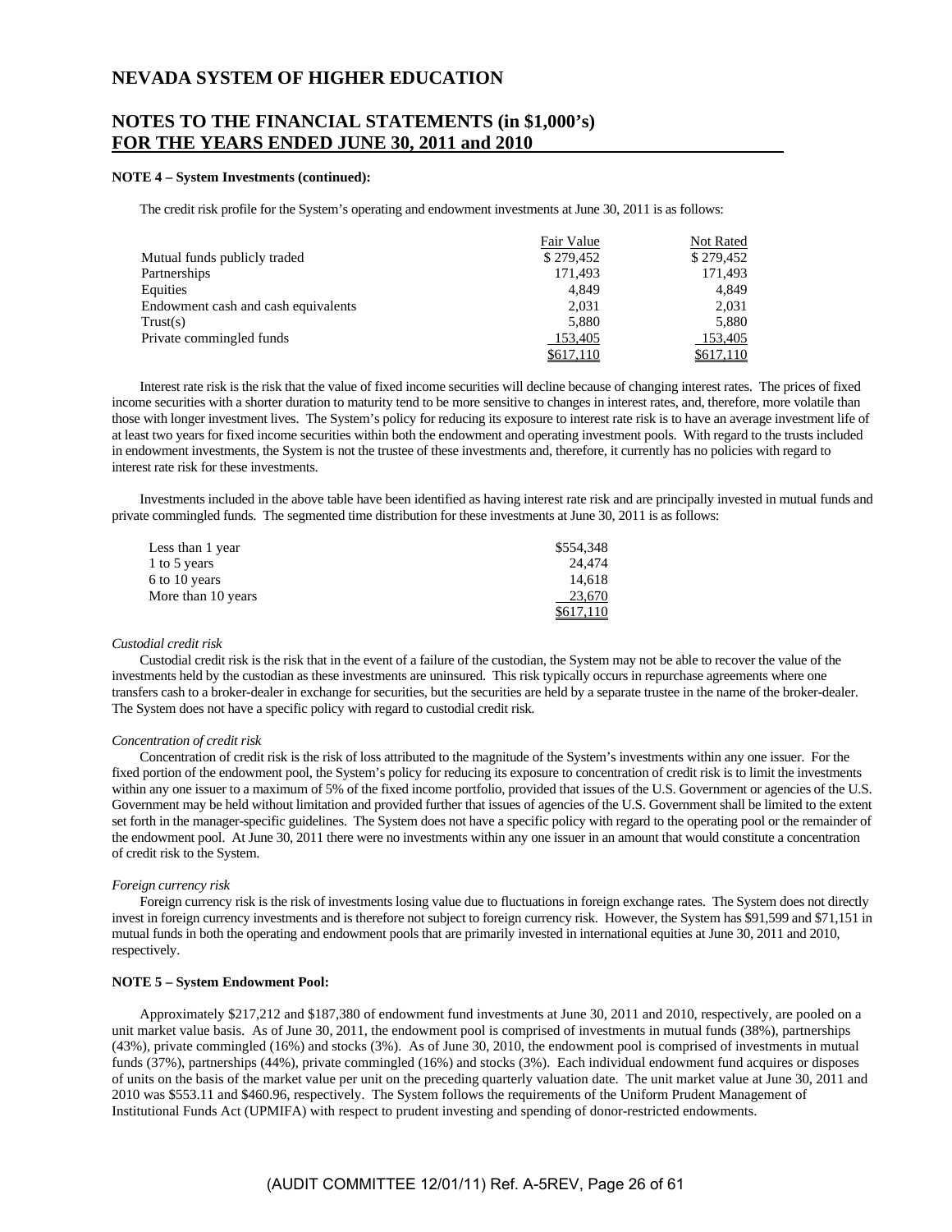# NEVADA SYSTEM OF HIGHER EDUCATION

## NOTES TO THE FINANCIAL STATEMENTS (in $1,000's) FOR THE YEARS ENDED JUNE 30, 2011 and 2010

**NOTE 4 – System Investments (continued):**

The credit risk profile for the System's operating and endowment investments at June 30, 2011 is as follows:

| | Fair Value | Not Rated |
|---|---|---|
| Mutual funds publicly traded | $ 279,452 | $ 279,452 |
| Partnerships | 171,493 | 171,493 |
| Equities | 4,849 | 4,849 |
| Endowment cash and cash equivalents | 2,031 | 2,031 |
| Trust(s) | 5,880 | 5,880 |
| Private commingled funds | 153,405 | 153,405 |
| | $617,110 | $617,110 |

Interest rate risk is the risk that the value of fixed income securities will decline because of changing interest rates. The prices of fixed income securities with a shorter duration to maturity tend to be more sensitive to changes in interest rates, and, therefore, more volatile than those with longer investment lives. The System's policy for reducing its exposure to interest rate risk is to have an average investment life of at least two years for fixed income securities within both the endowment and operating investment pools. With regard to the trusts included in endowment investments, the System is not the trustee of these investments and, therefore, it currently has no policies with regard to interest rate risk for these investments.

Investments included in the above table have been identified as having interest rate risk and are principally invested in mutual funds and private commingled funds. The segmented time distribution for these investments at June 30, 2011 is as follows:

| | |
|---|---|
| Less than 1 year | $554,348 |
| 1 to 5 years | 24,474 |
| 6 to 10 years | 14,618 |
| More than 10 years | 23,670 |
| | $617,110 |

*Custodial credit risk*

Custodial credit risk is the risk that in the event of a failure of the custodian, the System may not be able to recover the value of the investments held by the custodian as these investments are uninsured. This risk typically occurs in repurchase agreements where one transfers cash to a broker-dealer in exchange for securities, but the securities are held by a separate trustee in the name of the broker-dealer. The System does not have a specific policy with regard to custodial credit risk.

*Concentration of credit risk*

Concentration of credit risk is the risk of loss attributed to the magnitude of the System's investments within any one issuer. For the fixed portion of the endowment pool, the System's policy for reducing its exposure to concentration of credit risk is to limit the investments within any one issuer to a maximum of 5% of the fixed income portfolio, provided that issues of the U.S. Government or agencies of the U.S. Government may be held without limitation and provided further that issues of agencies of the U.S. Government shall be limited to the extent set forth in the manager-specific guidelines. The System does not have a specific policy with regard to the operating pool or the remainder of the endowment pool. At June 30, 2011 there were no investments within any one issuer in an amount that would constitute a concentration of credit risk to the System.

*Foreign currency risk*

Foreign currency risk is the risk of investments losing value due to fluctuations in foreign exchange rates. The System does not directly invest in foreign currency investments and is therefore not subject to foreign currency risk. However, the System has $91,599 and $71,151 in mutual funds in both the operating and endowment pools that are primarily invested in international equities at June 30, 2011 and 2010, respectively.

**NOTE 5 – System Endowment Pool:**

Approximately $217,212 and $187,380 of endowment fund investments at June 30, 2011 and 2010, respectively, are pooled on a unit market value basis. As of June 30, 2011, the endowment pool is comprised of investments in mutual funds (38%), partnerships (43%), private commingled (16%) and stocks (3%). As of June 30, 2010, the endowment pool is comprised of investments in mutual funds (37%), partnerships (44%), private commingled (16%) and stocks (3%). Each individual endowment fund acquires or disposes of units on the basis of the market value per unit on the preceding quarterly valuation date. The unit market value at June 30, 2011 and 2010 was $553.11 and $460.96, respectively. The System follows the requirements of the Uniform Prudent Management of Institutional Funds Act (UPMIFA) with respect to prudent investing and spending of donor-restricted endowments.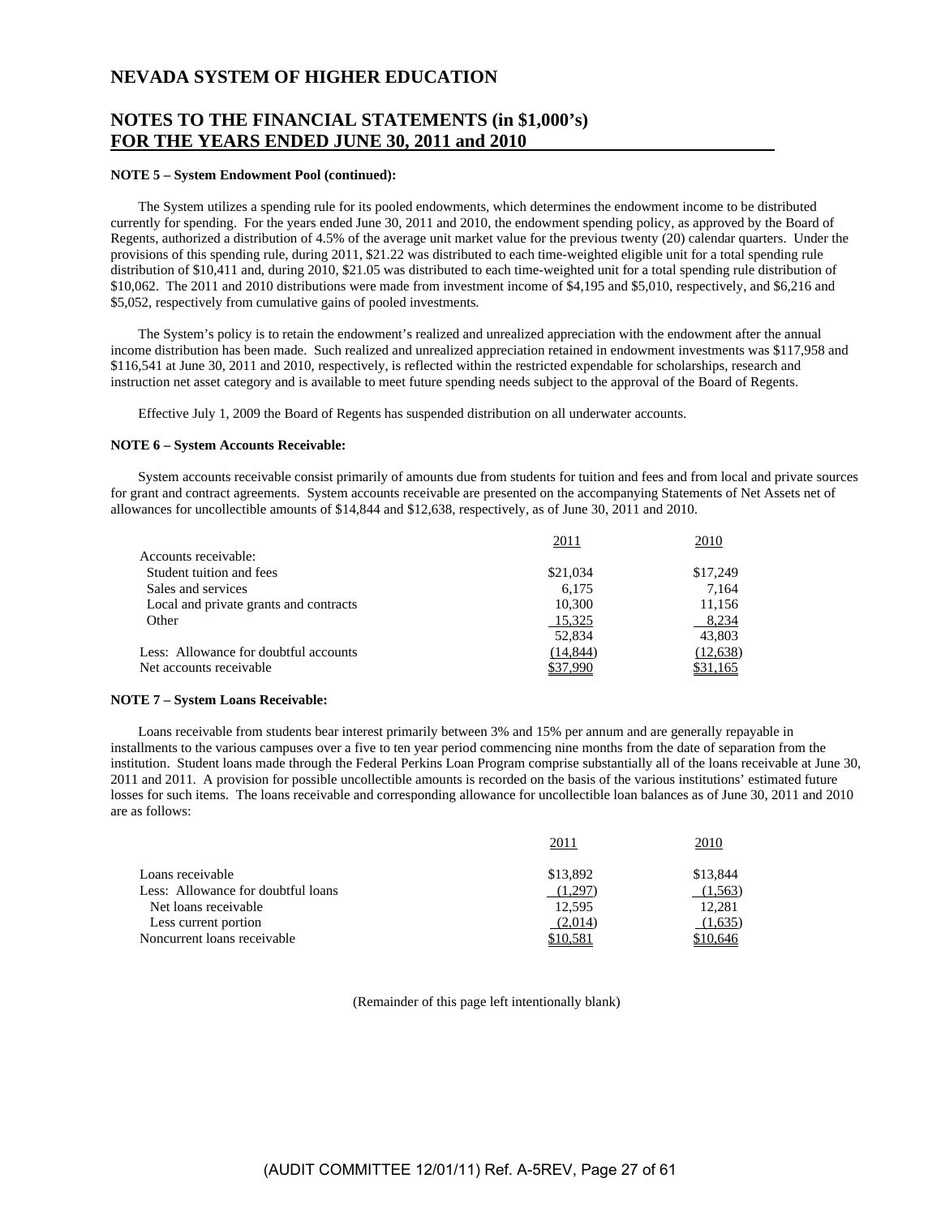# NEVADA SYSTEM OF HIGHER EDUCATION

## NOTES TO THE FINANCIAL STATEMENTS (in $1,000's) FOR THE YEARS ENDED JUNE 30, 2011 and 2010

**NOTE 5 – System Endowment Pool (continued):**

The System utilizes a spending rule for its pooled endowments, which determines the endowment income to be distributed currently for spending. For the years ended June 30, 2011 and 2010, the endowment spending policy, as approved by the Board of Regents, authorized a distribution of 4.5% of the average unit market value for the previous twenty (20) calendar quarters. Under the provisions of this spending rule, during 2011, $21.22 was distributed to each time-weighted eligible unit for a total spending rule distribution of $10,411 and, during 2010, $21.05 was distributed to each time-weighted unit for a total spending rule distribution of $10,062. The 2011 and 2010 distributions were made from investment income of $4,195 and $5,010, respectively, and $6,216 and $5,052, respectively from cumulative gains of pooled investments.

The System's policy is to retain the endowment's realized and unrealized appreciation with the endowment after the annual income distribution has been made. Such realized and unrealized appreciation retained in endowment investments was $117,958 and $116,541 at June 30, 2011 and 2010, respectively, is reflected within the restricted expendable for scholarships, research and instruction net asset category and is available to meet future spending needs subject to the approval of the Board of Regents.

Effective July 1, 2009 the Board of Regents has suspended distribution on all underwater accounts.

**NOTE 6 – System Accounts Receivable:**

System accounts receivable consist primarily of amounts due from students for tuition and fees and from local and private sources for grant and contract agreements. System accounts receivable are presented on the accompanying Statements of Net Assets net of allowances for uncollectible amounts of $14,844 and $12,638, respectively, as of June 30, 2011 and 2010.

| | 2011 | 2010 |
|---|---|---|
| Accounts receivable: | | |
| Student tuition and fees | $21,034 | $17,249 |
| Sales and services | 6,175 | 7,164 |
| Local and private grants and contracts | 10,300 | 11,156 |
| Other | 15,325 | 8,234 |
| | 52,834 | 43,803 |
| Less: Allowance for doubtful accounts | (14,844) | (12,638) |
| Net accounts receivable | $37,990 | $31,165 |

**NOTE 7 – System Loans Receivable:**

Loans receivable from students bear interest primarily between 3% and 15% per annum and are generally repayable in installments to the various campuses over a five to ten year period commencing nine months from the date of separation from the institution. Student loans made through the Federal Perkins Loan Program comprise substantially all of the loans receivable at June 30, 2011 and 2011. A provision for possible uncollectible amounts is recorded on the basis of the various institutions' estimated future losses for such items. The loans receivable and corresponding allowance for uncollectible loan balances as of June 30, 2011 and 2010 are as follows:

| | 2011 | 2010 |
|---|---|---|
| Loans receivable | $13,892 | $13,844 |
| Less: Allowance for doubtful loans | (1,297) | (1,563) |
| Net loans receivable | 12,595 | 12,281 |
| Less current portion | (2,014) | (1,635) |
| Noncurrent loans receivable | $10,581 | $10,646 |

(Remainder of this page left intentionally blank)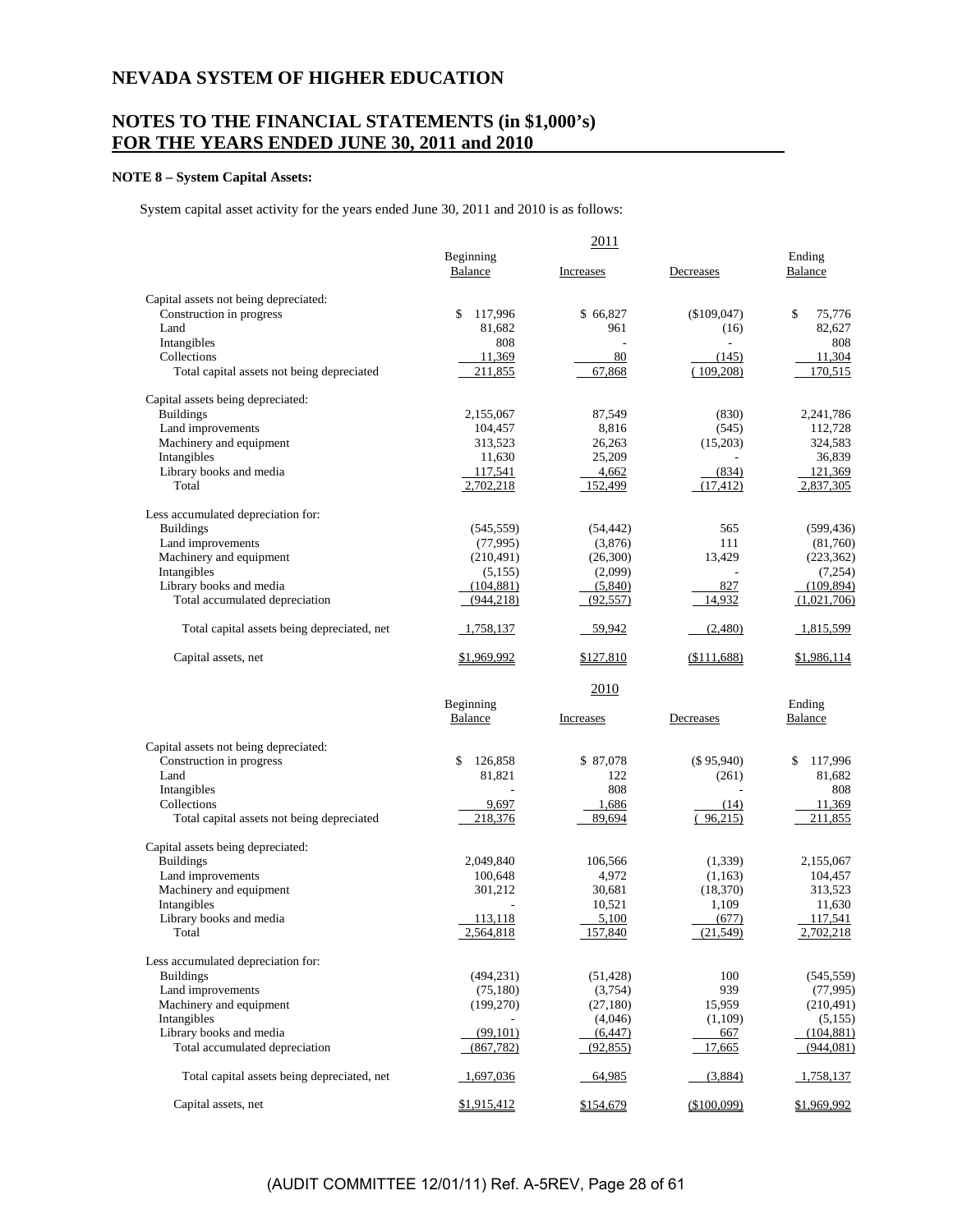# NEVADA SYSTEM OF HIGHER EDUCATION

## NOTES TO THE FINANCIAL STATEMENTS (in $1,000's) FOR THE YEARS ENDED JUNE 30, 2011 and 2010

**NOTE 8 – System Capital Assets:**

System capital asset activity for the years ended June 30, 2011 and 2010 is as follows:

| 2011 | Beginning Balance | Increases | Decreases | Ending Balance |
|---|---|---|---|---|
| Capital assets not being depreciated: | | | | |
| Construction in progress | $ 117,996 | $ 66,827 | ($109,047) | $ 75,776 |
| Land | 81,682 | 961 | (16) | 82,627 |
| Intangibles | 808 | - | - | 808 |
| Collections | 11,369 | 80 | (145) | 11,304 |
| Total capital assets not being depreciated | 211,855 | 67,868 | (109,208) | 170,515 |
| Capital assets being depreciated: | | | | |
| Buildings | 2,155,067 | 87,549 | (830) | 2,241,786 |
| Land improvements | 104,457 | 8,816 | (545) | 112,728 |
| Machinery and equipment | 313,523 | 26,263 | (15,203) | 324,583 |
| Intangibles | 11,630 | 25,209 | - | 36,839 |
| Library books and media | 117,541 | 4,662 | (834) | 121,369 |
| Total | 2,702,218 | 152,499 | (17,412) | 2,837,305 |
| Less accumulated depreciation for: | | | | |
| Buildings | (545,559) | (54,442) | 565 | (599,436) |
| Land improvements | (77,995) | (3,876) | 111 | (81,760) |
| Machinery and equipment | (210,491) | (26,300) | 13,429 | (223,362) |
| Intangibles | (5,155) | (2,099) | - | (7,254) |
| Library books and media | (104,881) | (5,840) | 827 | (109,894) |
| Total accumulated depreciation | (944,218) | (92,557) | 14,932 | (1,021,706) |
| Total capital assets being depreciated, net | 1,758,137 | 59,942 | (2,480) | 1,815,599 |
| Capital assets, net | $1,969,992 | $127,810 | ($111,688) | $1,986,114 |

| 2010 | Beginning Balance | Increases | Decreases | Ending Balance |
|---|---|---|---|---|
| Capital assets not being depreciated: | | | | |
| Construction in progress | $ 126,858 | $ 87,078 | ($ 95,940) | $ 117,996 |
| Land | 81,821 | 122 | (261) | 81,682 |
| Intangibles | - | 808 | - | 808 |
| Collections | 9,697 | 1,686 | (14) | 11,369 |
| Total capital assets not being depreciated | 218,376 | 89,694 | (96,215) | 211,855 |
| Capital assets being depreciated: | | | | |
| Buildings | 2,049,840 | 106,566 | (1,339) | 2,155,067 |
| Land improvements | 100,648 | 4,972 | (1,163) | 104,457 |
| Machinery and equipment | 301,212 | 30,681 | (18,370) | 313,523 |
| Intangibles | - | 10,521 | 1,109 | 11,630 |
| Library books and media | 113,118 | 5,100 | (677) | 117,541 |
| Total | 2,564,818 | 157,840 | (21,549) | 2,702,218 |
| Less accumulated depreciation for: | | | | |
| Buildings | (494,231) | (51,428) | 100 | (545,559) |
| Land improvements | (75,180) | (3,754) | 939 | (77,995) |
| Machinery and equipment | (199,270) | (27,180) | 15,959 | (210,491) |
| Intangibles | - | (4,046) | (1,109) | (5,155) |
| Library books and media | (99,101) | (6,447) | 667 | (104,881) |
| Total accumulated depreciation | (867,782) | (92,855) | 17,665 | (944,081) |
| Total capital assets being depreciated, net | 1,697,036 | 64,985 | (3,884) | 1,758,137 |
| Capital assets, net | $1,915,412 | $154,679 | ($100,099) | $1,969,992 |

(AUDIT COMMITTEE 12/01/11) Ref. A-5REV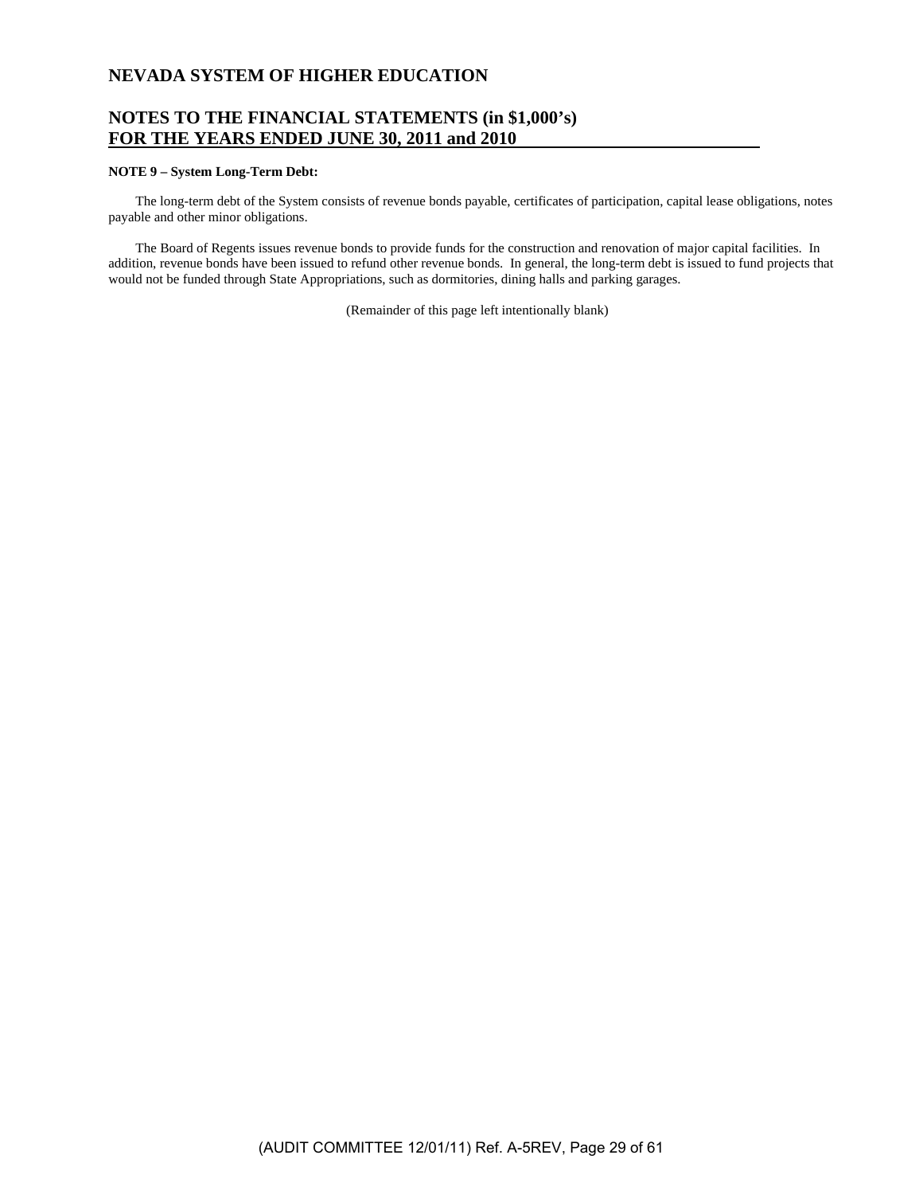# NEVADA SYSTEM OF HIGHER EDUCATION

## NOTES TO THE FINANCIAL STATEMENTS (in $1,000's)
## FOR THE YEARS ENDED JUNE 30, 2011 and 2010

**NOTE 9 – System Long-Term Debt:**

The long-term debt of the System consists of revenue bonds payable, certificates of participation, capital lease obligations, notes payable and other minor obligations.

The Board of Regents issues revenue bonds to provide funds for the construction and renovation of major capital facilities. In addition, revenue bonds have been issued to refund other revenue bonds. In general, the long-term debt is issued to fund projects that would not be funded through State Appropriations, such as dormitories, dining halls and parking garages.

(Remainder of this page left intentionally blank)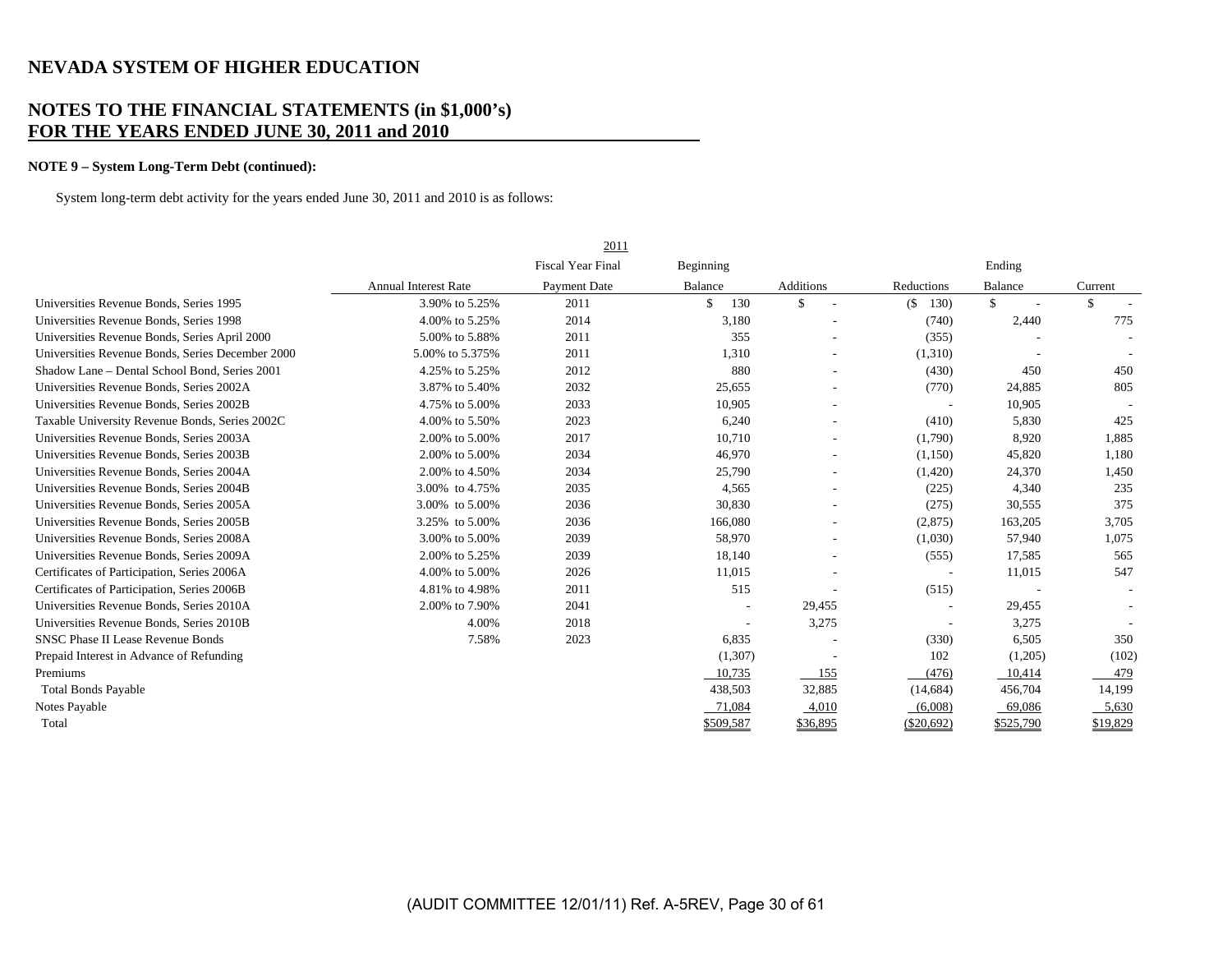# NEVADA SYSTEM OF HIGHER EDUCATION

## NOTES TO THE FINANCIAL STATEMENTS (in $1,000's)
## FOR THE YEARS ENDED JUNE 30, 2011 and 2010

**NOTE 9 – System Long-Term Debt (continued):**

System long-term debt activity for the years ended June 30, 2011 and 2010 is as follows:

| | | 2011 | | | | | |
|---|---|---|---|---|---|---|---|
| | Annual Interest Rate | Fiscal Year Final Payment Date | Beginning Balance | Additions | Reductions | Ending Balance | Current |
| Universities Revenue Bonds, Series 1995 | 3.90% to 5.25% | 2011 | $ 130 | $ - | ($ 130) | $ - | $ - |
| Universities Revenue Bonds, Series 1998 | 4.00% to 5.25% | 2014 | 3,180 | - | (740) | 2,440 | 775 |
| Universities Revenue Bonds, Series April 2000 | 5.00% to 5.88% | 2011 | 355 | - | (355) | - | - |
| Universities Revenue Bonds, Series December 2000 | 5.00% to 5.375% | 2011 | 1,310 | - | (1,310) | - | - |
| Shadow Lane – Dental School Bond, Series 2001 | 4.25% to 5.25% | 2012 | 880 | - | (430) | 450 | 450 |
| Universities Revenue Bonds, Series 2002A | 3.87% to 5.40% | 2032 | 25,655 | - | (770) | 24,885 | 805 |
| Universities Revenue Bonds, Series 2002B | 4.75% to 5.00% | 2033 | 10,905 | - | - | 10,905 | - |
| Taxable University Revenue Bonds, Series 2002C | 4.00% to 5.50% | 2023 | 6,240 | - | (410) | 5,830 | 425 |
| Universities Revenue Bonds, Series 2003A | 2.00% to 5.00% | 2017 | 10,710 | - | (1,790) | 8,920 | 1,885 |
| Universities Revenue Bonds, Series 2003B | 2.00% to 5.00% | 2034 | 46,970 | - | (1,150) | 45,820 | 1,180 |
| Universities Revenue Bonds, Series 2004A | 2.00% to 4.50% | 2034 | 25,790 | - | (1,420) | 24,370 | 1,450 |
| Universities Revenue Bonds, Series 2004B | 3.00% to 4.75% | 2035 | 4,565 | - | (225) | 4,340 | 235 |
| Universities Revenue Bonds, Series 2005A | 3.00% to 5.00% | 2036 | 30,830 | - | (275) | 30,555 | 375 |
| Universities Revenue Bonds, Series 2005B | 3.25% to 5.00% | 2036 | 166,080 | - | (2,875) | 163,205 | 3,705 |
| Universities Revenue Bonds, Series 2008A | 3.00% to 5.00% | 2039 | 58,970 | - | (1,030) | 57,940 | 1,075 |
| Universities Revenue Bonds, Series 2009A | 2.00% to 5.25% | 2039 | 18,140 | - | (555) | 17,585 | 565 |
| Certificates of Participation, Series 2006A | 4.00% to 5.00% | 2026 | 11,015 | - | - | 11,015 | 547 |
| Certificates of Participation, Series 2006B | 4.81% to 4.98% | 2011 | 515 | - | (515) | - | - |
| Universities Revenue Bonds, Series 2010A | 2.00% to 7.90% | 2041 | - | 29,455 | - | 29,455 | - |
| Universities Revenue Bonds, Series 2010B | 4.00% | 2018 | - | 3,275 | - | 3,275 | - |
| SNSC Phase II Lease Revenue Bonds | 7.58% | 2023 | 6,835 | - | (330) | 6,505 | 350 |
| Prepaid Interest in Advance of Refunding | | | (1,307) | - | 102 | (1,205) | (102) |
| Premiums | | | 10,735 | 155 | (476) | 10,414 | 479 |
| Total Bonds Payable | | | 438,503 | 32,885 | (14,684) | 456,704 | 14,199 |
| Notes Payable | | | 71,084 | 4,010 | (6,008) | 69,086 | 5,630 |
| Total | | | $509,587 | $36,895 | ($20,692) | $525,790 | $19,829 |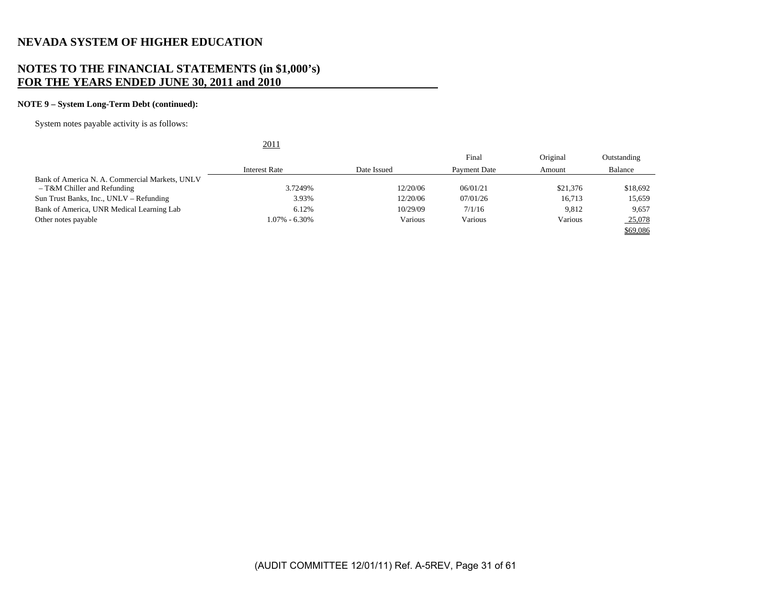# NEVADA SYSTEM OF HIGHER EDUCATION

## NOTES TO THE FINANCIAL STATEMENTS (in $1,000's) FOR THE YEARS ENDED JUNE 30, 2011 and 2010

**NOTE 9 – System Long-Term Debt (continued):**

System notes payable activity is as follows:

2011

| | Interest Rate | Date Issued | Final Payment Date | Original Amount | Outstanding Balance |
|---|---|---|---|---|---|
| Bank of America N. A. Commercial Markets, UNLV – T&M Chiller and Refunding | 3.7249% | 12/20/06 | 06/01/21 | $21,376 | $18,692 |
| Sun Trust Banks, Inc., UNLV – Refunding | 3.93% | 12/20/06 | 07/01/26 | 16,713 | 15,659 |
| Bank of America, UNR Medical Learning Lab | 6.12% | 10/29/09 | 7/1/16 | 9,812 | 9,657 |
| Other notes payable | 1.07% - 6.30% | Various | Various | Various | 25,078 |
| | | | | | $69,086 |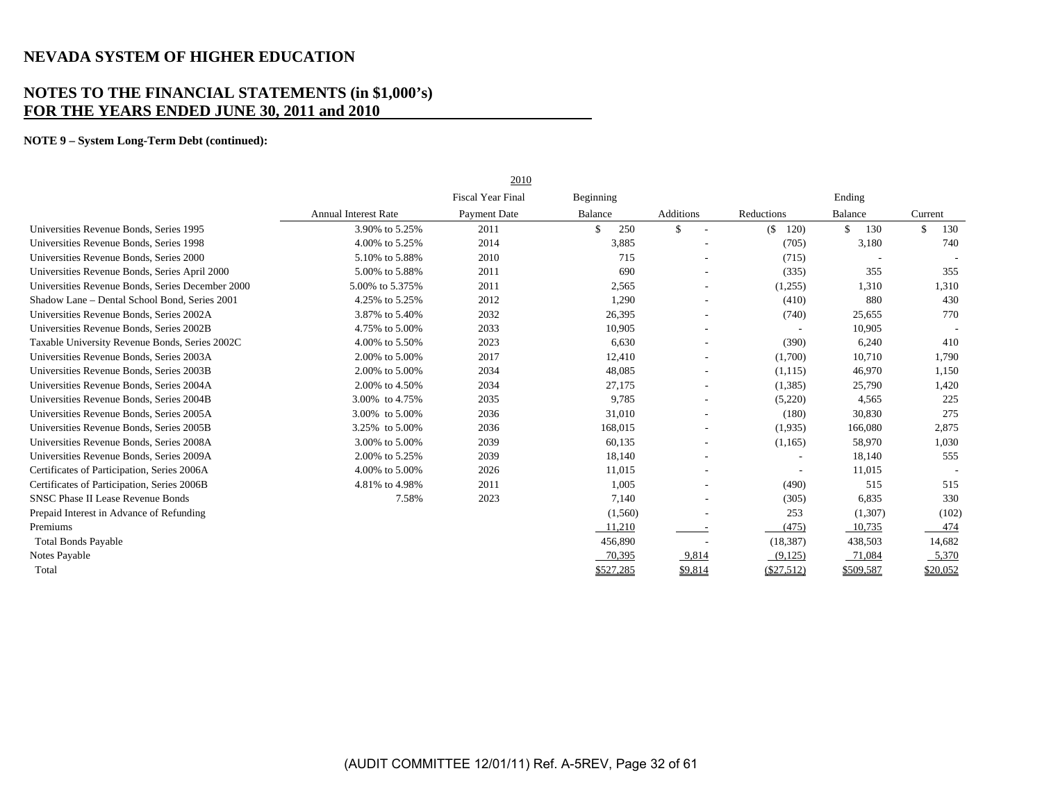# NEVADA SYSTEM OF HIGHER EDUCATION

## NOTES TO THE FINANCIAL STATEMENTS (in $1,000's)
## FOR THE YEARS ENDED JUNE 30, 2011 and 2010

**NOTE 9 – System Long-Term Debt (continued):**

| | | 2010 | | | | | |
|---|---|---|---|---|---|---|---|
| | Annual Interest Rate | Fiscal Year Final Payment Date | Beginning Balance | Additions | Reductions | Ending Balance | Current |
| Universities Revenue Bonds, Series 1995 | 3.90% to 5.25% | 2011 | $ 250 | $ - | ($ 120) | $ 130 | $ 130 |
| Universities Revenue Bonds, Series 1998 | 4.00% to 5.25% | 2014 | 3,885 | - | (705) | 3,180 | 740 |
| Universities Revenue Bonds, Series 2000 | 5.10% to 5.88% | 2010 | 715 | - | (715) | - | - |
| Universities Revenue Bonds, Series April 2000 | 5.00% to 5.88% | 2011 | 690 | - | (335) | 355 | 355 |
| Universities Revenue Bonds, Series December 2000 | 5.00% to 5.375% | 2011 | 2,565 | - | (1,255) | 1,310 | 1,310 |
| Shadow Lane – Dental School Bond, Series 2001 | 4.25% to 5.25% | 2012 | 1,290 | - | (410) | 880 | 430 |
| Universities Revenue Bonds, Series 2002A | 3.87% to 5.40% | 2032 | 26,395 | - | (740) | 25,655 | 770 |
| Universities Revenue Bonds, Series 2002B | 4.75% to 5.00% | 2033 | 10,905 | - | - | 10,905 | - |
| Taxable University Revenue Bonds, Series 2002C | 4.00% to 5.50% | 2023 | 6,630 | - | (390) | 6,240 | 410 |
| Universities Revenue Bonds, Series 2003A | 2.00% to 5.00% | 2017 | 12,410 | - | (1,700) | 10,710 | 1,790 |
| Universities Revenue Bonds, Series 2003B | 2.00% to 5.00% | 2034 | 48,085 | - | (1,115) | 46,970 | 1,150 |
| Universities Revenue Bonds, Series 2004A | 2.00% to 4.50% | 2034 | 27,175 | - | (1,385) | 25,790 | 1,420 |
| Universities Revenue Bonds, Series 2004B | 3.00% to 4.75% | 2035 | 9,785 | - | (5,220) | 4,565 | 225 |
| Universities Revenue Bonds, Series 2005A | 3.00% to 5.00% | 2036 | 31,010 | - | (180) | 30,830 | 275 |
| Universities Revenue Bonds, Series 2005B | 3.25% to 5.00% | 2036 | 168,015 | - | (1,935) | 166,080 | 2,875 |
| Universities Revenue Bonds, Series 2008A | 3.00% to 5.00% | 2039 | 60,135 | - | (1,165) | 58,970 | 1,030 |
| Universities Revenue Bonds, Series 2009A | 2.00% to 5.25% | 2039 | 18,140 | - | - | 18,140 | 555 |
| Certificates of Participation, Series 2006A | 4.00% to 5.00% | 2026 | 11,015 | - | - | 11,015 | - |
| Certificates of Participation, Series 2006B | 4.81% to 4.98% | 2011 | 1,005 | - | (490) | 515 | 515 |
| SNSC Phase II Lease Revenue Bonds | 7.58% | 2023 | 7,140 | - | (305) | 6,835 | 330 |
| Prepaid Interest in Advance of Refunding | | | (1,560) | - | 253 | (1,307) | (102) |
| Premiums | | | 11,210 | - | (475) | 10,735 | 474 |
| Total Bonds Payable | | | 456,890 | - | (18,387) | 438,503 | 14,682 |
| Notes Payable | | | 70,395 | 9,814 | (9,125) | 71,084 | 5,370 |
| Total | | | $527,285 | $9,814 | ($27,512) | $509,587 | $20,052 |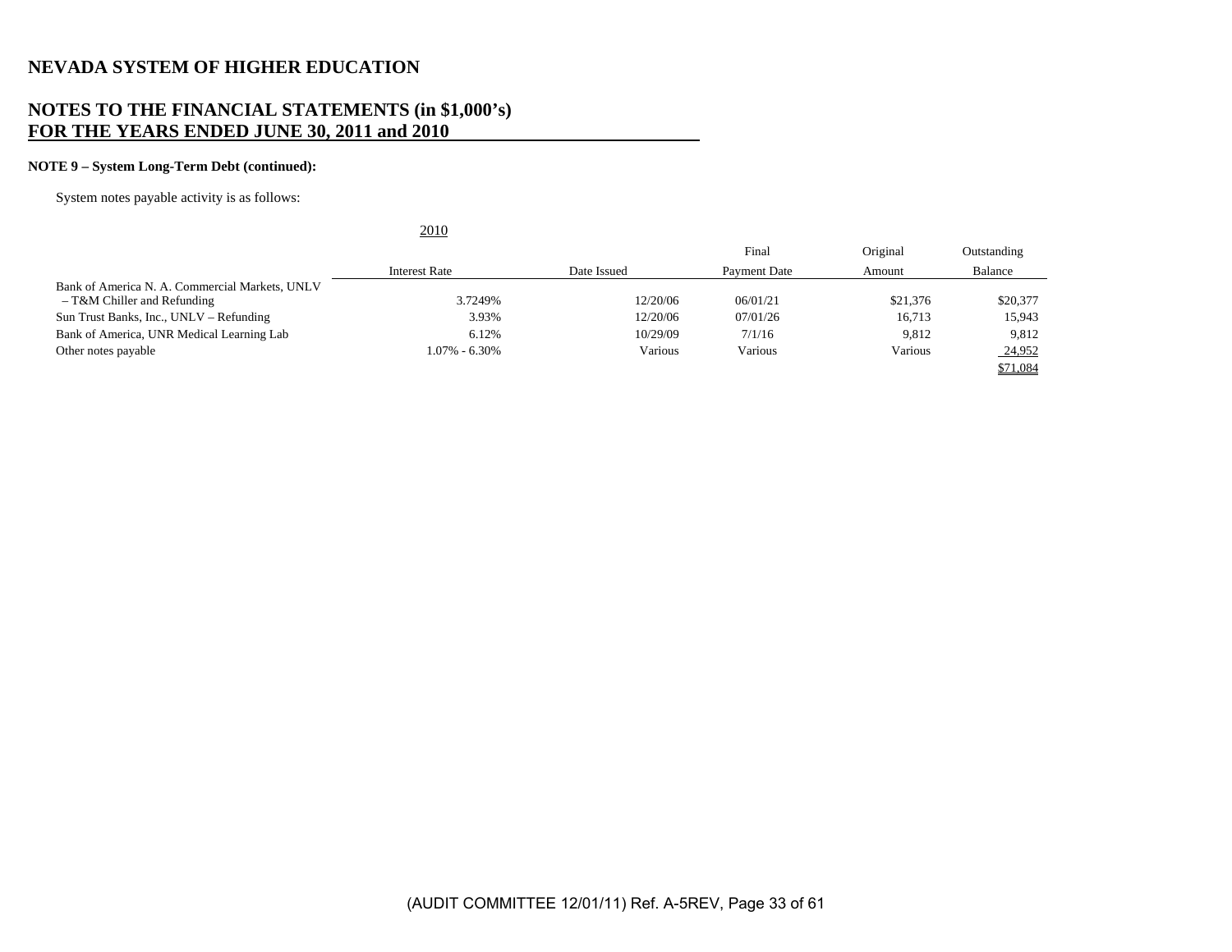# NEVADA SYSTEM OF HIGHER EDUCATION

## NOTES TO THE FINANCIAL STATEMENTS (in $1,000's) FOR THE YEARS ENDED JUNE 30, 2011 and 2010

**NOTE 9 – System Long-Term Debt (continued):**

System notes payable activity is as follows:

2010

| | Interest Rate | Date Issued | Final Payment Date | Original Amount | Outstanding Balance |
|---|---|---|---|---|---|
| Bank of America N. A. Commercial Markets, UNLV – T&M Chiller and Refunding | 3.7249% | 12/20/06 | 06/01/21 | $21,376 | $20,377 |
| Sun Trust Banks, Inc., UNLV – Refunding | 3.93% | 12/20/06 | 07/01/26 | 16,713 | 15,943 |
| Bank of America, UNR Medical Learning Lab | 6.12% | 10/29/09 | 7/1/16 | 9,812 | 9,812 |
| Other notes payable | 1.07% - 6.30% | Various | Various | Various | 24,952 |
| | | | | | $71,084 |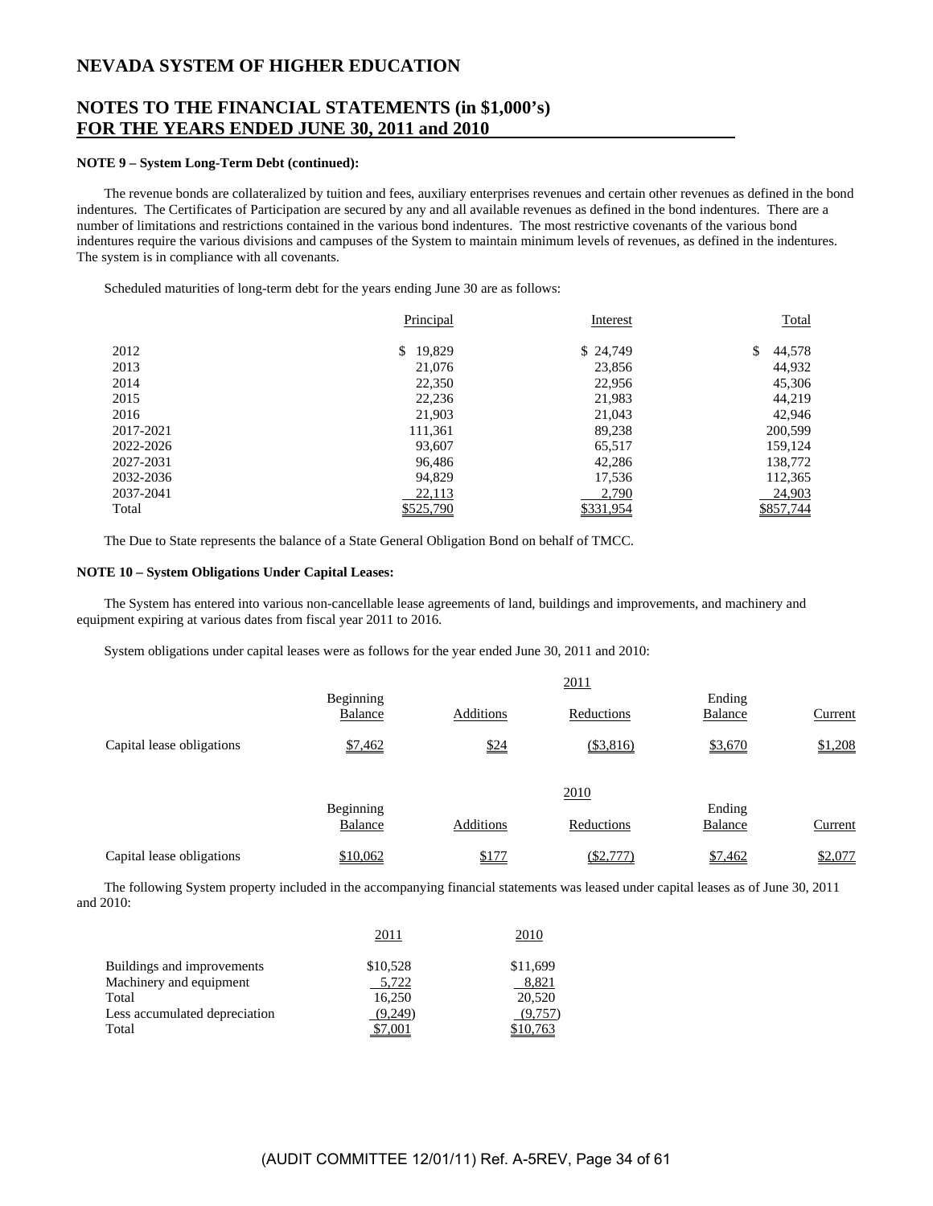# NEVADA SYSTEM OF HIGHER EDUCATION

## NOTES TO THE FINANCIAL STATEMENTS (in $1,000's) FOR THE YEARS ENDED JUNE 30, 2011 and 2010

**NOTE 9 – System Long-Term Debt (continued):**

The revenue bonds are collateralized by tuition and fees, auxiliary enterprises revenues and certain other revenues as defined in the bond indentures. The Certificates of Participation are secured by any and all available revenues as defined in the bond indentures. There are a number of limitations and restrictions contained in the various bond indentures. The most restrictive covenants of the various bond indentures require the various divisions and campuses of the System to maintain minimum levels of revenues, as defined in the indentures. The system is in compliance with all covenants.

Scheduled maturities of long-term debt for the years ending June 30 are as follows:

| | Principal | Interest | Total |
|---|---|---|---|
| 2012 | $ 19,829 | $ 24,749 | $ 44,578 |
| 2013 | 21,076 | 23,856 | 44,932 |
| 2014 | 22,350 | 22,956 | 45,306 |
| 2015 | 22,236 | 21,983 | 44,219 |
| 2016 | 21,903 | 21,043 | 42,946 |
| 2017-2021 | 111,361 | 89,238 | 200,599 |
| 2022-2026 | 93,607 | 65,517 | 159,124 |
| 2027-2031 | 96,486 | 42,286 | 138,772 |
| 2032-2036 | 94,829 | 17,536 | 112,365 |
| 2037-2041 | 22,113 | 2,790 | 24,903 |
| Total | $525,790 | $331,954 | $857,744 |

The Due to State represents the balance of a State General Obligation Bond on behalf of TMCC.

**NOTE 10 – System Obligations Under Capital Leases:**

The System has entered into various non-cancellable lease agreements of land, buildings and improvements, and machinery and equipment expiring at various dates from fiscal year 2011 to 2016.

System obligations under capital leases were as follows for the year ended June 30, 2011 and 2010:

| 2011 | Beginning Balance | Additions | Reductions | Ending Balance | Current |
|---|---|---|---|---|---|
| Capital lease obligations | $7,462 | $24 | ($3,816) | $3,670 | $1,208 |

| 2010 | Beginning Balance | Additions | Reductions | Ending Balance | Current |
|---|---|---|---|---|---|
| Capital lease obligations | $10,062 | $177 | ($2,777) | $7,462 | $2,077 |

The following System property included in the accompanying financial statements was leased under capital leases as of June 30, 2011 and 2010:

| | 2011 | 2010 |
|---|---|---|
| Buildings and improvements | $10,528 | $11,699 |
| Machinery and equipment | 5,722 | 8,821 |
| Total | 16,250 | 20,520 |
| Less accumulated depreciation | (9,249) | (9,757) |
| Total | $7,001 | $10,763 |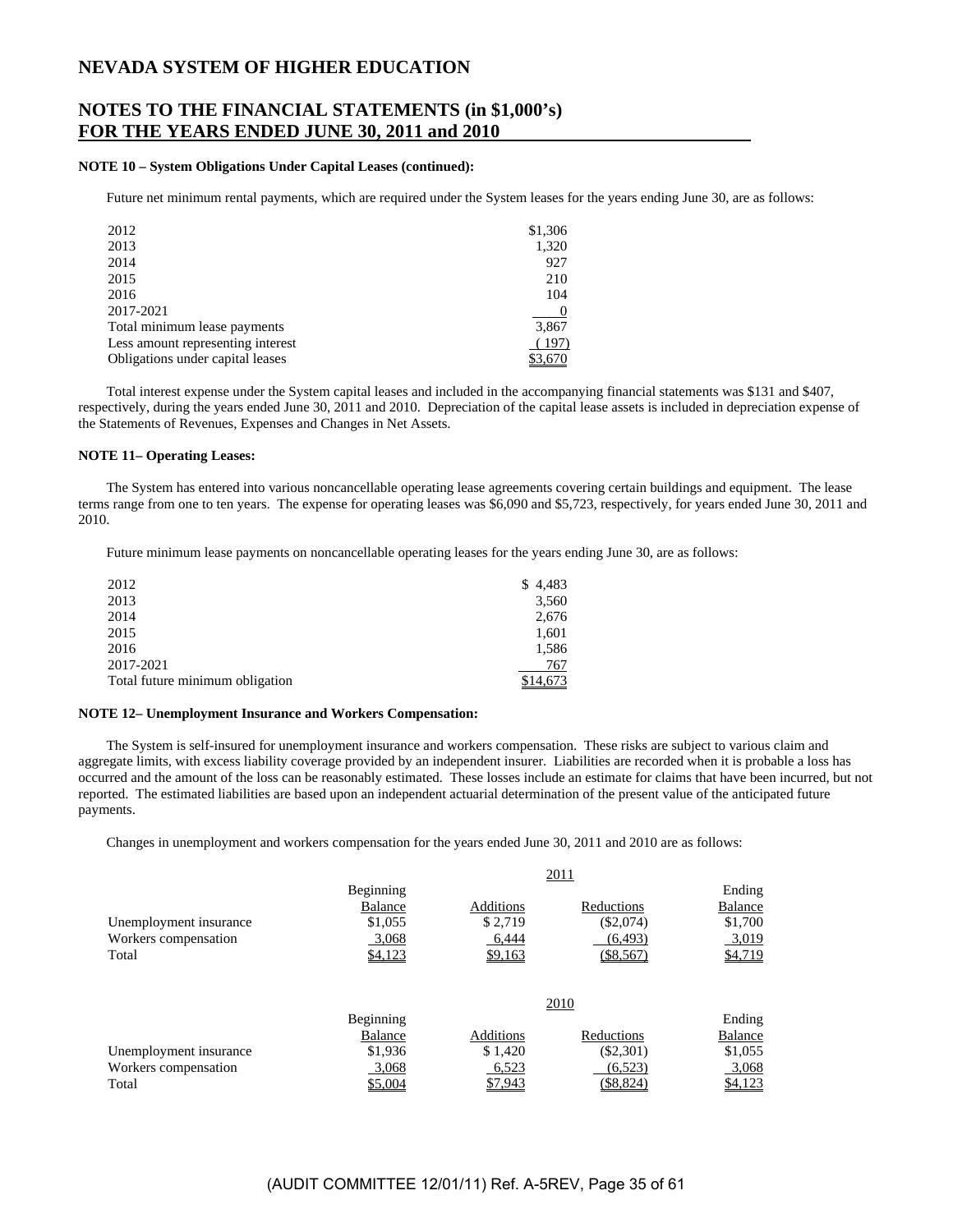# NEVADA SYSTEM OF HIGHER EDUCATION

## NOTES TO THE FINANCIAL STATEMENTS (in $1,000's) FOR THE YEARS ENDED JUNE 30, 2011 and 2010

**NOTE 10 – System Obligations Under Capital Leases (continued):**

Future net minimum rental payments, which are required under the System leases for the years ending June 30, are as follows:

| | |
|---|---:|
| 2012 | $1,306 |
| 2013 | 1,320 |
| 2014 | 927 |
| 2015 | 210 |
| 2016 | 104 |
| 2017-2021 | 0 |
| Total minimum lease payments | 3,867 |
| Less amount representing interest | ( 197) |
| Obligations under capital leases | $3,670 |

Total interest expense under the System capital leases and included in the accompanying financial statements was $131 and $407, respectively, during the years ended June 30, 2011 and 2010. Depreciation of the capital lease assets is included in depreciation expense of the Statements of Revenues, Expenses and Changes in Net Assets.

**NOTE 11– Operating Leases:**

The System has entered into various noncancellable operating lease agreements covering certain buildings and equipment. The lease terms range from one to ten years. The expense for operating leases was $6,090 and $5,723, respectively, for years ended June 30, 2011 and 2010.

Future minimum lease payments on noncancellable operating leases for the years ending June 30, are as follows:

| | |
|---|---:|
| 2012 | $ 4,483 |
| 2013 | 3,560 |
| 2014 | 2,676 |
| 2015 | 1,601 |
| 2016 | 1,586 |
| 2017-2021 | 767 |
| Total future minimum obligation | $14,673 |

**NOTE 12– Unemployment Insurance and Workers Compensation:**

The System is self-insured for unemployment insurance and workers compensation. These risks are subject to various claim and aggregate limits, with excess liability coverage provided by an independent insurer. Liabilities are recorded when it is probable a loss has occurred and the amount of the loss can be reasonably estimated. These losses include an estimate for claims that have been incurred, but not reported. The estimated liabilities are based upon an independent actuarial determination of the present value of the anticipated future payments.

Changes in unemployment and workers compensation for the years ended June 30, 2011 and 2010 are as follows:

| | 2011 | | | |
|---|---:|---:|---:|---:|
| | Beginning Balance | Additions | Reductions | Ending Balance |
| Unemployment insurance | $1,055 | $ 2,719 | ($2,074) | $1,700 |
| Workers compensation | 3,068 | 6,444 | (6,493) | 3,019 |
| Total | $4,123 | $9,163 | ($8,567) | $4,719 |

| | 2010 | | | |
|---|---:|---:|---:|---:|
| | Beginning Balance | Additions | Reductions | Ending Balance |
| Unemployment insurance | $1,936 | $ 1,420 | ($2,301) | $1,055 |
| Workers compensation | 3,068 | 6,523 | (6,523) | 3,068 |
| Total | $5,004 | $7,943 | ($8,824) | $4,123 |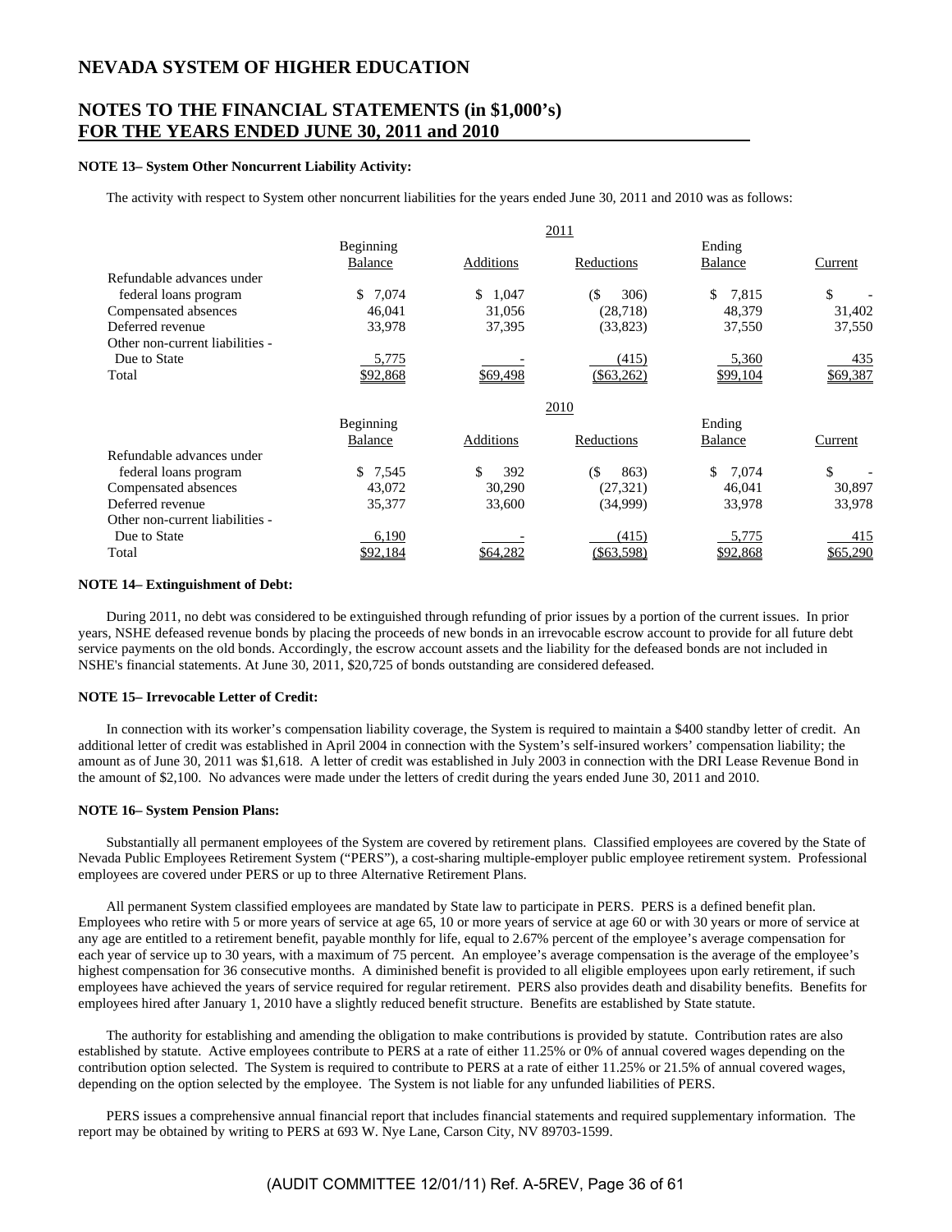# NEVADA SYSTEM OF HIGHER EDUCATION

## NOTES TO THE FINANCIAL STATEMENTS (in $1,000's)
## FOR THE YEARS ENDED JUNE 30, 2011 and 2010

**NOTE 13– System Other Noncurrent Liability Activity:**

The activity with respect to System other noncurrent liabilities for the years ended June 30, 2011 and 2010 was as follows:

| | 2011 | | | | |
|---|---|---|---|---|---|
| | Beginning Balance | Additions | Reductions | Ending Balance | Current |
| Refundable advances under federal loans program | $ 7,074 | $ 1,047 | ($ 306) | $ 7,815 | $ - |
| Compensated absences | 46,041 | 31,056 | (28,718) | 48,379 | 31,402 |
| Deferred revenue | 33,978 | 37,395 | (33,823) | 37,550 | 37,550 |
| Other non-current liabilities - Due to State | 5,775 | - | (415) | 5,360 | 435 |
| Total | $92,868 | $69,498 | ($63,262) | $99,104 | $69,387 |

| | 2010 | | | | |
|---|---|---|---|---|---|
| | Beginning Balance | Additions | Reductions | Ending Balance | Current |
| Refundable advances under federal loans program | $ 7,545 | $ 392 | ($ 863) | $ 7,074 | $ - |
| Compensated absences | 43,072 | 30,290 | (27,321) | 46,041 | 30,897 |
| Deferred revenue | 35,377 | 33,600 | (34,999) | 33,978 | 33,978 |
| Other non-current liabilities - Due to State | 6,190 | - | (415) | 5,775 | 415 |
| Total | $92,184 | $64,282 | ($63,598) | $92,868 | $65,290 |

**NOTE 14– Extinguishment of Debt:**

During 2011, no debt was considered to be extinguished through refunding of prior issues by a portion of the current issues. In prior years, NSHE defeased revenue bonds by placing the proceeds of new bonds in an irrevocable escrow account to provide for all future debt service payments on the old bonds. Accordingly, the escrow account assets and the liability for the defeased bonds are not included in NSHE's financial statements. At June 30, 2011, $20,725 of bonds outstanding are considered defeased.

**NOTE 15– Irrevocable Letter of Credit:**

In connection with its worker's compensation liability coverage, the System is required to maintain a $400 standby letter of credit. An additional letter of credit was established in April 2004 in connection with the System's self-insured workers' compensation liability; the amount as of June 30, 2011 was $1,618. A letter of credit was established in July 2003 in connection with the DRI Lease Revenue Bond in the amount of $2,100. No advances were made under the letters of credit during the years ended June 30, 2011 and 2010.

**NOTE 16– System Pension Plans:**

Substantially all permanent employees of the System are covered by retirement plans. Classified employees are covered by the State of Nevada Public Employees Retirement System ("PERS"), a cost-sharing multiple-employer public employee retirement system. Professional employees are covered under PERS or up to three Alternative Retirement Plans.

All permanent System classified employees are mandated by State law to participate in PERS. PERS is a defined benefit plan. Employees who retire with 5 or more years of service at age 65, 10 or more years of service at age 60 or with 30 years or more of service at any age are entitled to a retirement benefit, payable monthly for life, equal to 2.67% percent of the employee's average compensation for each year of service up to 30 years, with a maximum of 75 percent. An employee's average compensation is the average of the employee's highest compensation for 36 consecutive months. A diminished benefit is provided to all eligible employees upon early retirement, if such employees have achieved the years of service required for regular retirement. PERS also provides death and disability benefits. Benefits for employees hired after January 1, 2010 have a slightly reduced benefit structure. Benefits are established by State statute.

The authority for establishing and amending the obligation to make contributions is provided by statute. Contribution rates are also established by statute. Active employees contribute to PERS at a rate of either 11.25% or 0% of annual covered wages depending on the contribution option selected. The System is required to contribute to PERS at a rate of either 11.25% or 21.5% of annual covered wages, depending on the option selected by the employee. The System is not liable for any unfunded liabilities of PERS.

PERS issues a comprehensive annual financial report that includes financial statements and required supplementary information. The report may be obtained by writing to PERS at 693 W. Nye Lane, Carson City, NV 89703-1599.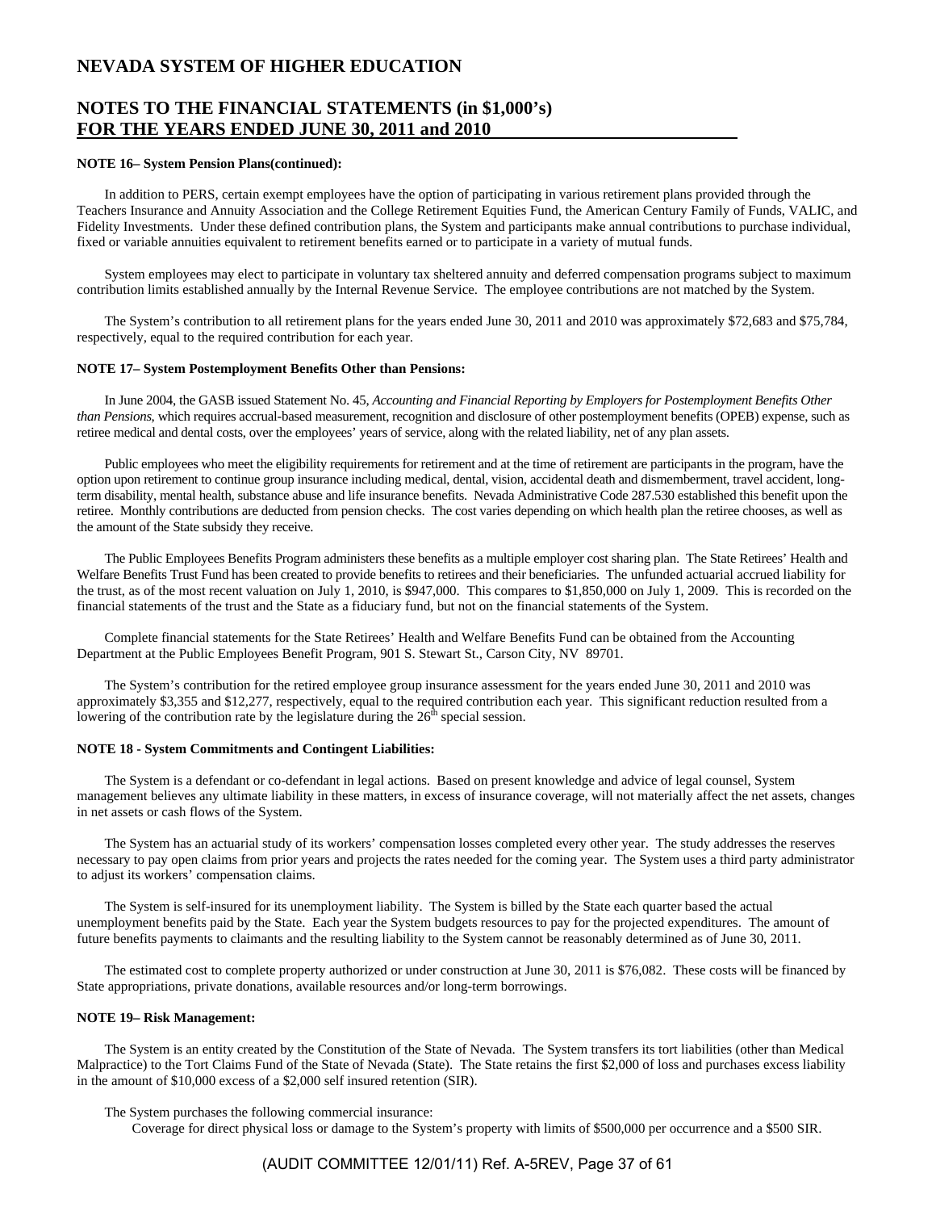## NOTE 16– System Pension Plans(continued):

In addition to PERS, certain exempt employees have the option of participating in various retirement plans provided through the Teachers Insurance and Annuity Association and the College Retirement Equities Fund, the American Century Family of Funds, VALIC, and Fidelity Investments. Under these defined contribution plans, the System and participants make annual contributions to purchase individual, fixed or variable annuities equivalent to retirement benefits earned or to participate in a variety of mutual funds.

System employees may elect to participate in voluntary tax sheltered annuity and deferred compensation programs subject to maximum contribution limits established annually by the Internal Revenue Service. The employee contributions are not matched by the System.

The System's contribution to all retirement plans for the years ended June 30, 2011 and 2010 was approximately $72,683 and $75,784, respectively, equal to the required contribution for each year.

## NOTE 17– System Postemployment Benefits Other than Pensions:

In June 2004, the GASB issued Statement No. 45, *Accounting and Financial Reporting by Employers for Postemployment Benefits Other than Pensions*, which requires accrual-based measurement, recognition and disclosure of other postemployment benefits (OPEB) expense, such as retiree medical and dental costs, over the employees' years of service, along with the related liability, net of any plan assets.

Public employees who meet the eligibility requirements for retirement and at the time of retirement are participants in the program, have the option upon retirement to continue group insurance including medical, dental, vision, accidental death and dismemberment, travel accident, long-term disability, mental health, substance abuse and life insurance benefits. Nevada Administrative Code 287.530 established this benefit upon the retiree. Monthly contributions are deducted from pension checks. The cost varies depending on which health plan the retiree chooses, as well as the amount of the State subsidy they receive.

The Public Employees Benefits Program administers these benefits as a multiple employer cost sharing plan. The State Retirees' Health and Welfare Benefits Trust Fund has been created to provide benefits to retirees and their beneficiaries. The unfunded actuarial accrued liability for the trust, as of the most recent valuation on July 1, 2010, is $947,000. This compares to $1,850,000 on July 1, 2009. This is recorded on the financial statements of the trust and the State as a fiduciary fund, but not on the financial statements of the System.

Complete financial statements for the State Retirees' Health and Welfare Benefits Fund can be obtained from the Accounting Department at the Public Employees Benefit Program, 901 S. Stewart St., Carson City, NV 89701.

The System's contribution for the retired employee group insurance assessment for the years ended June 30, 2011 and 2010 was approximately $3,355 and $12,277, respectively, equal to the required contribution each year. This significant reduction resulted from a lowering of the contribution rate by the legislature during the 26th special session.

## NOTE 18 - System Commitments and Contingent Liabilities:

The System is a defendant or co-defendant in legal actions. Based on present knowledge and advice of legal counsel, System management believes any ultimate liability in these matters, in excess of insurance coverage, will not materially affect the net assets, changes in net assets or cash flows of the System.

The System has an actuarial study of its workers' compensation losses completed every other year. The study addresses the reserves necessary to pay open claims from prior years and projects the rates needed for the coming year. The System uses a third party administrator to adjust its workers' compensation claims.

The System is self-insured for its unemployment liability. The System is billed by the State each quarter based the actual unemployment benefits paid by the State. Each year the System budgets resources to pay for the projected expenditures. The amount of future benefits payments to claimants and the resulting liability to the System cannot be reasonably determined as of June 30, 2011.

The estimated cost to complete property authorized or under construction at June 30, 2011 is $76,082. These costs will be financed by State appropriations, private donations, available resources and/or long-term borrowings.

## NOTE 19– Risk Management:

The System is an entity created by the Constitution of the State of Nevada. The System transfers its tort liabilities (other than Medical Malpractice) to the Tort Claims Fund of the State of Nevada (State). The State retains the first $2,000 of loss and purchases excess liability in the amount of $10,000 excess of a $2,000 self insured retention (SIR).

The System purchases the following commercial insurance:

Coverage for direct physical loss or damage to the System's property with limits of $500,000 per occurrence and a $500 SIR.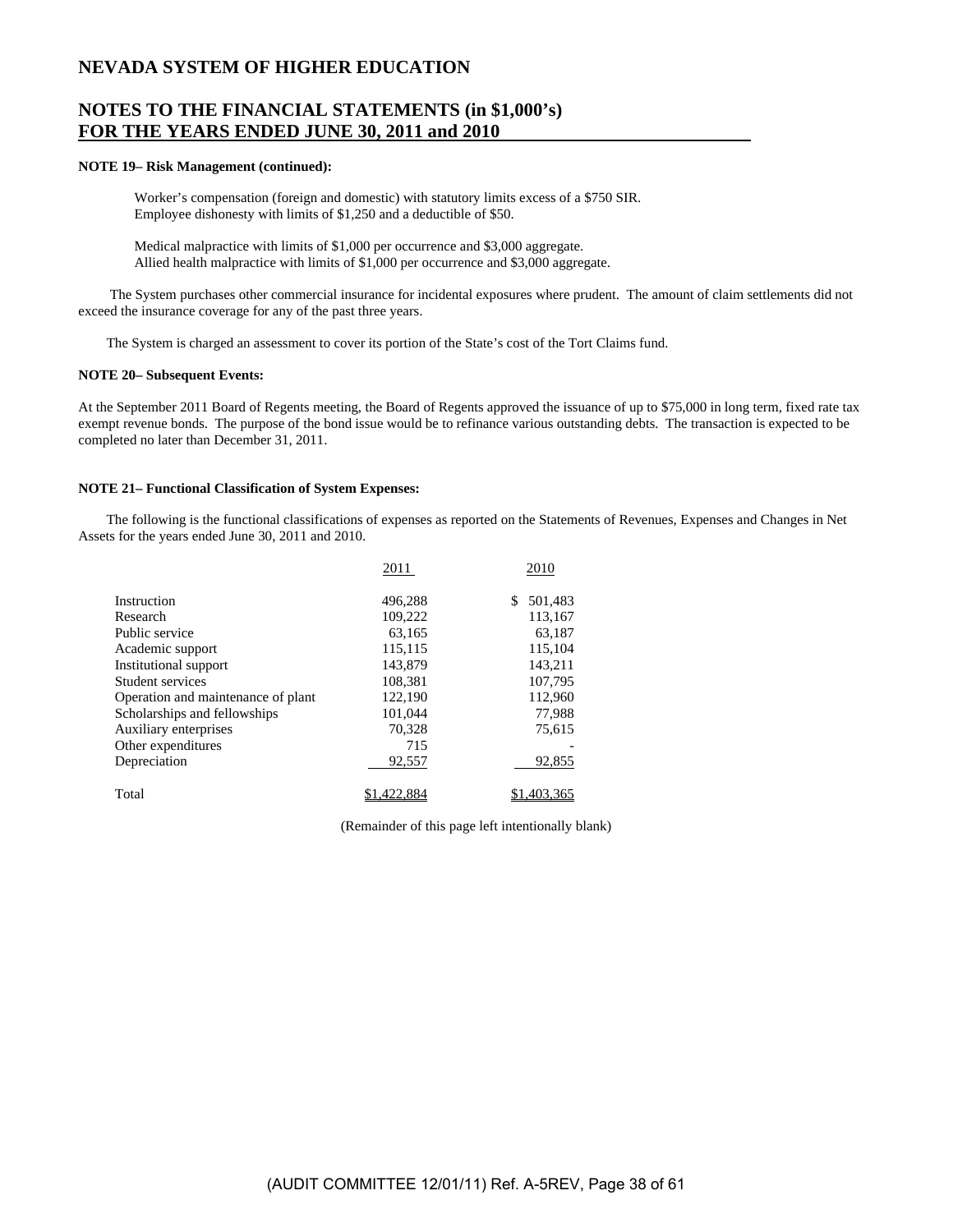# NEVADA SYSTEM OF HIGHER EDUCATION

## NOTES TO THE FINANCIAL STATEMENTS (in $1,000's) FOR THE YEARS ENDED JUNE 30, 2011 and 2010

**NOTE 19– Risk Management (continued):**

Worker's compensation (foreign and domestic) with statutory limits excess of a $750 SIR.
Employee dishonesty with limits of $1,250 and a deductible of $50.

Medical malpractice with limits of $1,000 per occurrence and $3,000 aggregate.
Allied health malpractice with limits of $1,000 per occurrence and $3,000 aggregate.

The System purchases other commercial insurance for incidental exposures where prudent. The amount of claim settlements did not exceed the insurance coverage for any of the past three years.

The System is charged an assessment to cover its portion of the State's cost of the Tort Claims fund.

**NOTE 20– Subsequent Events:**

At the September 2011 Board of Regents meeting, the Board of Regents approved the issuance of up to $75,000 in long term, fixed rate tax exempt revenue bonds. The purpose of the bond issue would be to refinance various outstanding debts. The transaction is expected to be completed no later than December 31, 2011.

**NOTE 21– Functional Classification of System Expenses:**

The following is the functional classifications of expenses as reported on the Statements of Revenues, Expenses and Changes in Net Assets for the years ended June 30, 2011 and 2010.

| | 2011 | 2010 |
|---|---|---|
| Instruction | 496,288 | $ 501,483 |
| Research | 109,222 | 113,167 |
| Public service | 63,165 | 63,187 |
| Academic support | 115,115 | 115,104 |
| Institutional support | 143,879 | 143,211 |
| Student services | 108,381 | 107,795 |
| Operation and maintenance of plant | 122,190 | 112,960 |
| Scholarships and fellowships | 101,044 | 77,988 |
| Auxiliary enterprises | 70,328 | 75,615 |
| Other expenditures | 715 | - |
| Depreciation | 92,557 | 92,855 |
| Total | $1,422,884 | $1,403,365 |

(Remainder of this page left intentionally blank)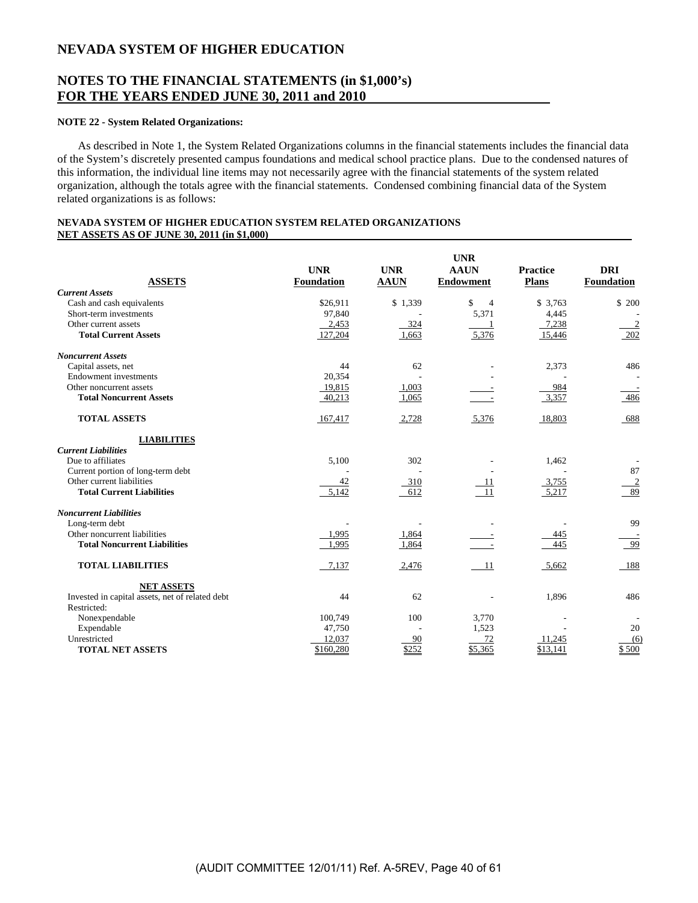# NEVADA SYSTEM OF HIGHER EDUCATION

## NOTES TO THE FINANCIAL STATEMENTS (in $1,000's) FOR THE YEARS ENDED JUNE 30, 2011 and 2010

**NOTE 22 - System Related Organizations:**

As described in Note 1, the System Related Organizations columns in the financial statements includes the financial data of the System's discretely presented campus foundations and medical school practice plans. Due to the condensed natures of this information, the individual line items may not necessarily agree with the financial statements of the system related organization, although the totals agree with the financial statements. Condensed combining financial data of the System related organizations is as follows:

**NEVADA SYSTEM OF HIGHER EDUCATION SYSTEM RELATED ORGANIZATIONS**
**NET ASSETS AS OF JUNE 30, 2011 (in $1,000)**

| ASSETS | UNR Foundation | UNR AAUN | UNR AAUN Endowment | Practice Plans | DRI Foundation |
|---|---|---|---|---|---|
| ***Current Assets*** | | | | | |
| Cash and cash equivalents | $26,911 | $ 1,339 | $ 4 | $ 3,763 | $ 200 |
| Short-term investments | 97,840 | - | 5,371 | 4,445 | - |
| Other current assets | 2,453 | 324 | 1 | 7,238 | 2 |
| **Total Current Assets** | 127,204 | 1,663 | 5,376 | 15,446 | 202 |
| ***Noncurrent Assets*** | | | | | |
| Capital assets, net | 44 | 62 | - | 2,373 | 486 |
| Endowment investments | 20,354 | - | - | - | - |
| Other noncurrent assets | 19,815 | 1,003 | - | 984 | - |
| **Total Noncurrent Assets** | 40,213 | 1,065 | - | 3,357 | 486 |
| **TOTAL ASSETS** | 167,417 | 2,728 | 5,376 | 18,803 | 688 |
| **LIABILITIES** | | | | | |
| ***Current Liabilities*** | | | | | |
| Due to affiliates | 5,100 | 302 | - | 1,462 | - |
| Current portion of long-term debt | - | - | - | - | 87 |
| Other current liabilities | 42 | 310 | 11 | 3,755 | 2 |
| **Total Current Liabilities** | 5,142 | 612 | 11 | 5,217 | 89 |
| ***Noncurrent Liabilities*** | | | | | |
| Long-term debt | - | - | - | - | 99 |
| Other noncurrent liabilities | 1,995 | 1,864 | - | 445 | - |
| **Total Noncurrent Liabilities** | 1,995 | 1,864 | - | 445 | 99 |
| **TOTAL LIABILITIES** | 7,137 | 2,476 | 11 | 5,662 | 188 |
| **NET ASSETS** | | | | | |
| Invested in capital assets, net of related debt | 44 | 62 | - | 1,896 | 486 |
| Restricted: | | | | | |
| Nonexpendable | 100,749 | 100 | 3,770 | - | - |
| Expendable | 47,750 | - | 1,523 | - | 20 |
| Unrestricted | 12,037 | 90 | 72 | 11,245 | (6) |
| **TOTAL NET ASSETS** | $160,280 | $252 | $5,365 | $13,141 | $ 500 |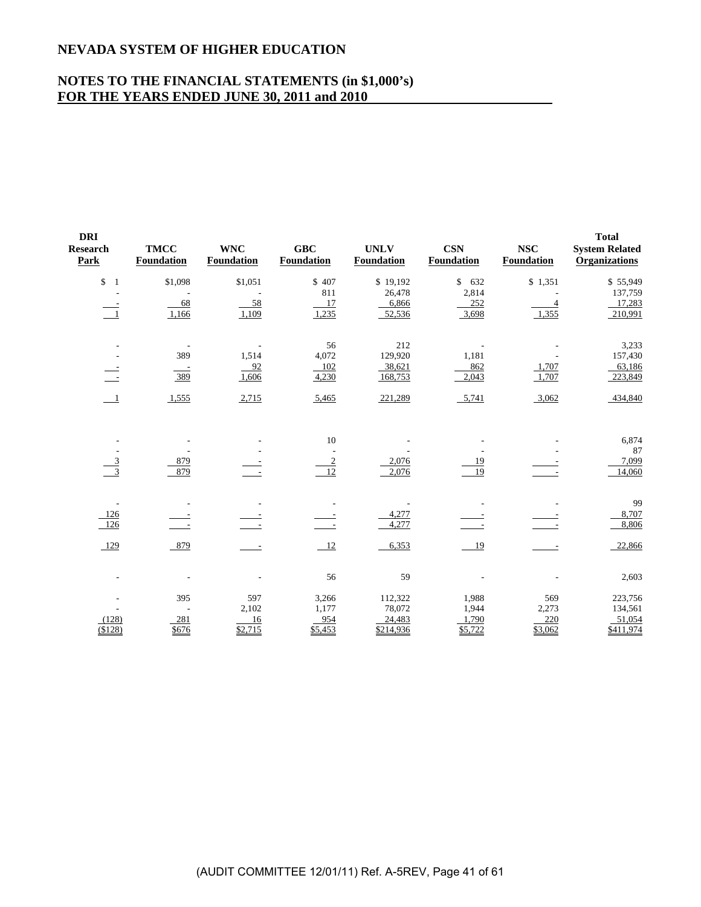# NEVADA SYSTEM OF HIGHER EDUCATION

## NOTES TO THE FINANCIAL STATEMENTS (in $1,000's) FOR THE YEARS ENDED JUNE 30, 2011 and 2010

| DRI Research Park | TMCC Foundation | WNC Foundation | GBC Foundation | UNLV Foundation | CSN Foundation | NSC Foundation | Total System Related Organizations |
|---|---|---|---|---|---|---|---|
| $ 1 | $1,098 | $1,051 | $ 407 | $ 19,192 | $ 632 | $ 1,351 | $ 55,949 |
| - | - | - | 811 | 26,478 | 2,814 | - | 137,759 |
| - | 68 | 58 | 17 | 6,866 | 252 | 4 | 17,283 |
| 1 | 1,166 | 1,109 | 1,235 | 52,536 | 3,698 | 1,355 | 210,991 |
| | | | | | | | |
| - | - | - | 56 | 212 | - | - | 3,233 |
| - | 389 | 1,514 | 4,072 | 129,920 | 1,181 | - | 157,430 |
| - | - | 92 | 102 | 38,621 | 862 | 1,707 | 63,186 |
| - | 389 | 1,606 | 4,230 | 168,753 | 2,043 | 1,707 | 223,849 |
| | | | | | | | |
| 1 | 1,555 | 2,715 | 5,465 | 221,289 | 5,741 | 3,062 | 434,840 |
| | | | | | | | |
| - | - | - | 10 | - | - | - | 6,874 |
| - | - | - | - | - | - | - | 87 |
| 3 | 879 | - | 2 | 2,076 | 19 | - | 7,099 |
| 3 | 879 | - | 12 | 2,076 | 19 | - | 14,060 |
| | | | | | | | |
| - | - | - | - | - | - | - | 99 |
| 126 | - | - | - | 4,277 | - | - | 8,707 |
| 126 | - | - | - | 4,277 | - | - | 8,806 |
| | | | | | | | |
| 129 | 879 | - | 12 | 6,353 | 19 | - | 22,866 |
| | | | | | | | |
| - | - | - | 56 | 59 | - | - | 2,603 |
| | | | | | | | |
| - | 395 | 597 | 3,266 | 112,322 | 1,988 | 569 | 223,756 |
| - | - | 2,102 | 1,177 | 78,072 | 1,944 | 2,273 | 134,561 |
| (128) | 281 | 16 | 954 | 24,483 | 1,790 | 220 | 51,054 |
| ($128) | $676 | $2,715 | $5,453 | $214,936 | $5,722 | $3,062 | $411,974 |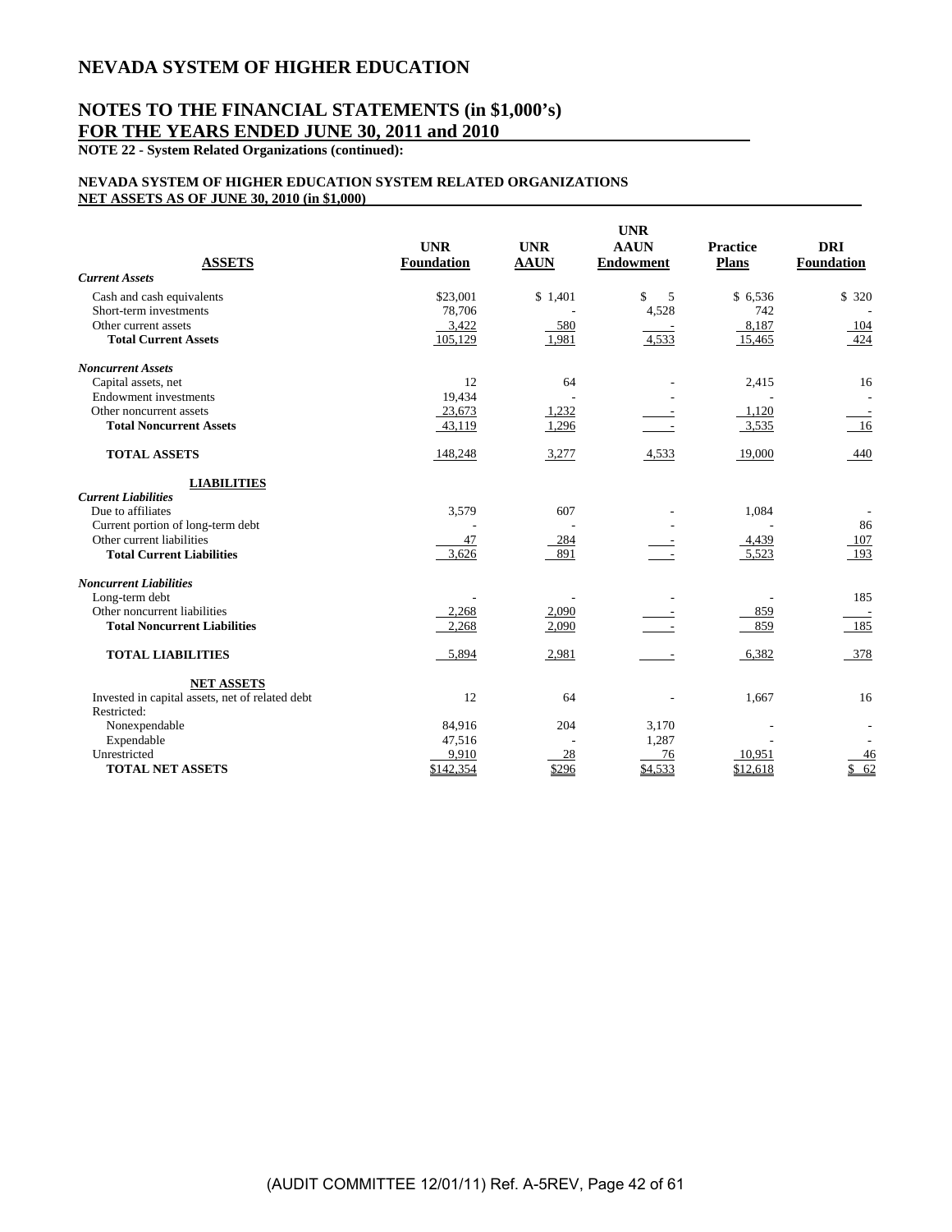# NEVADA SYSTEM OF HIGHER EDUCATION

## NOTES TO THE FINANCIAL STATEMENTS (in $1,000's) FOR THE YEARS ENDED JUNE 30, 2011 and 2010

**NOTE 22 - System Related Organizations (continued):**

**NEVADA SYSTEM OF HIGHER EDUCATION SYSTEM RELATED ORGANIZATIONS**
**NET ASSETS AS OF JUNE 30, 2010 (in $1,000)**

| ASSETS | UNR Foundation | UNR AAUN | UNR AAUN Endowment | Practice Plans | DRI Foundation |
|---|---|---|---|---|---|
| ***Current Assets*** | | | | | |
| Cash and cash equivalents | $23,001 | $ 1,401 | $ 5 | $ 6,536 | $ 320 |
| Short-term investments | 78,706 | - | 4,528 | 742 | - |
| Other current assets | 3,422 | 580 | - | 8,187 | 104 |
| **Total Current Assets** | 105,129 | 1,981 | 4,533 | 15,465 | 424 |
| ***Noncurrent Assets*** | | | | | |
| Capital assets, net | 12 | 64 | - | 2,415 | 16 |
| Endowment investments | 19,434 | - | - | - | - |
| Other noncurrent assets | 23,673 | 1,232 | - | 1,120 | - |
| **Total Noncurrent Assets** | 43,119 | 1,296 | - | 3,535 | 16 |
| **TOTAL ASSETS** | 148,248 | 3,277 | 4,533 | 19,000 | 440 |
| **LIABILITIES** | | | | | |
| ***Current Liabilities*** | | | | | |
| Due to affiliates | 3,579 | 607 | - | 1,084 | - |
| Current portion of long-term debt | - | - | - | - | 86 |
| Other current liabilities | 47 | 284 | - | 4,439 | 107 |
| **Total Current Liabilities** | 3,626 | 891 | - | 5,523 | 193 |
| ***Noncurrent Liabilities*** | | | | | |
| Long-term debt | - | - | - | - | 185 |
| Other noncurrent liabilities | 2,268 | 2,090 | - | 859 | - |
| **Total Noncurrent Liabilities** | 2,268 | 2,090 | - | 859 | 185 |
| **TOTAL LIABILITIES** | 5,894 | 2,981 | - | 6,382 | 378 |
| **NET ASSETS** | | | | | |
| Invested in capital assets, net of related debt | 12 | 64 | - | 1,667 | 16 |
| Restricted: | | | | | |
| Nonexpendable | 84,916 | 204 | 3,170 | - | - |
| Expendable | 47,516 | - | 1,287 | - | - |
| Unrestricted | 9,910 | 28 | 76 | 10,951 | 46 |
| **TOTAL NET ASSETS** | $142,354 | $296 | $4,533 | $12,618 | $ 62 |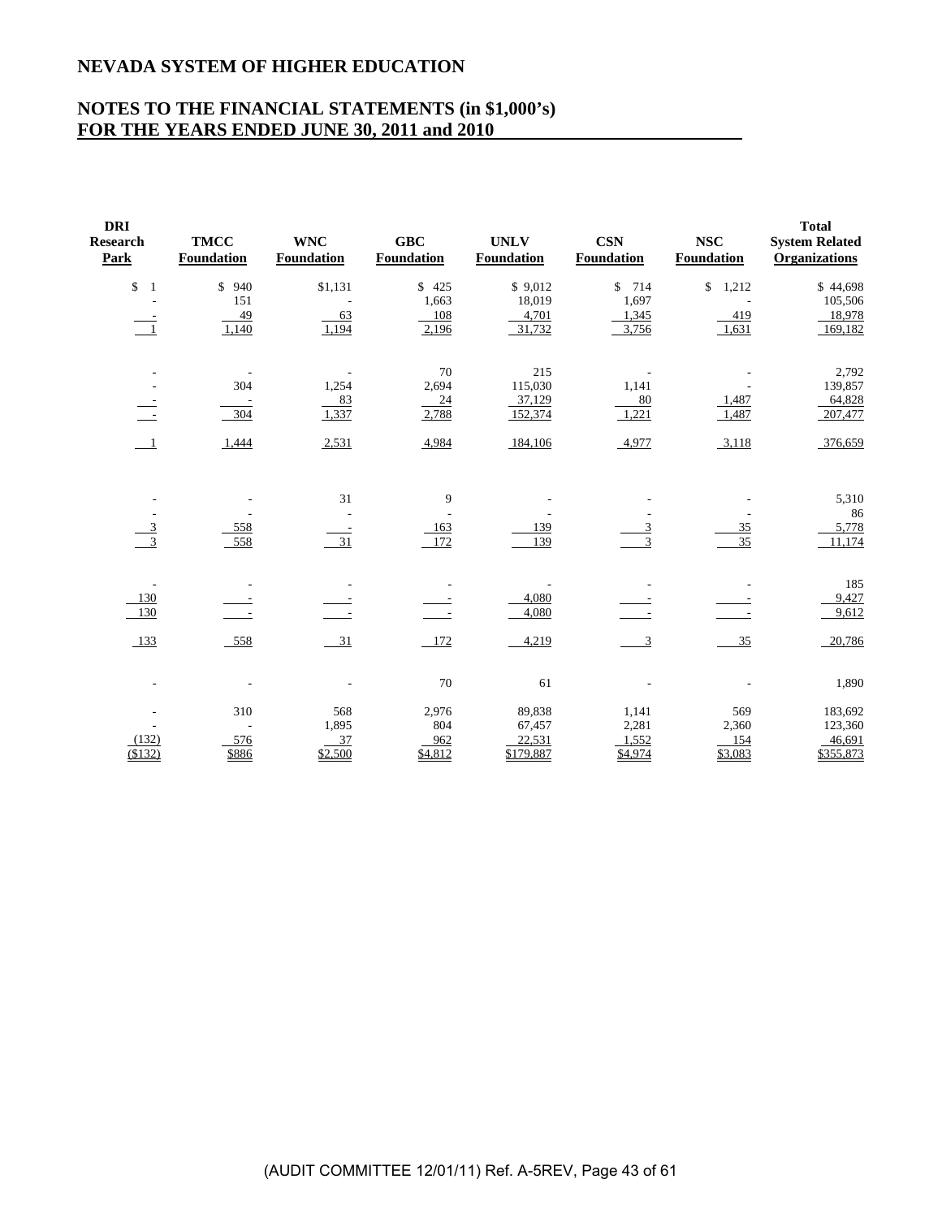# NEVADA SYSTEM OF HIGHER EDUCATION

## NOTES TO THE FINANCIAL STATEMENTS (in $1,000's) FOR THE YEARS ENDED JUNE 30, 2011 and 2010

| DRI Research Park | TMCC Foundation | WNC Foundation | GBC Foundation | UNLV Foundation | CSN Foundation | NSC Foundation | Total System Related Organizations |
|---|---|---|---|---|---|---|---|
| $ 1 | $ 940 | $1,131 | $ 425 | $ 9,012 | $ 714 | $ 1,212 | $ 44,698 |
| - | 151 | - | 1,663 | 18,019 | 1,697 | - | 105,506 |
| - | 49 | 63 | 108 | 4,701 | 1,345 | 419 | 18,978 |
| 1 | 1,140 | 1,194 | 2,196 | 31,732 | 3,756 | 1,631 | 169,182 |
| | | | | | | | |
| - | - | - | 70 | 215 | - | - | 2,792 |
| - | 304 | 1,254 | 2,694 | 115,030 | 1,141 | - | 139,857 |
| - | - | 83 | 24 | 37,129 | 80 | 1,487 | 64,828 |
| - | 304 | 1,337 | 2,788 | 152,374 | 1,221 | 1,487 | 207,477 |
| 1 | 1,444 | 2,531 | 4,984 | 184,106 | 4,977 | 3,118 | 376,659 |
| | | | | | | | |
| - | - | 31 | 9 | - | - | - | 5,310 |
| - | - | - | - | - | - | - | 86 |
| 3 | 558 | - | 163 | 139 | 3 | 35 | 5,778 |
| 3 | 558 | 31 | 172 | 139 | 3 | 35 | 11,174 |
| | | | | | | | |
| - | - | - | - | - | - | - | 185 |
| 130 | - | - | - | 4,080 | - | - | 9,427 |
| 130 | - | - | - | 4,080 | - | - | 9,612 |
| 133 | 558 | 31 | 172 | 4,219 | 3 | 35 | 20,786 |
| | | | | | | | |
| - | - | - | 70 | 61 | - | - | 1,890 |
| | | | | | | | |
| - | 310 | 568 | 2,976 | 89,838 | 1,141 | 569 | 183,692 |
| - | - | 1,895 | 804 | 67,457 | 2,281 | 2,360 | 123,360 |
| (132) | 576 | 37 | 962 | 22,531 | 1,552 | 154 | 46,691 |
| ($132) | $886 | $2,500 | $4,812 | $179,887 | $4,974 | $3,083 | $355,873 |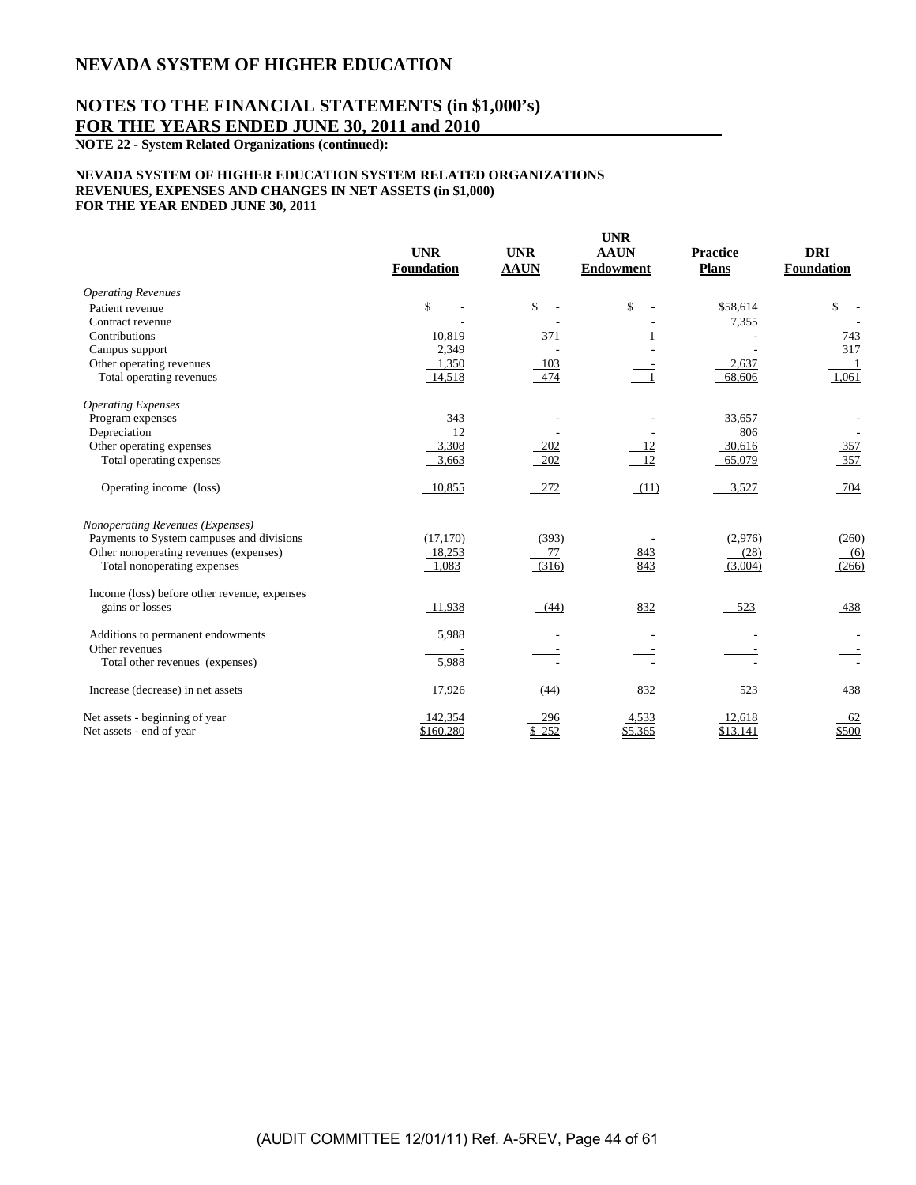# NEVADA SYSTEM OF HIGHER EDUCATION

## NOTES TO THE FINANCIAL STATEMENTS (in $1,000's) FOR THE YEARS ENDED JUNE 30, 2011 and 2010

**NOTE 22 - System Related Organizations (continued):**

**NEVADA SYSTEM OF HIGHER EDUCATION SYSTEM RELATED ORGANIZATIONS**
**REVENUES, EXPENSES AND CHANGES IN NET ASSETS (in $1,000)**
**FOR THE YEAR ENDED JUNE 30, 2011**

| | UNR Foundation | UNR AAUN | UNR AAUN Endowment | Practice Plans | DRI Foundation |
|---|---|---|---|---|---|
| *Operating Revenues* | | | | | |
| Patient revenue | $ - | $ - | $ - | $58,614 | $ - |
| Contract revenue | - | - | - | 7,355 | - |
| Contributions | 10,819 | 371 | 1 | - | 743 |
| Campus support | 2,349 | - | - | - | 317 |
| Other operating revenues | 1,350 | 103 | - | 2,637 | 1 |
| Total operating revenues | 14,518 | 474 | 1 | 68,606 | 1,061 |
| *Operating Expenses* | | | | | |
| Program expenses | 343 | - | - | 33,657 | - |
| Depreciation | 12 | - | - | 806 | - |
| Other operating expenses | 3,308 | 202 | 12 | 30,616 | 357 |
| Total operating expenses | 3,663 | 202 | 12 | 65,079 | 357 |
| Operating income (loss) | 10,855 | 272 | (11) | 3,527 | 704 |
| *Nonoperating Revenues (Expenses)* | | | | | |
| Payments to System campuses and divisions | (17,170) | (393) | - | (2,976) | (260) |
| Other nonoperating revenues (expenses) | 18,253 | 77 | 843 | (28) | (6) |
| Total nonoperating expenses | 1,083 | (316) | 843 | (3,004) | (266) |
| Income (loss) before other revenue, expenses gains or losses | 11,938 | (44) | 832 | 523 | 438 |
| Additions to permanent endowments | 5,988 | - | - | - | - |
| Other revenues | - | - | - | - | - |
| Total other revenues (expenses) | 5,988 | - | - | - | - |
| Increase (decrease) in net assets | 17,926 | (44) | 832 | 523 | 438 |
| Net assets - beginning of year | 142,354 | 296 | 4,533 | 12,618 | 62 |
| Net assets - end of year | $160,280 | $ 252 | $5,365 | $13,141 | $500 |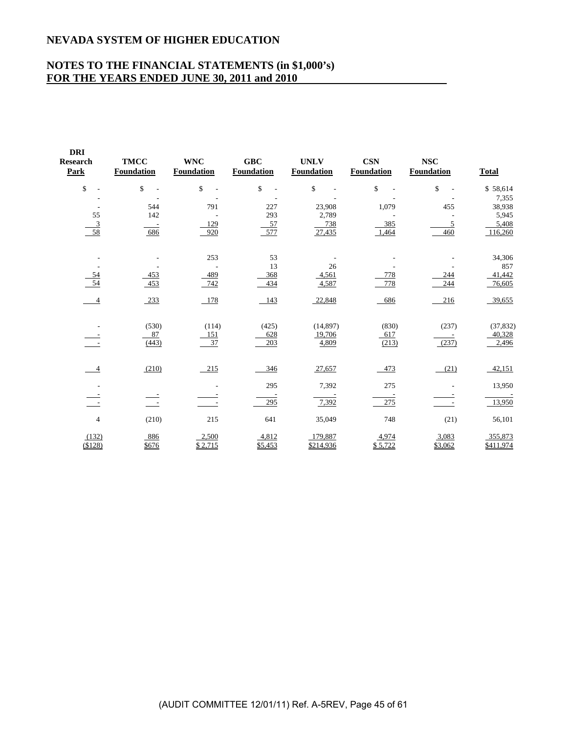# NEVADA SYSTEM OF HIGHER EDUCATION

## NOTES TO THE FINANCIAL STATEMENTS (in $1,000's)
## FOR THE YEARS ENDED JUNE 30, 2011 and 2010

| DRI Research Park | TMCC Foundation | WNC Foundation | GBC Foundation | UNLV Foundation | CSN Foundation | NSC Foundation | Total |
|---|---|---|---|---|---|---|---|
| $ - | $ - | $ - | $ - | $ - | $ - | $ - | $ 58,614 |
| - | - | - | - | - | - | - | 7,355 |
| - | 544 | 791 | 227 | 23,908 | 1,079 | 455 | 38,938 |
| 55 | 142 | - | 293 | 2,789 | - | - | 5,945 |
| 3 | - | 129 | 57 | 738 | 385 | 5 | 5,408 |
| 58 | 686 | 920 | 577 | 27,435 | 1,464 | 460 | 116,260 |
| | | | | | | | |
| - | - | 253 | 53 | - | - | - | 34,306 |
| - | - | - | 13 | 26 | - | - | 857 |
| 54 | 453 | 489 | 368 | 4,561 | 778 | 244 | 41,442 |
| 54 | 453 | 742 | 434 | 4,587 | 778 | 244 | 76,605 |
| | | | | | | | |
| 4 | 233 | 178 | 143 | 22,848 | 686 | 216 | 39,655 |
| | | | | | | | |
| - | (530) | (114) | (425) | (14,897) | (830) | (237) | (37,832) |
| - | 87 | 151 | 628 | 19,706 | 617 | - | 40,328 |
| - | (443) | 37 | 203 | 4,809 | (213) | (237) | 2,496 |
| | | | | | | | |
| 4 | (210) | 215 | 346 | 27,657 | 473 | (21) | 42,151 |
| | | | | | | | |
| - | | - | 295 | 7,392 | 275 | - | 13,950 |
| - | - | - | - | - | - | - | - |
| - | - | - | 295 | 7,392 | 275 | - | 13,950 |
| | | | | | | | |
| 4 | (210) | 215 | 641 | 35,049 | 748 | (21) | 56,101 |
| | | | | | | | |
| (132) | 886 | 2,500 | 4,812 | 179,887 | 4,974 | 3,083 | 355,873 |
| ($128) | $676 | $ 2,715 | $5,453 | $214,936 | $ 5,722 | $3,062 | $411,974 |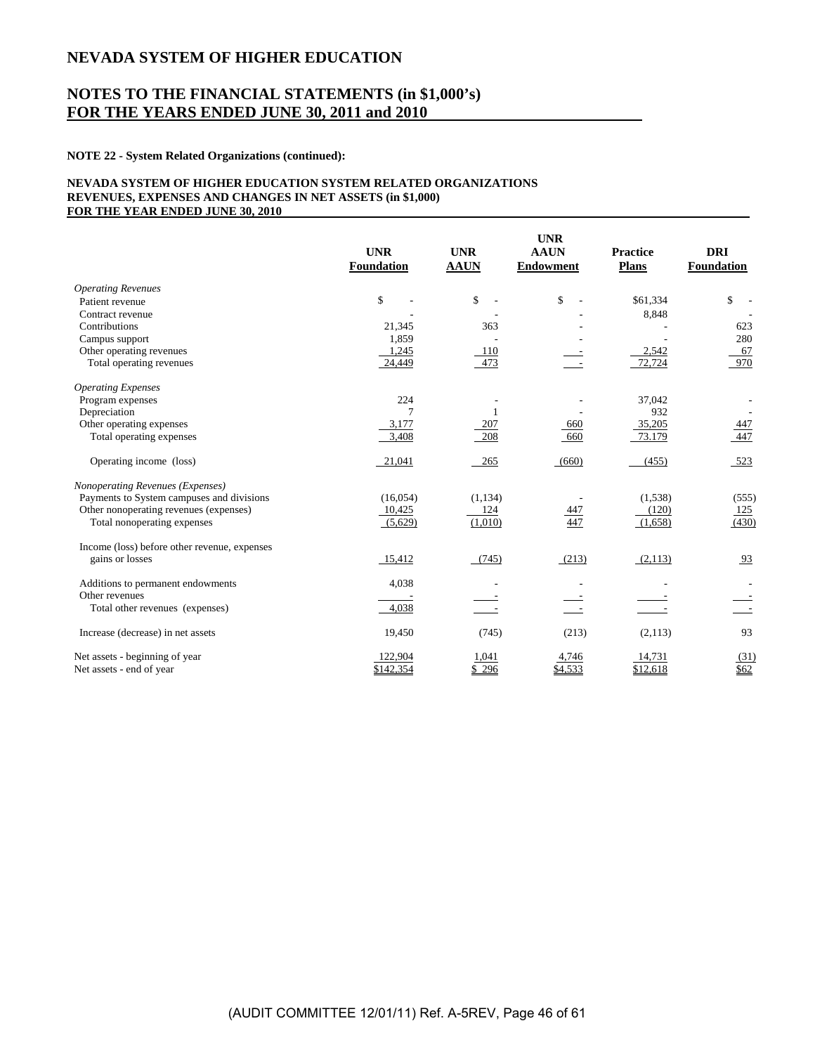# NEVADA SYSTEM OF HIGHER EDUCATION

## NOTES TO THE FINANCIAL STATEMENTS (in $1,000's) FOR THE YEARS ENDED JUNE 30, 2011 and 2010

**NOTE 22 - System Related Organizations (continued):**

**NEVADA SYSTEM OF HIGHER EDUCATION SYSTEM RELATED ORGANIZATIONS**
**REVENUES, EXPENSES AND CHANGES IN NET ASSETS (in $1,000)**
**FOR THE YEAR ENDED JUNE 30, 2010**

| | UNR Foundation | UNR AAUN | UNR AAUN Endowment | Practice Plans | DRI Foundation |
|---|---|---|---|---|---|
| *Operating Revenues* | | | | | |
| Patient revenue | $ - | $ - | $ - | $61,334 | $ - |
| Contract revenue | - | - | - | 8,848 | - |
| Contributions | 21,345 | 363 | - | - | 623 |
| Campus support | 1,859 | - | - | - | 280 |
| Other operating revenues | 1,245 | 110 | - | 2,542 | 67 |
| Total operating revenues | 24,449 | 473 | - | 72,724 | 970 |
| *Operating Expenses* | | | | | |
| Program expenses | 224 | - | - | 37,042 | - |
| Depreciation | 7 | 1 | - | 932 | - |
| Other operating expenses | 3,177 | 207 | 660 | 35,205 | 447 |
| Total operating expenses | 3,408 | 208 | 660 | 73,179 | 447 |
| Operating income (loss) | 21,041 | 265 | (660) | (455) | 523 |
| *Nonoperating Revenues (Expenses)* | | | | | |
| Payments to System campuses and divisions | (16,054) | (1,134) | - | (1,538) | (555) |
| Other nonoperating revenues (expenses) | 10,425 | 124 | 447 | (120) | 125 |
| Total nonoperating expenses | (5,629) | (1,010) | 447 | (1,658) | (430) |
| Income (loss) before other revenue, expenses gains or losses | 15,412 | (745) | (213) | (2,113) | 93 |
| Additions to permanent endowments | 4,038 | - | - | - | - |
| Other revenues | - | - | - | - | - |
| Total other revenues (expenses) | 4,038 | - | - | - | - |
| Increase (decrease) in net assets | 19,450 | (745) | (213) | (2,113) | 93 |
| Net assets - beginning of year | 122,904 | 1,041 | 4,746 | 14,731 | (31) |
| Net assets - end of year | $142,354 | $ 296 | $4,533 | $12,618 | $62 |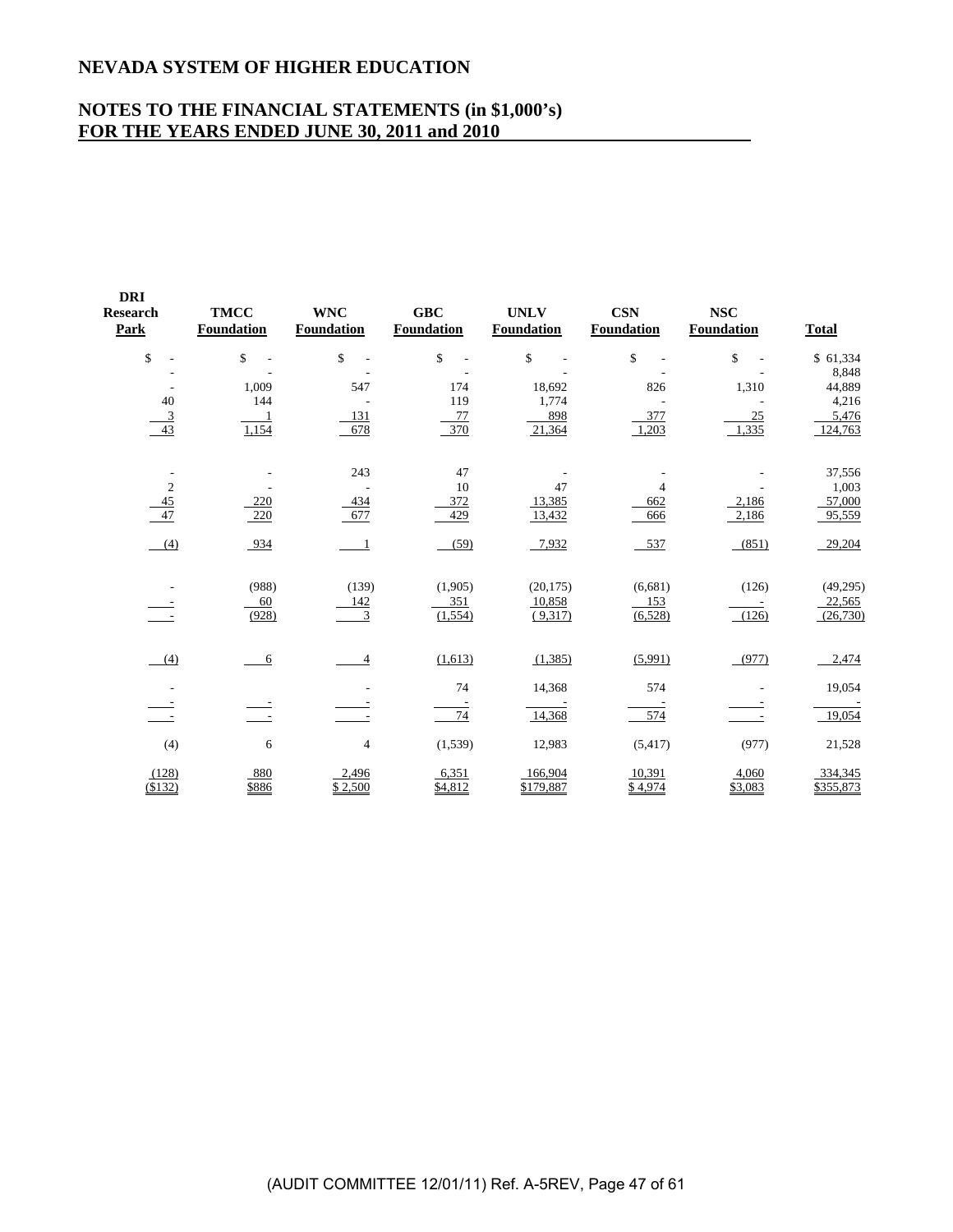## NEVADA SYSTEM OF HIGHER EDUCATION

## NOTES TO THE FINANCIAL STATEMENTS (in $1,000's) FOR THE YEARS ENDED JUNE 30, 2011 and 2010

| DRI Research Park | TMCC Foundation | WNC Foundation | GBC Foundation | UNLV Foundation | CSN Foundation | NSC Foundation | Total |
|---|---|---|---|---|---|---|---|
| $ - | $ - | $ - | $ - | $ - | $ - | $ - | $ 61,334 |
| - | - | - | - | - | - | - | 8,848 |
| - | 1,009 | 547 | 174 | 18,692 | 826 | 1,310 | 44,889 |
| 40 | 144 | - | 119 | 1,774 | - | - | 4,216 |
| 3 | 1 | 131 | 77 | 898 | 377 | 25 | 5,476 |
| 43 | 1,154 | 678 | 370 | 21,364 | 1,203 | 1,335 | 124,763 |
| | | | | | | | |
| - | - | 243 | 47 | - | - | - | 37,556 |
| 2 | - | - | 10 | 47 | 4 | - | 1,003 |
| 45 | 220 | 434 | 372 | 13,385 | 662 | 2,186 | 57,000 |
| 47 | 220 | 677 | 429 | 13,432 | 666 | 2,186 | 95,559 |
| | | | | | | | |
| (4) | 934 | 1 | (59) | 7,932 | 537 | (851) | 29,204 |
| | | | | | | | |
| - | (988) | (139) | (1,905) | (20,175) | (6,681) | (126) | (49,295) |
| - | 60 | 142 | 351 | 10,858 | 153 | - | 22,565 |
| - | (928) | 3 | (1,554) | (9,317) | (6,528) | (126) | (26,730) |
| | | | | | | | |
| (4) | 6 | 4 | (1,613) | (1,385) | (5,991) | (977) | 2,474 |
| | | | | | | | |
| - | | - | 74 | 14,368 | 574 | - | 19,054 |
| - | - | - | - | - | - | - | - |
| - | - | - | 74 | 14,368 | 574 | - | 19,054 |
| | | | | | | | |
| (4) | 6 | 4 | (1,539) | 12,983 | (5,417) | (977) | 21,528 |
| | | | | | | | |
| (128) | 880 | 2,496 | 6,351 | 166,904 | 10,391 | 4,060 | 334,345 |
| ($132) | $886 | $ 2,500 | $4,812 | $179,887 | $ 4,974 | $3,083 | $355,873 |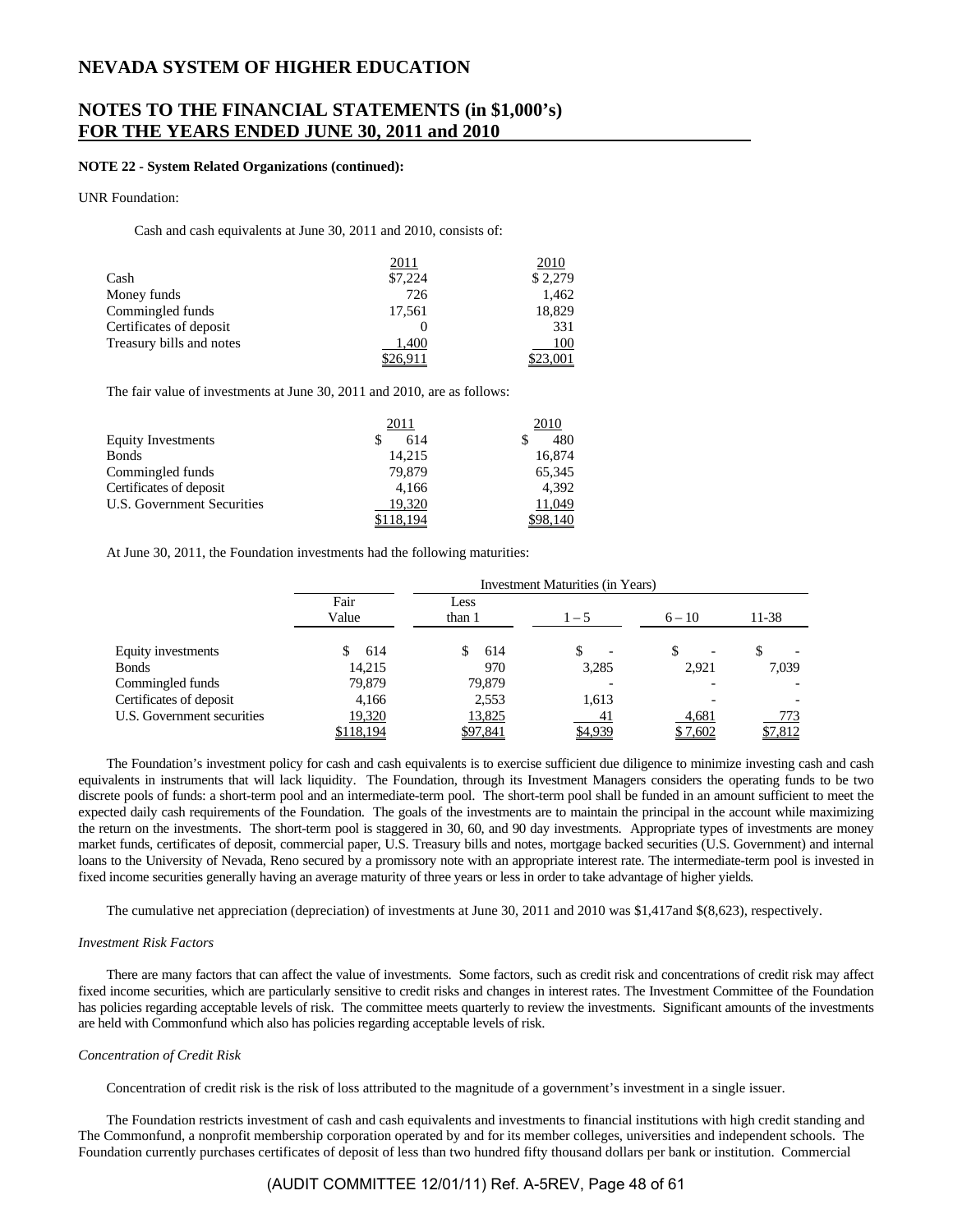# NEVADA SYSTEM OF HIGHER EDUCATION

## NOTES TO THE FINANCIAL STATEMENTS (in $1,000's) FOR THE YEARS ENDED JUNE 30, 2011 and 2010

**NOTE 22 - System Related Organizations (continued):**

UNR Foundation:

Cash and cash equivalents at June 30, 2011 and 2010, consists of:

| | 2011 | 2010 |
|---|---|---|
| Cash | $7,224 | $ 2,279 |
| Money funds | 726 | 1,462 |
| Commingled funds | 17,561 | 18,829 |
| Certificates of deposit | 0 | 331 |
| Treasury bills and notes | 1,400 | 100 |
| | $26,911 | $23,001 |

The fair value of investments at June 30, 2011 and 2010, are as follows:

| | 2011 | 2010 |
|---|---|---|
| Equity Investments | $ 614 | $ 480 |
| Bonds | 14,215 | 16,874 |
| Commingled funds | 79,879 | 65,345 |
| Certificates of deposit | 4,166 | 4,392 |
| U.S. Government Securities | 19,320 | 11,049 |
| | $118,194 | $98,140 |

At June 30, 2011, the Foundation investments had the following maturities:

| | | Investment Maturities (in Years) | | | |
|---|---|---|---|---|---|
| | Fair Value | Less than 1 | 1 – 5 | 6 – 10 | 11-38 |
| Equity investments | $ 614 | $ 614 | $ - | $ - | $ - |
| Bonds | 14,215 | 970 | 3,285 | 2,921 | 7,039 |
| Commingled funds | 79,879 | 79,879 | - | - | - |
| Certificates of deposit | 4,166 | 2,553 | 1,613 | - | - |
| U.S. Government securities | 19,320 | 13,825 | 41 | 4,681 | 773 |
| | $118,194 | $97,841 | $4,939 | $ 7,602 | $7,812 |

The Foundation's investment policy for cash and cash equivalents is to exercise sufficient due diligence to minimize investing cash and cash equivalents in instruments that will lack liquidity. The Foundation, through its Investment Managers considers the operating funds to be two discrete pools of funds: a short-term pool and an intermediate-term pool. The short-term pool shall be funded in an amount sufficient to meet the expected daily cash requirements of the Foundation. The goals of the investments are to maintain the principal in the account while maximizing the return on the investments. The short-term pool is staggered in 30, 60, and 90 day investments. Appropriate types of investments are money market funds, certificates of deposit, commercial paper, U.S. Treasury bills and notes, mortgage backed securities (U.S. Government) and internal loans to the University of Nevada, Reno secured by a promissory note with an appropriate interest rate. The intermediate-term pool is invested in fixed income securities generally having an average maturity of three years or less in order to take advantage of higher yields.

The cumulative net appreciation (depreciation) of investments at June 30, 2011 and 2010 was $1,417and $(8,623), respectively.

*Investment Risk Factors*

There are many factors that can affect the value of investments. Some factors, such as credit risk and concentrations of credit risk may affect fixed income securities, which are particularly sensitive to credit risks and changes in interest rates. The Investment Committee of the Foundation has policies regarding acceptable levels of risk. The committee meets quarterly to review the investments. Significant amounts of the investments are held with Commonfund which also has policies regarding acceptable levels of risk.

*Concentration of Credit Risk*

Concentration of credit risk is the risk of loss attributed to the magnitude of a government's investment in a single issuer.

The Foundation restricts investment of cash and cash equivalents and investments to financial institutions with high credit standing and The Commonfund, a nonprofit membership corporation operated by and for its member colleges, universities and independent schools. The Foundation currently purchases certificates of deposit of less than two hundred fifty thousand dollars per bank or institution. Commercial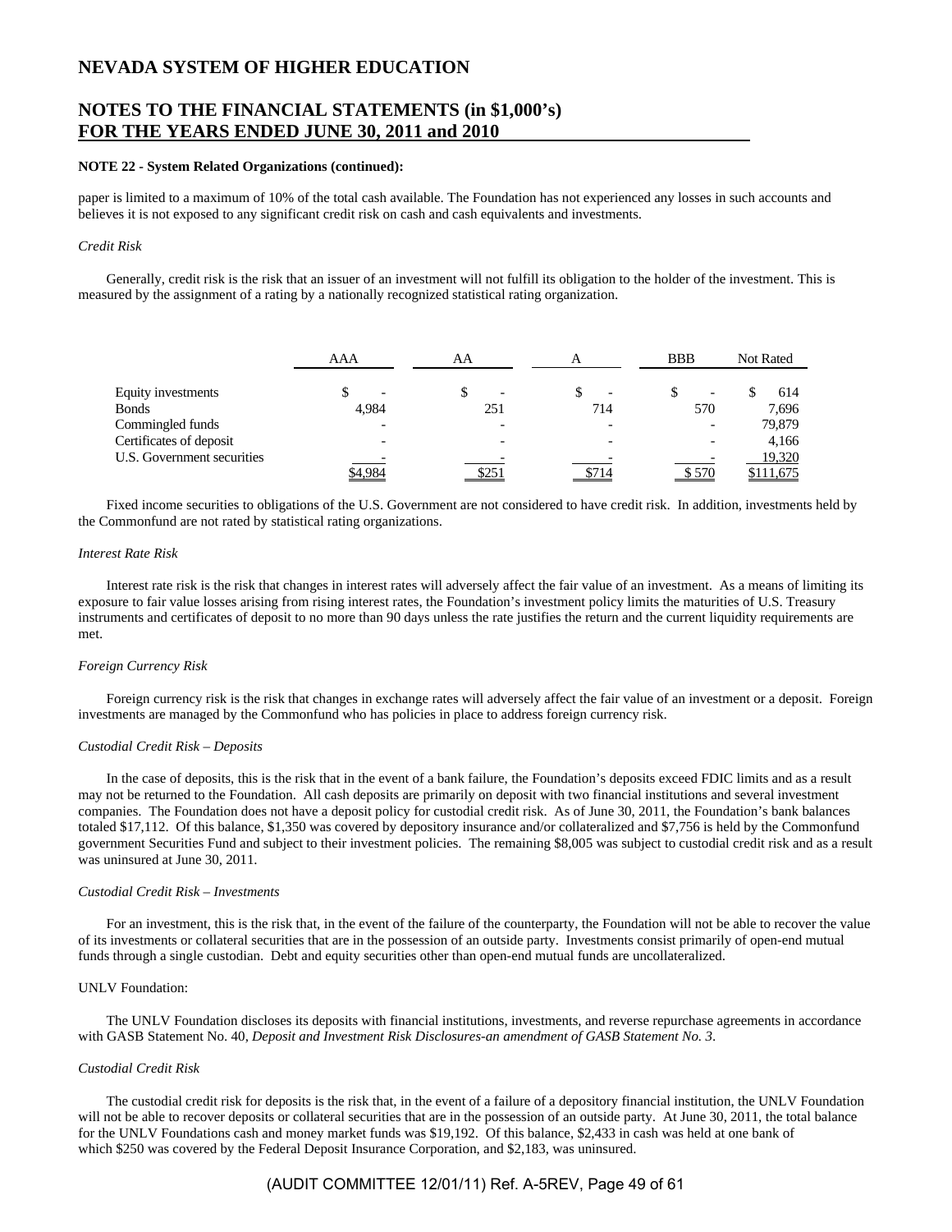**NOTE 22 - System Related Organizations (continued):**

paper is limited to a maximum of 10% of the total cash available. The Foundation has not experienced any losses in such accounts and believes it is not exposed to any significant credit risk on cash and cash equivalents and investments.

*Credit Risk*

Generally, credit risk is the risk that an issuer of an investment will not fulfill its obligation to the holder of the investment. This is measured by the assignment of a rating by a nationally recognized statistical rating organization.

| | AAA | AA | A | BBB | Not Rated |
|---|---|---|---|---|---|
| Equity investments | $ - | $ - | $ - | $ - | $ 614 |
| Bonds | 4,984 | 251 | 714 | 570 | 7,696 |
| Commingled funds | - | - | - | - | 79,879 |
| Certificates of deposit | - | - | - | - | 4,166 |
| U.S. Government securities | - | - | - | - | 19,320 |
| | $4,984 | $251 | $714 | $ 570 | $111,675 |

Fixed income securities to obligations of the U.S. Government are not considered to have credit risk. In addition, investments held by the Commonfund are not rated by statistical rating organizations.

*Interest Rate Risk*

Interest rate risk is the risk that changes in interest rates will adversely affect the fair value of an investment. As a means of limiting its exposure to fair value losses arising from rising interest rates, the Foundation's investment policy limits the maturities of U.S. Treasury instruments and certificates of deposit to no more than 90 days unless the rate justifies the return and the current liquidity requirements are met.

*Foreign Currency Risk*

Foreign currency risk is the risk that changes in exchange rates will adversely affect the fair value of an investment or a deposit. Foreign investments are managed by the Commonfund who has policies in place to address foreign currency risk.

*Custodial Credit Risk – Deposits*

In the case of deposits, this is the risk that in the event of a bank failure, the Foundation's deposits exceed FDIC limits and as a result may not be returned to the Foundation. All cash deposits are primarily on deposit with two financial institutions and several investment companies. The Foundation does not have a deposit policy for custodial credit risk. As of June 30, 2011, the Foundation's bank balances totaled $17,112. Of this balance, $1,350 was covered by depository insurance and/or collateralized and $7,756 is held by the Commonfund government Securities Fund and subject to their investment policies. The remaining $8,005 was subject to custodial credit risk and as a result was uninsured at June 30, 2011.

*Custodial Credit Risk – Investments*

For an investment, this is the risk that, in the event of the failure of the counterparty, the Foundation will not be able to recover the value of its investments or collateral securities that are in the possession of an outside party. Investments consist primarily of open-end mutual funds through a single custodian. Debt and equity securities other than open-end mutual funds are uncollateralized.

UNLV Foundation:

The UNLV Foundation discloses its deposits with financial institutions, investments, and reverse repurchase agreements in accordance with GASB Statement No. 40, *Deposit and Investment Risk Disclosures-an amendment of GASB Statement No. 3*.

*Custodial Credit Risk*

The custodial credit risk for deposits is the risk that, in the event of a failure of a depository financial institution, the UNLV Foundation will not be able to recover deposits or collateral securities that are in the possession of an outside party. At June 30, 2011, the total balance for the UNLV Foundations cash and money market funds was $19,192. Of this balance, $2,433 in cash was held at one bank of which $250 was covered by the Federal Deposit Insurance Corporation, and $2,183, was uninsured.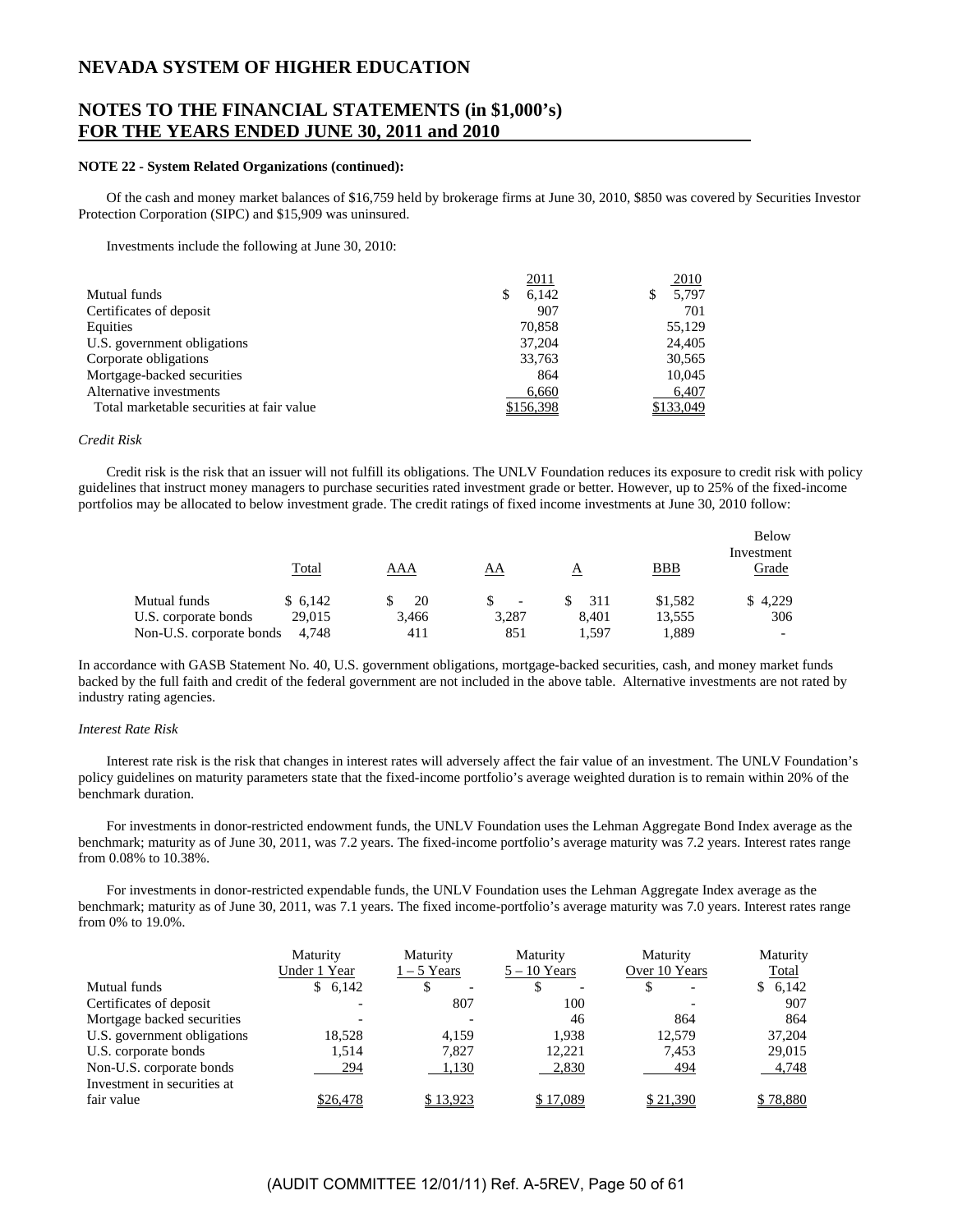# NEVADA SYSTEM OF HIGHER EDUCATION

## NOTES TO THE FINANCIAL STATEMENTS (in $1,000's) FOR THE YEARS ENDED JUNE 30, 2011 and 2010

**NOTE 22 - System Related Organizations (continued):**

Of the cash and money market balances of $16,759 held by brokerage firms at June 30, 2010, $850 was covered by Securities Investor Protection Corporation (SIPC) and $15,909 was uninsured.

Investments include the following at June 30, 2010:

| | 2011 | 2010 |
|---|---|---|
| Mutual funds | $ 6,142 | $ 5,797 |
| Certificates of deposit | 907 | 701 |
| Equities | 70,858 | 55,129 |
| U.S. government obligations | 37,204 | 24,405 |
| Corporate obligations | 33,763 | 30,565 |
| Mortgage-backed securities | 864 | 10,045 |
| Alternative investments | 6,660 | 6,407 |
| Total marketable securities at fair value | $156,398 | $133,049 |

*Credit Risk*

Credit risk is the risk that an issuer will not fulfill its obligations. The UNLV Foundation reduces its exposure to credit risk with policy guidelines that instruct money managers to purchase securities rated investment grade or better. However, up to 25% of the fixed-income portfolios may be allocated to below investment grade. The credit ratings of fixed income investments at June 30, 2010 follow:

| | Total | AAA | AA | A | BBB | Below Investment Grade |
|---|---|---|---|---|---|---|
| Mutual funds | $ 6,142 | $ 20 | $ - | $ 311 | $1,582 | $ 4,229 |
| U.S. corporate bonds | 29,015 | 3,466 | 3,287 | 8,401 | 13,555 | 306 |
| Non-U.S. corporate bonds | 4,748 | 411 | 851 | 1,597 | 1,889 | - |

In accordance with GASB Statement No. 40, U.S. government obligations, mortgage-backed securities, cash, and money market funds backed by the full faith and credit of the federal government are not included in the above table. Alternative investments are not rated by industry rating agencies.

*Interest Rate Risk*

Interest rate risk is the risk that changes in interest rates will adversely affect the fair value of an investment. The UNLV Foundation's policy guidelines on maturity parameters state that the fixed-income portfolio's average weighted duration is to remain within 20% of the benchmark duration.

For investments in donor-restricted endowment funds, the UNLV Foundation uses the Lehman Aggregate Bond Index average as the benchmark; maturity as of June 30, 2011, was 7.2 years. The fixed-income portfolio's average maturity was 7.2 years. Interest rates range from 0.08% to 10.38%.

For investments in donor-restricted expendable funds, the UNLV Foundation uses the Lehman Aggregate Index average as the benchmark; maturity as of June 30, 2011, was 7.1 years. The fixed income-portfolio's average maturity was 7.0 years. Interest rates range from 0% to 19.0%.

| | Maturity Under 1 Year | Maturity 1 – 5 Years | Maturity 5 – 10 Years | Maturity Over 10 Years | Maturity Total |
|---|---|---|---|---|---|
| Mutual funds | $ 6,142 | $ - | $ - | $ - | $ 6,142 |
| Certificates of deposit | - | 807 | 100 | - | 907 |
| Mortgage backed securities | - | - | 46 | 864 | 864 |
| U.S. government obligations | 18,528 | 4,159 | 1,938 | 12,579 | 37,204 |
| U.S. corporate bonds | 1,514 | 7,827 | 12,221 | 7,453 | 29,015 |
| Non-U.S. corporate bonds | 294 | 1,130 | 2,830 | 494 | 4,748 |
| Investment in securities at fair value | $26,478 | $ 13,923 | $ 17,089 | $ 21,390 | $ 78,880 |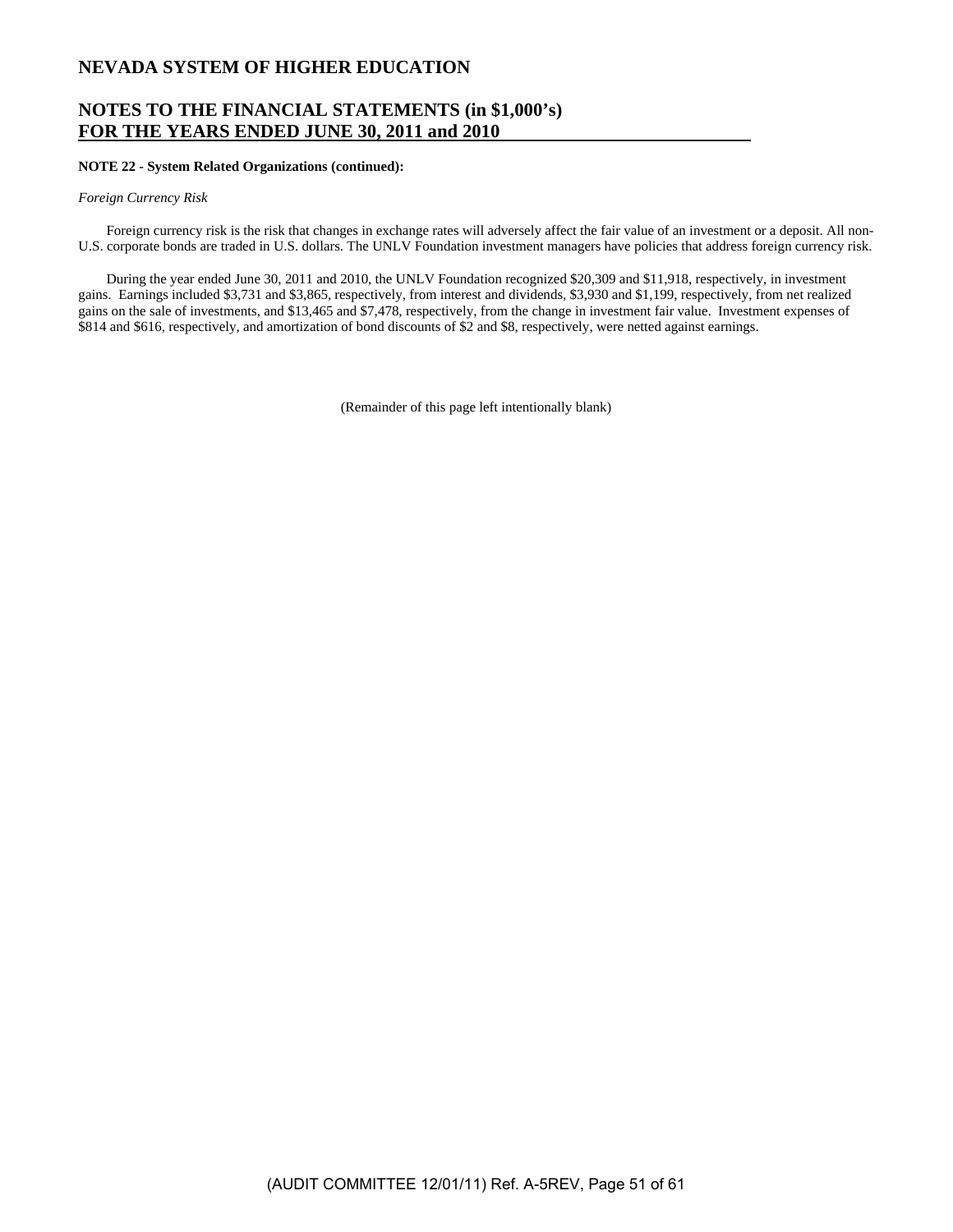# NEVADA SYSTEM OF HIGHER EDUCATION

## NOTES TO THE FINANCIAL STATEMENTS (in $1,000's) FOR THE YEARS ENDED JUNE 30, 2011 and 2010

**NOTE 22 - System Related Organizations (continued):**

*Foreign Currency Risk*

Foreign currency risk is the risk that changes in exchange rates will adversely affect the fair value of an investment or a deposit. All non-U.S. corporate bonds are traded in U.S. dollars. The UNLV Foundation investment managers have policies that address foreign currency risk.

During the year ended June 30, 2011 and 2010, the UNLV Foundation recognized $20,309 and $11,918, respectively, in investment gains. Earnings included $3,731 and $3,865, respectively, from interest and dividends, $3,930 and $1,199, respectively, from net realized gains on the sale of investments, and $13,465 and $7,478, respectively, from the change in investment fair value. Investment expenses of $814 and $616, respectively, and amortization of bond discounts of $2 and $8, respectively, were netted against earnings.

(Remainder of this page left intentionally blank)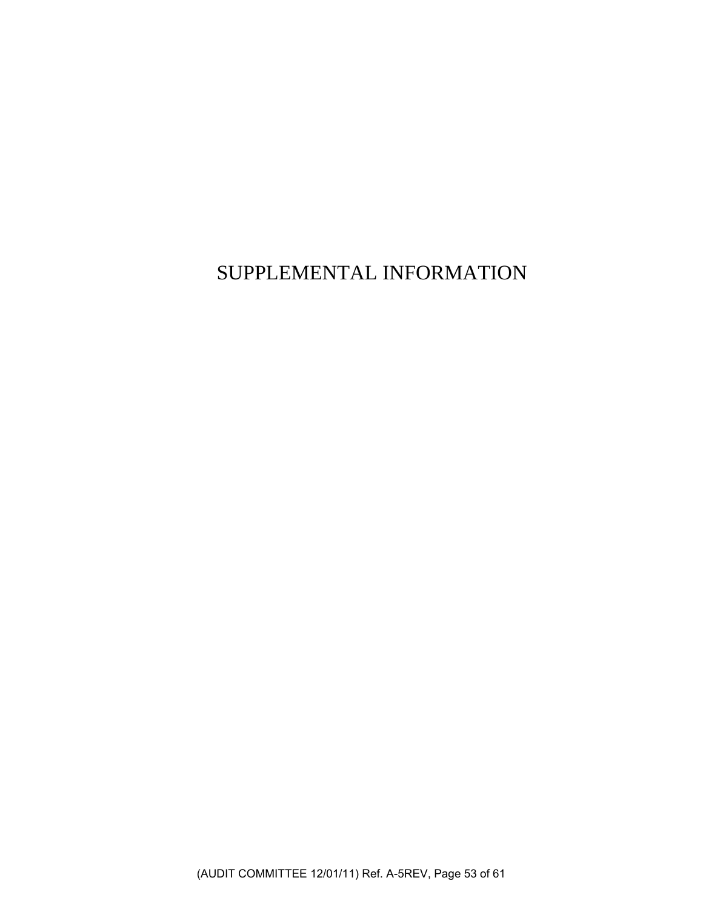# SUPPLEMENTAL INFORMATION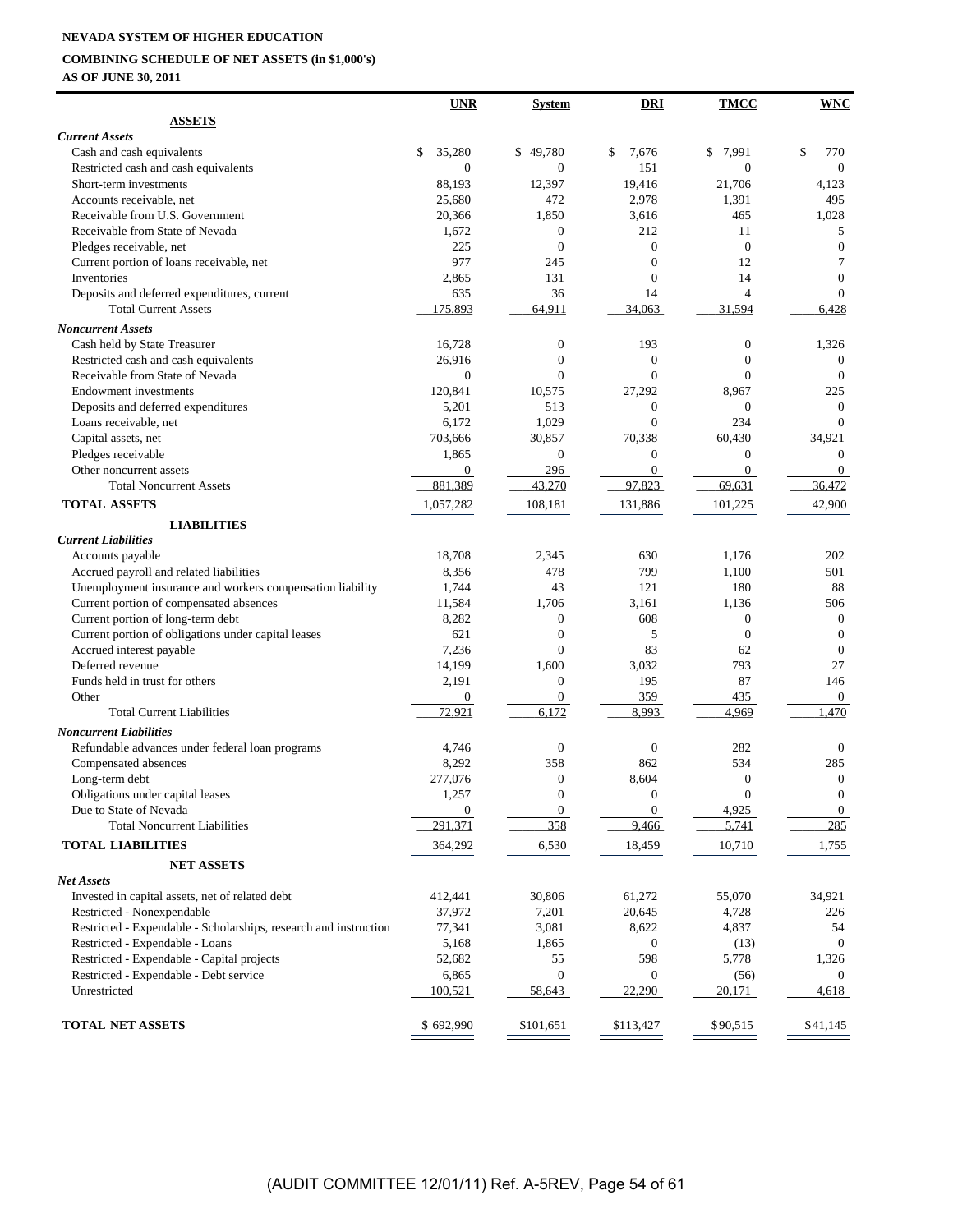**NEVADA SYSTEM OF HIGHER EDUCATION**

**COMBINING SCHEDULE OF NET ASSETS (in $1,000's)**

**AS OF JUNE 30, 2011**

| | UNR | System | DRI | TMCC | WNC |
|---|---|---|---|---|---|
| **ASSETS** | | | | | |
| ***Current Assets*** | | | | | |
| Cash and cash equivalents | $ 35,280 | $ 49,780 | $ 7,676 | $ 7,991 | $ 770 |
| Restricted cash and cash equivalents | 0 | 0 | 151 | 0 | 0 |
| Short-term investments | 88,193 | 12,397 | 19,416 | 21,706 | 4,123 |
| Accounts receivable, net | 25,680 | 472 | 2,978 | 1,391 | 495 |
| Receivable from U.S. Government | 20,366 | 1,850 | 3,616 | 465 | 1,028 |
| Receivable from State of Nevada | 1,672 | 0 | 212 | 11 | 5 |
| Pledges receivable, net | 225 | 0 | 0 | 0 | 0 |
| Current portion of loans receivable, net | 977 | 245 | 0 | 12 | 7 |
| Inventories | 2,865 | 131 | 0 | 14 | 0 |
| Deposits and deferred expenditures, current | 635 | 36 | 14 | 4 | 0 |
| Total Current Assets | 175,893 | 64,911 | 34,063 | 31,594 | 6,428 |
| ***Noncurrent Assets*** | | | | | |
| Cash held by State Treasurer | 16,728 | 0 | 193 | 0 | 1,326 |
| Restricted cash and cash equivalents | 26,916 | 0 | 0 | 0 | 0 |
| Receivable from State of Nevada | 0 | 0 | 0 | 0 | 0 |
| Endowment investments | 120,841 | 10,575 | 27,292 | 8,967 | 225 |
| Deposits and deferred expenditures | 5,201 | 513 | 0 | 0 | 0 |
| Loans receivable, net | 6,172 | 1,029 | 0 | 234 | 0 |
| Capital assets, net | 703,666 | 30,857 | 70,338 | 60,430 | 34,921 |
| Pledges receivable | 1,865 | 0 | 0 | 0 | 0 |
| Other noncurrent assets | 0 | 296 | 0 | 0 | 0 |
| Total Noncurrent Assets | 881,389 | 43,270 | 97,823 | 69,631 | 36,472 |
| **TOTAL ASSETS** | 1,057,282 | 108,181 | 131,886 | 101,225 | 42,900 |
| **LIABILITIES** | | | | | |
| ***Current Liabilities*** | | | | | |
| Accounts payable | 18,708 | 2,345 | 630 | 1,176 | 202 |
| Accrued payroll and related liabilities | 8,356 | 478 | 799 | 1,100 | 501 |
| Unemployment insurance and workers compensation liability | 1,744 | 43 | 121 | 180 | 88 |
| Current portion of compensated absences | 11,584 | 1,706 | 3,161 | 1,136 | 506 |
| Current portion of long-term debt | 8,282 | 0 | 608 | 0 | 0 |
| Current portion of obligations under capital leases | 621 | 0 | 5 | 0 | 0 |
| Accrued interest payable | 7,236 | 0 | 83 | 62 | 0 |
| Deferred revenue | 14,199 | 1,600 | 3,032 | 793 | 27 |
| Funds held in trust for others | 2,191 | 0 | 195 | 87 | 146 |
| Other | 0 | 0 | 359 | 435 | 0 |
| Total Current Liabilities | 72,921 | 6,172 | 8,993 | 4,969 | 1,470 |
| ***Noncurrent Liabilities*** | | | | | |
| Refundable advances under federal loan programs | 4,746 | 0 | 0 | 282 | 0 |
| Compensated absences | 8,292 | 358 | 862 | 534 | 285 |
| Long-term debt | 277,076 | 0 | 8,604 | 0 | 0 |
| Obligations under capital leases | 1,257 | 0 | 0 | 0 | 0 |
| Due to State of Nevada | 0 | 0 | 0 | 4,925 | 0 |
| Total Noncurrent Liabilities | 291,371 | 358 | 9,466 | 5,741 | 285 |
| **TOTAL LIABILITIES** | 364,292 | 6,530 | 18,459 | 10,710 | 1,755 |
| **NET ASSETS** | | | | | |
| ***Net Assets*** | | | | | |
| Invested in capital assets, net of related debt | 412,441 | 30,806 | 61,272 | 55,070 | 34,921 |
| Restricted - Nonexpendable | 37,972 | 7,201 | 20,645 | 4,728 | 226 |
| Restricted - Expendable - Scholarships, research and instruction | 77,341 | 3,081 | 8,622 | 4,837 | 54 |
| Restricted - Expendable - Loans | 5,168 | 1,865 | 0 | (13) | 0 |
| Restricted - Expendable - Capital projects | 52,682 | 55 | 598 | 5,778 | 1,326 |
| Restricted - Expendable - Debt service | 6,865 | 0 | 0 | (56) | 0 |
| Unrestricted | 100,521 | 58,643 | 22,290 | 20,171 | 4,618 |
| **TOTAL NET ASSETS** | $ 692,990 | $101,651 | $113,427 | $90,515 | $41,145 |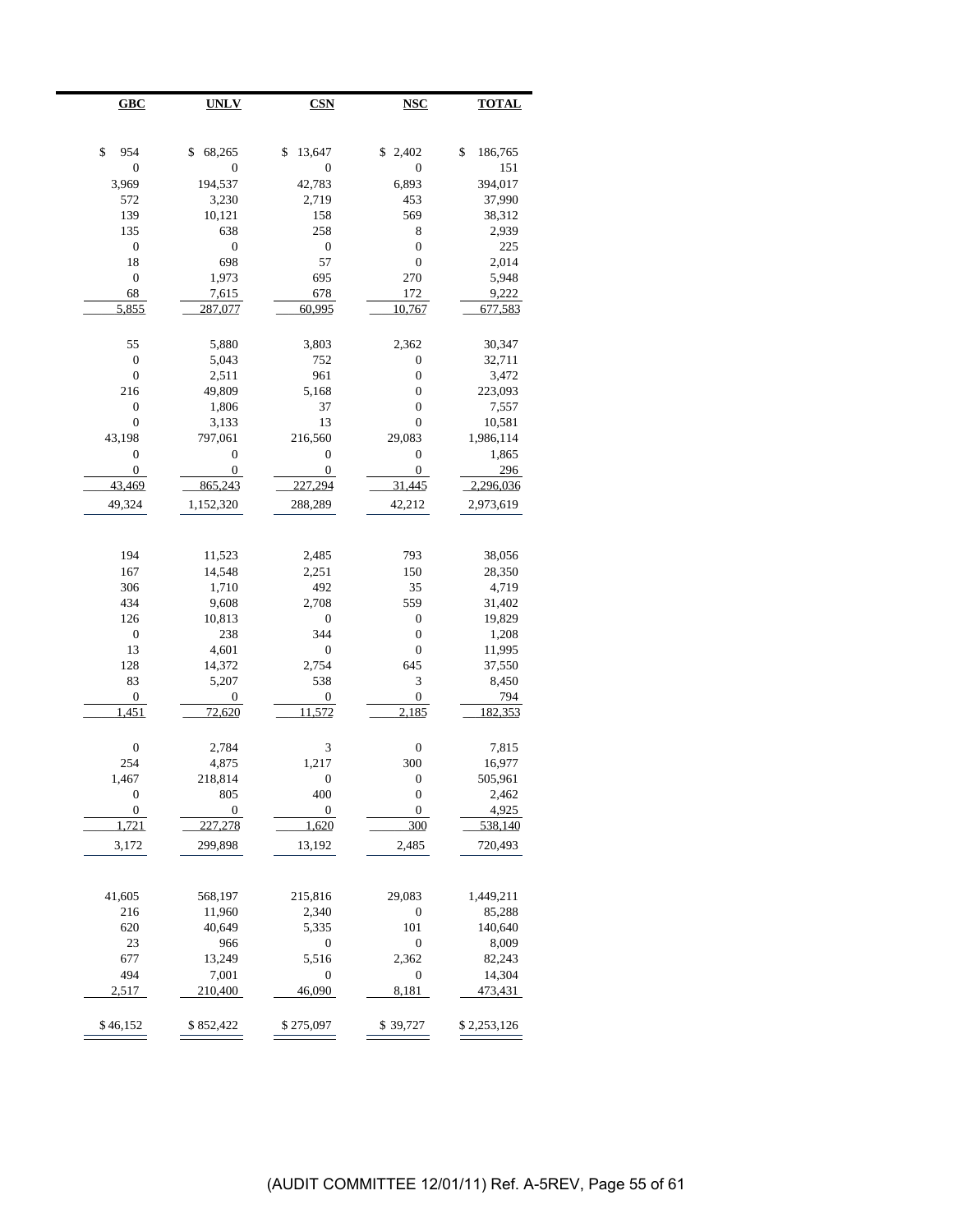| GBC | UNLV | CSN | NSC | TOTAL |
|---|---|---|---|---|
| $ 954 | $ 68,265 | $ 13,647 | $ 2,402 | $ 186,765 |
| 0 | 0 | 0 | 0 | 151 |
| 3,969 | 194,537 | 42,783 | 6,893 | 394,017 |
| 572 | 3,230 | 2,719 | 453 | 37,990 |
| 139 | 10,121 | 158 | 569 | 38,312 |
| 135 | 638 | 258 | 8 | 2,939 |
| 0 | 0 | 0 | 0 | 225 |
| 18 | 698 | 57 | 0 | 2,014 |
| 0 | 1,973 | 695 | 270 | 5,948 |
| 68 | 7,615 | 678 | 172 | 9,222 |
| 5,855 | 287,077 | 60,995 | 10,767 | 677,583 |
| | | | | |
| 55 | 5,880 | 3,803 | 2,362 | 30,347 |
| 0 | 5,043 | 752 | 0 | 32,711 |
| 0 | 2,511 | 961 | 0 | 3,472 |
| 216 | 49,809 | 5,168 | 0 | 223,093 |
| 0 | 1,806 | 37 | 0 | 7,557 |
| 0 | 3,133 | 13 | 0 | 10,581 |
| 43,198 | 797,061 | 216,560 | 29,083 | 1,986,114 |
| 0 | 0 | 0 | 0 | 1,865 |
| 0 | 0 | 0 | 0 | 296 |
| 43,469 | 865,243 | 227,294 | 31,445 | 2,296,036 |
| 49,324 | 1,152,320 | 288,289 | 42,212 | 2,973,619 |
| | | | | |
| 194 | 11,523 | 2,485 | 793 | 38,056 |
| 167 | 14,548 | 2,251 | 150 | 28,350 |
| 306 | 1,710 | 492 | 35 | 4,719 |
| 434 | 9,608 | 2,708 | 559 | 31,402 |
| 126 | 10,813 | 0 | 0 | 19,829 |
| 0 | 238 | 344 | 0 | 1,208 |
| 13 | 4,601 | 0 | 0 | 11,995 |
| 128 | 14,372 | 2,754 | 645 | 37,550 |
| 83 | 5,207 | 538 | 3 | 8,450 |
| 0 | 0 | 0 | 0 | 794 |
| 1,451 | 72,620 | 11,572 | 2,185 | 182,353 |
| | | | | |
| 0 | 2,784 | 3 | 0 | 7,815 |
| 254 | 4,875 | 1,217 | 300 | 16,977 |
| 1,467 | 218,814 | 0 | 0 | 505,961 |
| 0 | 805 | 400 | 0 | 2,462 |
| 0 | 0 | 0 | 0 | 4,925 |
| 1,721 | 227,278 | 1,620 | 300 | 538,140 |
| 3,172 | 299,898 | 13,192 | 2,485 | 720,493 |
| | | | | |
| 41,605 | 568,197 | 215,816 | 29,083 | 1,449,211 |
| 216 | 11,960 | 2,340 | 0 | 85,288 |
| 620 | 40,649 | 5,335 | 101 | 140,640 |
| 23 | 966 | 0 | 0 | 8,009 |
| 677 | 13,249 | 5,516 | 2,362 | 82,243 |
| 494 | 7,001 | 0 | 0 | 14,304 |
| 2,517 | 210,400 | 46,090 | 8,181 | 473,431 |
| | | | | |
| $ 46,152 | $ 852,422 | $ 275,097 | $ 39,727 | $ 2,253,126 |

(AUDIT COMMITTEE 12/01/11) Ref. A-5REV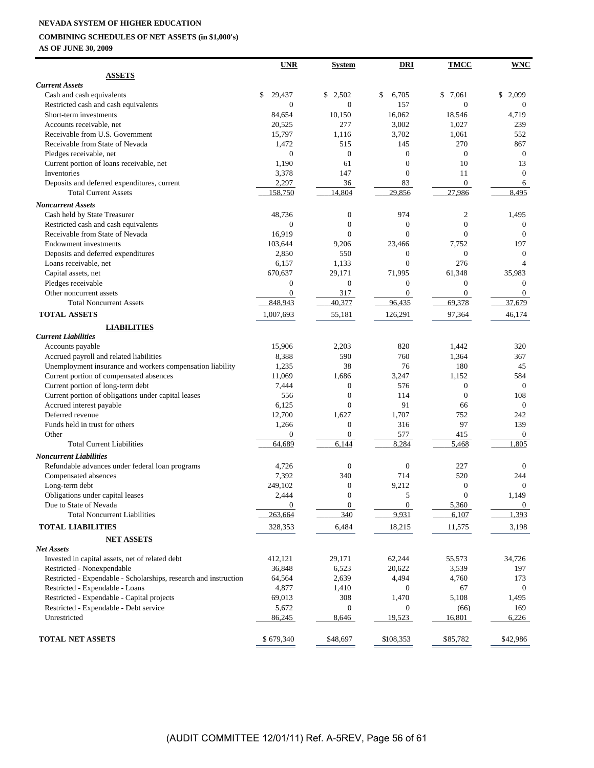**NEVADA SYSTEM OF HIGHER EDUCATION**

**COMBINING SCHEDULES OF NET ASSETS (in $1,000's)**

**AS OF JUNE 30, 2009**

| | UNR | System | DRI | TMCC | WNC |
|---|---|---|---|---|---|
| **ASSETS** | | | | | |
| ***Current Assets*** | | | | | |
| Cash and cash equivalents | $ 29,437 | $ 2,502 | $ 6,705 | $ 7,061 | $ 2,099 |
| Restricted cash and cash equivalents | 0 | 0 | 157 | 0 | 0 |
| Short-term investments | 84,654 | 10,150 | 16,062 | 18,546 | 4,719 |
| Accounts receivable, net | 20,525 | 277 | 3,002 | 1,027 | 239 |
| Receivable from U.S. Government | 15,797 | 1,116 | 3,702 | 1,061 | 552 |
| Receivable from State of Nevada | 1,472 | 515 | 145 | 270 | 867 |
| Pledges receivable, net | 0 | 0 | 0 | 0 | 0 |
| Current portion of loans receivable, net | 1,190 | 61 | 0 | 10 | 13 |
| Inventories | 3,378 | 147 | 0 | 11 | 0 |
| Deposits and deferred expenditures, current | 2,297 | 36 | 83 | 0 | 6 |
| Total Current Assets | 158,750 | 14,804 | 29,856 | 27,986 | 8,495 |
| ***Noncurrent Assets*** | | | | | |
| Cash held by State Treasurer | 48,736 | 0 | 974 | 2 | 1,495 |
| Restricted cash and cash equivalents | 0 | 0 | 0 | 0 | 0 |
| Receivable from State of Nevada | 16,919 | 0 | 0 | 0 | 0 |
| Endowment investments | 103,644 | 9,206 | 23,466 | 7,752 | 197 |
| Deposits and deferred expenditures | 2,850 | 550 | 0 | 0 | 0 |
| Loans receivable, net | 6,157 | 1,133 | 0 | 276 | 4 |
| Capital assets, net | 670,637 | 29,171 | 71,995 | 61,348 | 35,983 |
| Pledges receivable | 0 | 0 | 0 | 0 | 0 |
| Other noncurrent assets | 0 | 317 | 0 | 0 | 0 |
| Total Noncurrent Assets | 848,943 | 40,377 | 96,435 | 69,378 | 37,679 |
| **TOTAL ASSETS** | 1,007,693 | 55,181 | 126,291 | 97,364 | 46,174 |
| **LIABILITIES** | | | | | |
| ***Current Liabilities*** | | | | | |
| Accounts payable | 15,906 | 2,203 | 820 | 1,442 | 320 |
| Accrued payroll and related liabilities | 8,388 | 590 | 760 | 1,364 | 367 |
| Unemployment insurance and workers compensation liability | 1,235 | 38 | 76 | 180 | 45 |
| Current portion of compensated absences | 11,069 | 1,686 | 3,247 | 1,152 | 584 |
| Current portion of long-term debt | 7,444 | 0 | 576 | 0 | 0 |
| Current portion of obligations under capital leases | 556 | 0 | 114 | 0 | 108 |
| Accrued interest payable | 6,125 | 0 | 91 | 66 | 0 |
| Deferred revenue | 12,700 | 1,627 | 1,707 | 752 | 242 |
| Funds held in trust for others | 1,266 | 0 | 316 | 97 | 139 |
| Other | 0 | 0 | 577 | 415 | 0 |
| Total Current Liabilities | 64,689 | 6,144 | 8,284 | 5,468 | 1,805 |
| ***Noncurrent Liabilities*** | | | | | |
| Refundable advances under federal loan programs | 4,726 | 0 | 0 | 227 | 0 |
| Compensated absences | 7,392 | 340 | 714 | 520 | 244 |
| Long-term debt | 249,102 | 0 | 9,212 | 0 | 0 |
| Obligations under capital leases | 2,444 | 0 | 5 | 0 | 1,149 |
| Due to State of Nevada | 0 | 0 | 0 | 5,360 | 0 |
| Total Noncurrent Liabilities | 263,664 | 340 | 9,931 | 6,107 | 1,393 |
| **TOTAL LIABILITIES** | 328,353 | 6,484 | 18,215 | 11,575 | 3,198 |
| **NET ASSETS** | | | | | |
| ***Net Assets*** | | | | | |
| Invested in capital assets, net of related debt | 412,121 | 29,171 | 62,244 | 55,573 | 34,726 |
| Restricted - Nonexpendable | 36,848 | 6,523 | 20,622 | 3,539 | 197 |
| Restricted - Expendable - Scholarships, research and instruction | 64,564 | 2,639 | 4,494 | 4,760 | 173 |
| Restricted - Expendable - Loans | 4,877 | 1,410 | 0 | 67 | 0 |
| Restricted - Expendable - Capital projects | 69,013 | 308 | 1,470 | 5,108 | 1,495 |
| Restricted - Expendable - Debt service | 5,672 | 0 | 0 | (66) | 169 |
| Unrestricted | 86,245 | 8,646 | 19,523 | 16,801 | 6,226 |
| **TOTAL NET ASSETS** | $ 679,340 | $48,697 | $108,353 | $85,782 | $42,986 |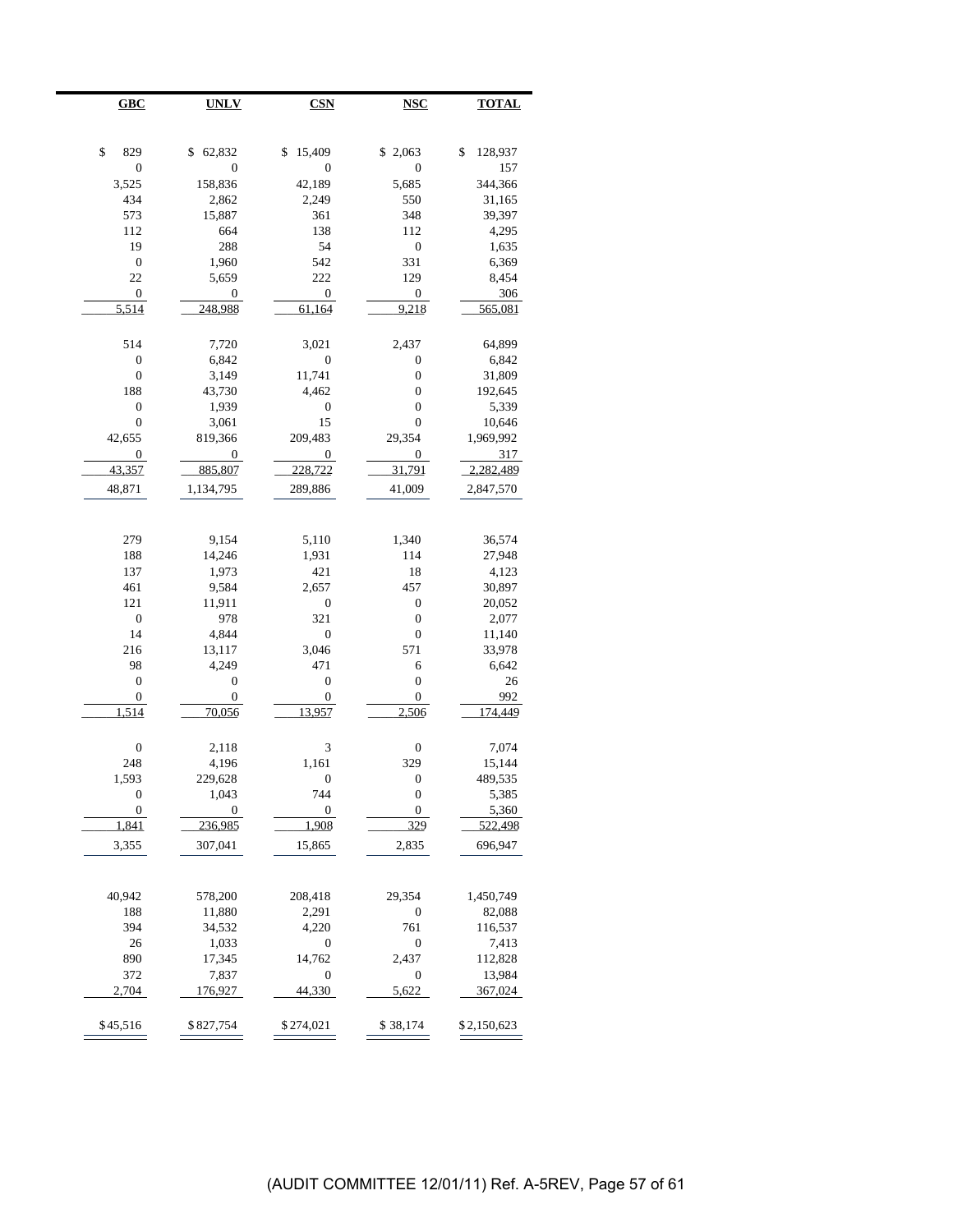| GBC | UNLV | CSN | NSC | TOTAL |
|---|---|---|---|---|
| | | | | |
| $ 829 | $ 62,832 | $ 15,409 | $ 2,063 | $ 128,937 |
| 0 | 0 | 0 | 0 | 157 |
| 3,525 | 158,836 | 42,189 | 5,685 | 344,366 |
| 434 | 2,862 | 2,249 | 550 | 31,165 |
| 573 | 15,887 | 361 | 348 | 39,397 |
| 112 | 664 | 138 | 112 | 4,295 |
| 19 | 288 | 54 | 0 | 1,635 |
| 0 | 1,960 | 542 | 331 | 6,369 |
| 22 | 5,659 | 222 | 129 | 8,454 |
| 0 | 0 | 0 | 0 | 306 |
| 5,514 | 248,988 | 61,164 | 9,218 | 565,081 |
| | | | | |
| 514 | 7,720 | 3,021 | 2,437 | 64,899 |
| 0 | 6,842 | 0 | 0 | 6,842 |
| 0 | 3,149 | 11,741 | 0 | 31,809 |
| 188 | 43,730 | 4,462 | 0 | 192,645 |
| 0 | 1,939 | 0 | 0 | 5,339 |
| 0 | 3,061 | 15 | 0 | 10,646 |
| 42,655 | 819,366 | 209,483 | 29,354 | 1,969,992 |
| 0 | 0 | 0 | 0 | 317 |
| 43,357 | 885,807 | 228,722 | 31,791 | 2,282,489 |
| 48,871 | 1,134,795 | 289,886 | 41,009 | 2,847,570 |
| | | | | |
| 279 | 9,154 | 5,110 | 1,340 | 36,574 |
| 188 | 14,246 | 1,931 | 114 | 27,948 |
| 137 | 1,973 | 421 | 18 | 4,123 |
| 461 | 9,584 | 2,657 | 457 | 30,897 |
| 121 | 11,911 | 0 | 0 | 20,052 |
| 0 | 978 | 321 | 0 | 2,077 |
| 14 | 4,844 | 0 | 0 | 11,140 |
| 216 | 13,117 | 3,046 | 571 | 33,978 |
| 98 | 4,249 | 471 | 6 | 6,642 |
| 0 | 0 | 0 | 0 | 26 |
| 0 | 0 | 0 | 0 | 992 |
| 1,514 | 70,056 | 13,957 | 2,506 | 174,449 |
| | | | | |
| 0 | 2,118 | 3 | 0 | 7,074 |
| 248 | 4,196 | 1,161 | 329 | 15,144 |
| 1,593 | 229,628 | 0 | 0 | 489,535 |
| 0 | 1,043 | 744 | 0 | 5,385 |
| 0 | 0 | 0 | 0 | 5,360 |
| 1,841 | 236,985 | 1,908 | 329 | 522,498 |
| 3,355 | 307,041 | 15,865 | 2,835 | 696,947 |
| | | | | |
| 40,942 | 578,200 | 208,418 | 29,354 | 1,450,749 |
| 188 | 11,880 | 2,291 | 0 | 82,088 |
| 394 | 34,532 | 4,220 | 761 | 116,537 |
| 26 | 1,033 | 0 | 0 | 7,413 |
| 890 | 17,345 | 14,762 | 2,437 | 112,828 |
| 372 | 7,837 | 0 | 0 | 13,984 |
| 2,704 | 176,927 | 44,330 | 5,622 | 367,024 |
| | | | | |
| $45,516 | $827,754 | $274,021 | $ 38,174 | $2,150,623 |

(AUDIT COMMITTEE 12/01/11) Ref. A-5REV, Page 57 of 61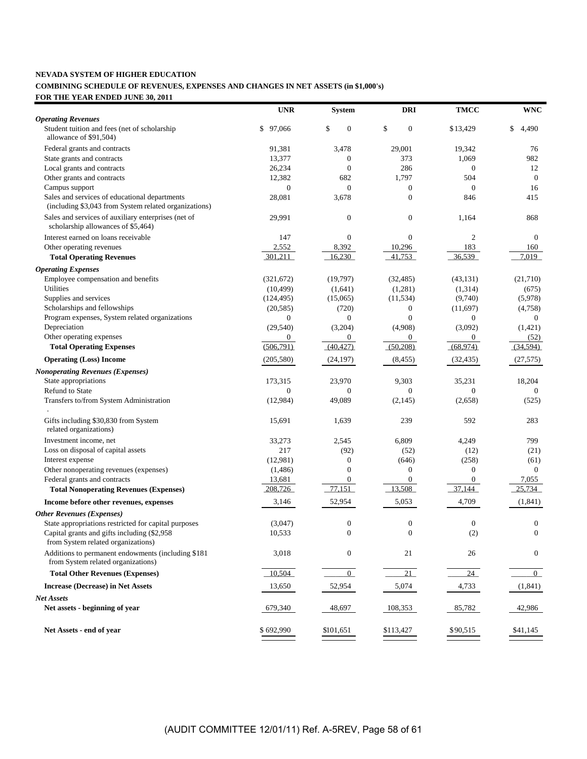**NEVADA SYSTEM OF HIGHER EDUCATION**
**COMBINING SCHEDULE OF REVENUES, EXPENSES AND CHANGES IN NET ASSETS (in $1,000's)**
**FOR THE YEAR ENDED JUNE 30, 2011**

| | UNR | System | DRI | TMCC | WNC |
|---|---|---|---|---|---|
| ***Operating Revenues*** | | | | | |
| Student tuition and fees (net of scholarship allowance of $91,504) | $ 97,066 | $ 0 | $ 0 | $13,429 | $ 4,490 |
| Federal grants and contracts | 91,381 | 3,478 | 29,001 | 19,342 | 76 |
| State grants and contracts | 13,377 | 0 | 373 | 1,069 | 982 |
| Local grants and contracts | 26,234 | 0 | 286 | 0 | 12 |
| Other grants and contracts | 12,382 | 682 | 1,797 | 504 | 0 |
| Campus support | 0 | 0 | 0 | 0 | 16 |
| Sales and services of educational departments (including $3,043 from System related organizations) | 28,081 | 3,678 | 0 | 846 | 415 |
| Sales and services of auxiliary enterprises (net of scholarship allowances of $5,464) | 29,991 | 0 | 0 | 1,164 | 868 |
| Interest earned on loans receivable | 147 | 0 | 0 | 2 | 0 |
| Other operating revenues | 2,552 | 8,392 | 10,296 | 183 | 160 |
| **Total Operating Revenues** | 301,211 | 16,230 | 41,753 | 36,539 | 7,019 |
| ***Operating Expenses*** | | | | | |
| Employee compensation and benefits | (321,672) | (19,797) | (32,485) | (43,131) | (21,710) |
| Utilities | (10,499) | (1,641) | (1,281) | (1,314) | (675) |
| Supplies and services | (124,495) | (15,065) | (11,534) | (9,740) | (5,978) |
| Scholarships and fellowships | (20,585) | (720) | 0 | (11,697) | (4,758) |
| Program expenses, System related organizations | 0 | 0 | 0 | 0 | 0 |
| Depreciation | (29,540) | (3,204) | (4,908) | (3,092) | (1,421) |
| Other operating expenses | 0 | 0 | 0 | 0 | (52) |
| **Total Operating Expenses** | (506,791) | (40,427) | (50,208) | (68,974) | (34,594) |
| **Operating (Loss) Income** | (205,580) | (24,197) | (8,455) | (32,435) | (27,575) |
| ***Nonoperating Revenues (Expenses)*** | | | | | |
| State appropriations | 173,315 | 23,970 | 9,303 | 35,231 | 18,204 |
| Refund to State | 0 | 0 | 0 | 0 | 0 |
| Transfers to/from System Administration | (12,984) | 49,089 | (2,145) | (2,658) | (525) |
| Gifts including $30,830 from System related organizations) | 15,691 | 1,639 | 239 | 592 | 283 |
| Investment income, net | 33,273 | 2,545 | 6,809 | 4,249 | 799 |
| Loss on disposal of capital assets | 217 | (92) | (52) | (12) | (21) |
| Interest expense | (12,981) | 0 | (646) | (258) | (61) |
| Other nonoperating revenues (expenses) | (1,486) | 0 | 0 | 0 | 0 |
| Federal grants and contracts | 13,681 | 0 | 0 | 0 | 7,055 |
| **Total Nonoperating Revenues (Expenses)** | 208,726 | 77,151 | 13,508 | 37,144 | 25,734 |
| **Income before other revenues, expenses** | 3,146 | 52,954 | 5,053 | 4,709 | (1,841) |
| ***Other Revenues (Expenses)*** | | | | | |
| State appropriations restricted for capital purposes | (3,047) | 0 | 0 | 0 | 0 |
| Capital grants and gifts including ($2,958 from System related organizations) | 10,533 | 0 | 0 | (2) | 0 |
| Additions to permanent endowments (including $181 from System related organizations) | 3,018 | 0 | 21 | 26 | 0 |
| **Total Other Revenues (Expenses)** | 10,504 | 0 | 21 | 24 | 0 |
| **Increase (Decrease) in Net Assets** | 13,650 | 52,954 | 5,074 | 4,733 | (1,841) |
| ***Net Assets*** | | | | | |
| **Net assets - beginning of year** | 679,340 | 48,697 | 108,353 | 85,782 | 42,986 |
| **Net Assets - end of year** | $ 692,990 | $101,651 | $113,427 | $90,515 | $41,145 |

(AUDIT COMMITTEE 12/01/11) Ref. A-5REV, Page 58 of 61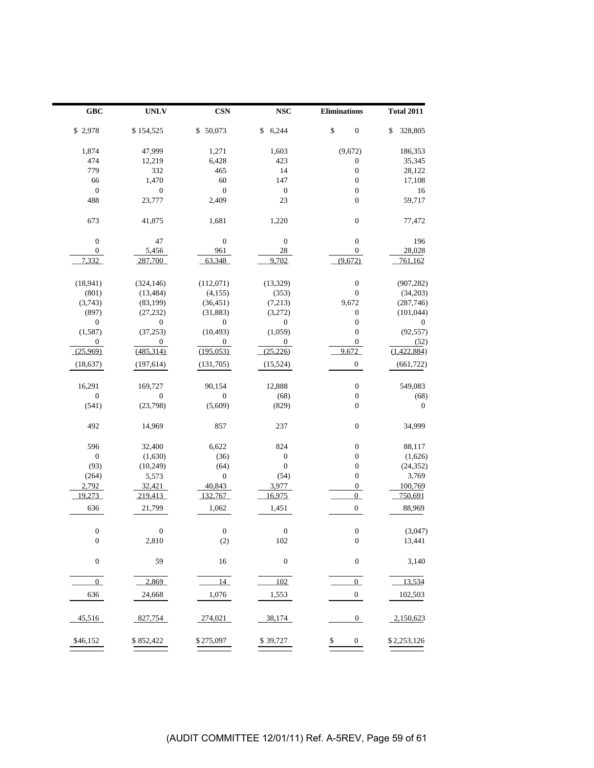| GBC | UNLV | CSN | NSC | Eliminations | Total 2011 |
|---|---|---|---|---|---|
| $ 2,978 | $ 154,525 | $ 50,073 | $ 6,244 | $ 0 | $ 328,805 |
| | | | | | |
| 1,874 | 47,999 | 1,271 | 1,603 | (9,672) | 186,353 |
| 474 | 12,219 | 6,428 | 423 | 0 | 35,345 |
| 779 | 332 | 465 | 14 | 0 | 28,122 |
| 66 | 1,470 | 60 | 147 | 0 | 17,108 |
| 0 | 0 | 0 | 0 | 0 | 16 |
| 488 | 23,777 | 2,409 | 23 | 0 | 59,717 |
| | | | | | |
| 673 | 41,875 | 1,681 | 1,220 | 0 | 77,472 |
| | | | | | |
| 0 | 47 | 0 | 0 | 0 | 196 |
| 0 | 5,456 | 961 | 28 | 0 | 28,028 |
| 7,332 | 287,700 | 63,348 | 9,702 | (9,672) | 761,162 |
| | | | | | |
| (18,941) | (324,146) | (112,071) | (13,329) | 0 | (907,282) |
| (801) | (13,484) | (4,155) | (353) | 0 | (34,203) |
| (3,743) | (83,199) | (36,451) | (7,213) | 9,672 | (287,746) |
| (897) | (27,232) | (31,883) | (3,272) | 0 | (101,044) |
| 0 | 0 | 0 | 0 | 0 | 0 |
| (1,587) | (37,253) | (10,493) | (1,059) | 0 | (92,557) |
| 0 | 0 | 0 | 0 | 0 | (52) |
| (25,969) | (485,314) | (195,053) | (25,226) | 9,672 | (1,422,884) |
| (18,637) | (197,614) | (131,705) | (15,524) | 0 | (661,722) |
| | | | | | |
| 16,291 | 169,727 | 90,154 | 12,888 | 0 | 549,083 |
| 0 | 0 | 0 | (68) | 0 | (68) |
| (541) | (23,798) | (5,609) | (829) | 0 | 0 |
| | | | | | |
| 492 | 14,969 | 857 | 237 | 0 | 34,999 |
| | | | | | |
| 596 | 32,400 | 6,622 | 824 | 0 | 88,117 |
| 0 | (1,630) | (36) | 0 | 0 | (1,626) |
| (93) | (10,249) | (64) | 0 | 0 | (24,352) |
| (264) | 5,573 | 0 | (54) | 0 | 3,769 |
| 2,792 | 32,421 | 40,843 | 3,977 | 0 | 100,769 |
| 19,273 | 219,413 | 132,767 | 16,975 | 0 | 750,691 |
| 636 | 21,799 | 1,062 | 1,451 | 0 | 88,969 |
| | | | | | |
| 0 | 0 | 0 | 0 | 0 | (3,047) |
| 0 | 2,810 | (2) | 102 | 0 | 13,441 |
| | | | | | |
| 0 | 59 | 16 | 0 | 0 | 3,140 |
| | | | | | |
| 0 | 2,869 | 14 | 102 | 0 | 13,534 |
| 636 | 24,668 | 1,076 | 1,553 | 0 | 102,503 |
| | | | | | |
| 45,516 | 827,754 | 274,021 | 38,174 | 0 | 2,150,623 |
| | | | | | |
| $46,152 | $ 852,422 | $ 275,097 | $ 39,727 | $ 0 | $ 2,253,126 |

(AUDIT COMMITTEE 12/01/11) Ref. A-5REV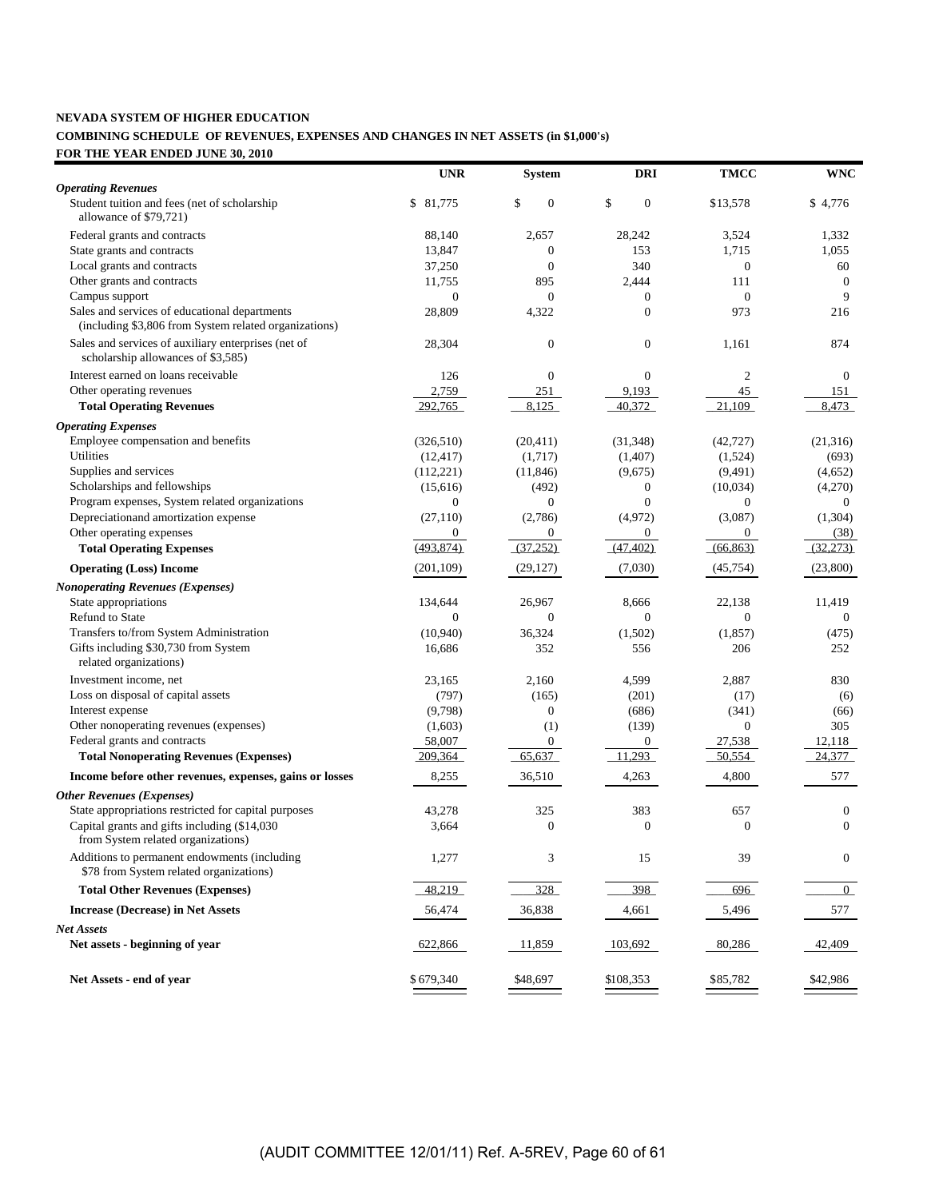**NEVADA SYSTEM OF HIGHER EDUCATION**

**COMBINING SCHEDULE OF REVENUES, EXPENSES AND CHANGES IN NET ASSETS (in $1,000's)**

**FOR THE YEAR ENDED JUNE 30, 2010**

| | UNR | System | DRI | TMCC | WNC |
|---|---|---|---|---|---|
| ***Operating Revenues*** | | | | | |
| Student tuition and fees (net of scholarship allowance of $79,721) | $ 81,775 | $ 0 | $ 0 | $13,578 | $ 4,776 |
| Federal grants and contracts | 88,140 | 2,657 | 28,242 | 3,524 | 1,332 |
| State grants and contracts | 13,847 | 0 | 153 | 1,715 | 1,055 |
| Local grants and contracts | 37,250 | 0 | 340 | 0 | 60 |
| Other grants and contracts | 11,755 | 895 | 2,444 | 111 | 0 |
| Campus support | 0 | 0 | 0 | 0 | 9 |
| Sales and services of educational departments (including $3,806 from System related organizations) | 28,809 | 4,322 | 0 | 973 | 216 |
| Sales and services of auxiliary enterprises (net of scholarship allowances of $3,585) | 28,304 | 0 | 0 | 1,161 | 874 |
| Interest earned on loans receivable | 126 | 0 | 0 | 2 | 0 |
| Other operating revenues | 2,759 | 251 | 9,193 | 45 | 151 |
| **Total Operating Revenues** | 292,765 | 8,125 | 40,372 | 21,109 | 8,473 |
| ***Operating Expenses*** | | | | | |
| Employee compensation and benefits | (326,510) | (20,411) | (31,348) | (42,727) | (21,316) |
| Utilities | (12,417) | (1,717) | (1,407) | (1,524) | (693) |
| Supplies and services | (112,221) | (11,846) | (9,675) | (9,491) | (4,652) |
| Scholarships and fellowships | (15,616) | (492) | 0 | (10,034) | (4,270) |
| Program expenses, System related organizations | 0 | 0 | 0 | 0 | 0 |
| Depreciationand amortization expense | (27,110) | (2,786) | (4,972) | (3,087) | (1,304) |
| Other operating expenses | 0 | 0 | 0 | 0 | (38) |
| **Total Operating Expenses** | (493,874) | (37,252) | (47,402) | (66,863) | (32,273) |
| **Operating (Loss) Income** | (201,109) | (29,127) | (7,030) | (45,754) | (23,800) |
| ***Nonoperating Revenues (Expenses)*** | | | | | |
| State appropriations | 134,644 | 26,967 | 8,666 | 22,138 | 11,419 |
| Refund to State | 0 | 0 | 0 | 0 | 0 |
| Transfers to/from System Administration | (10,940) | 36,324 | (1,502) | (1,857) | (475) |
| Gifts including $30,730 from System related organizations) | 16,686 | 352 | 556 | 206 | 252 |
| Investment income, net | 23,165 | 2,160 | 4,599 | 2,887 | 830 |
| Loss on disposal of capital assets | (797) | (165) | (201) | (17) | (6) |
| Interest expense | (9,798) | 0 | (686) | (341) | (66) |
| Other nonoperating revenues (expenses) | (1,603) | (1) | (139) | 0 | 305 |
| Federal grants and contracts | 58,007 | 0 | 0 | 27,538 | 12,118 |
| **Total Nonoperating Revenues (Expenses)** | 209,364 | 65,637 | 11,293 | 50,554 | 24,377 |
| **Income before other revenues, expenses, gains or losses** | 8,255 | 36,510 | 4,263 | 4,800 | 577 |
| ***Other Revenues (Expenses)*** | | | | | |
| State appropriations restricted for capital purposes | 43,278 | 325 | 383 | 657 | 0 |
| Capital grants and gifts including ($14,030 from System related organizations) | 3,664 | 0 | 0 | 0 | 0 |
| Additions to permanent endowments (including $78 from System related organizations) | 1,277 | 3 | 15 | 39 | 0 |
| **Total Other Revenues (Expenses)** | 48,219 | 328 | 398 | 696 | 0 |
| **Increase (Decrease) in Net Assets** | 56,474 | 36,838 | 4,661 | 5,496 | 577 |
| ***Net Assets*** | | | | | |
| **Net assets - beginning of year** | 622,866 | 11,859 | 103,692 | 80,286 | 42,409 |
| **Net Assets - end of year** | $ 679,340 | $48,697 | $108,353 | $85,782 | $42,986 |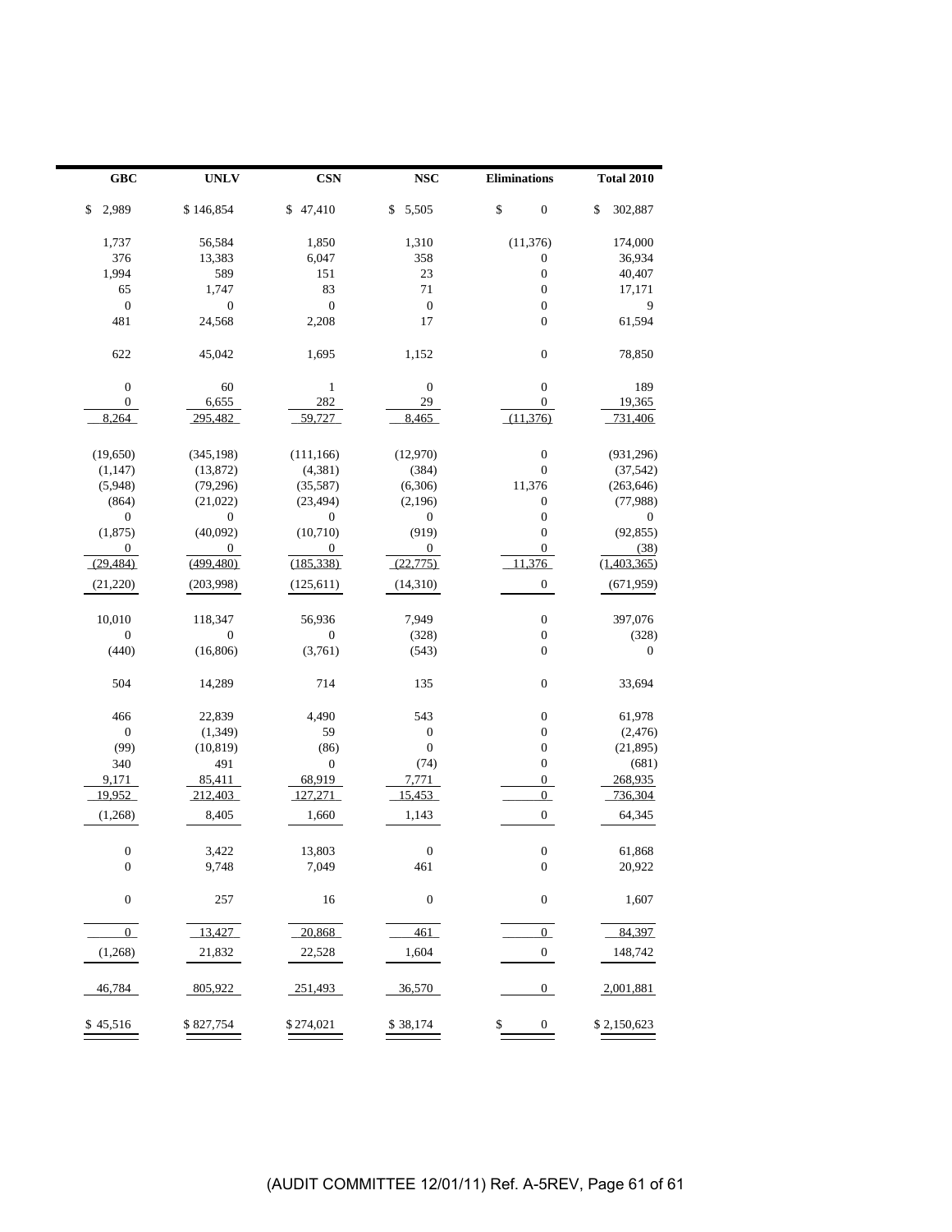| GBC | UNLV | CSN | NSC | Eliminations | Total 2010 |
|---|---|---|---|---|---|
| $ 2,989 | $ 146,854 | $ 47,410 | $ 5,505 | $ 0 | $ 302,887 |
| 1,737 | 56,584 | 1,850 | 1,310 | (11,376) | 174,000 |
| 376 | 13,383 | 6,047 | 358 | 0 | 36,934 |
| 1,994 | 589 | 151 | 23 | 0 | 40,407 |
| 65 | 1,747 | 83 | 71 | 0 | 17,171 |
| 0 | 0 | 0 | 0 | 0 | 9 |
| 481 | 24,568 | 2,208 | 17 | 0 | 61,594 |
| 622 | 45,042 | 1,695 | 1,152 | 0 | 78,850 |
| 0 | 60 | 1 | 0 | 0 | 189 |
| 0 | 6,655 | 282 | 29 | 0 | 19,365 |
| 8,264 | 295,482 | 59,727 | 8,465 | (11,376) | 731,406 |
| (19,650) | (345,198) | (111,166) | (12,970) | 0 | (931,296) |
| (1,147) | (13,872) | (4,381) | (384) | 0 | (37,542) |
| (5,948) | (79,296) | (35,587) | (6,306) | 11,376 | (263,646) |
| (864) | (21,022) | (23,494) | (2,196) | 0 | (77,988) |
| 0 | 0 | 0 | 0 | 0 | 0 |
| (1,875) | (40,092) | (10,710) | (919) | 0 | (92,855) |
| 0 | 0 | 0 | 0 | 0 | (38) |
| (29,484) | (499,480) | (185,338) | (22,775) | 11,376 | (1,403,365) |
| (21,220) | (203,998) | (125,611) | (14,310) | 0 | (671,959) |
| 10,010 | 118,347 | 56,936 | 7,949 | 0 | 397,076 |
| 0 | 0 | 0 | (328) | 0 | (328) |
| (440) | (16,806) | (3,761) | (543) | 0 | 0 |
| 504 | 14,289 | 714 | 135 | 0 | 33,694 |
| 466 | 22,839 | 4,490 | 543 | 0 | 61,978 |
| 0 | (1,349) | 59 | 0 | 0 | (2,476) |
| (99) | (10,819) | (86) | 0 | 0 | (21,895) |
| 340 | 491 | 0 | (74) | 0 | (681) |
| 9,171 | 85,411 | 68,919 | 7,771 | 0 | 268,935 |
| 19,952 | 212,403 | 127,271 | 15,453 | 0 | 736,304 |
| (1,268) | 8,405 | 1,660 | 1,143 | 0 | 64,345 |
| 0 | 3,422 | 13,803 | 0 | 0 | 61,868 |
| 0 | 9,748 | 7,049 | 461 | 0 | 20,922 |
| 0 | 257 | 16 | 0 | 0 | 1,607 |
| 0 | 13,427 | 20,868 | 461 | 0 | 84,397 |
| (1,268) | 21,832 | 22,528 | 1,604 | 0 | 148,742 |
| 46,784 | 805,922 | 251,493 | 36,570 | 0 | 2,001,881 |
| $ 45,516 | $ 827,754 | $ 274,021 | $ 38,174 | $ 0 | $ 2,150,623 |

(AUDIT COMMITTEE 12/01/11) Ref. A-5REV